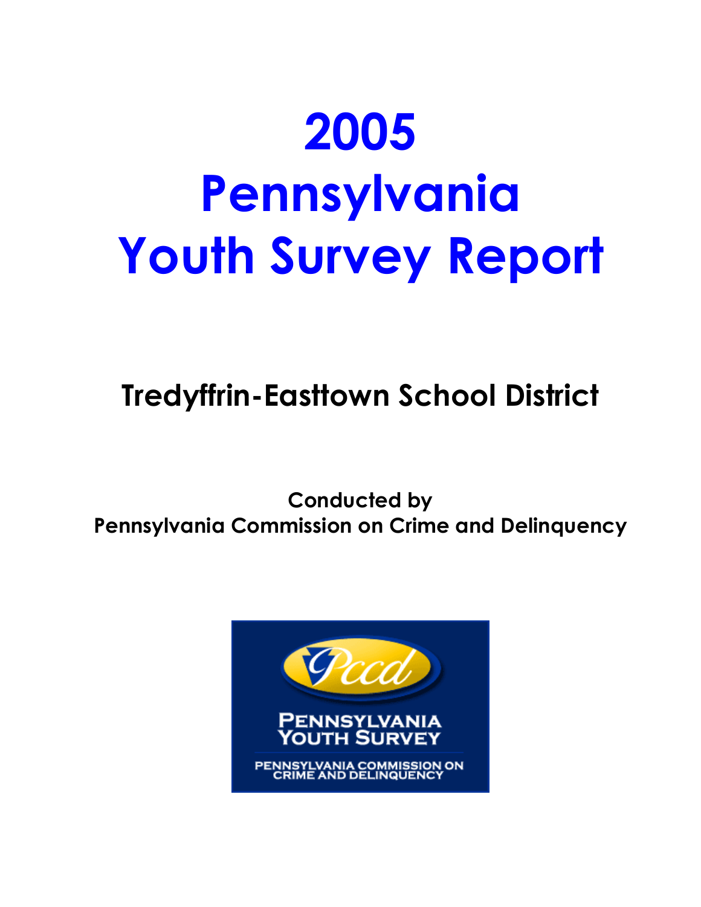# 2005 Pennsylvania Youth Survey Report

## Tredyffrin-Easttown School District

**Conducted by**
**Pennsylvania Commission on Crime and Delinquency**

Pccd

PENNSYLVANIA YOUTH SURVEY

PENNSYLVANIA COMMISSION ON CRIME AND DELINQUENCY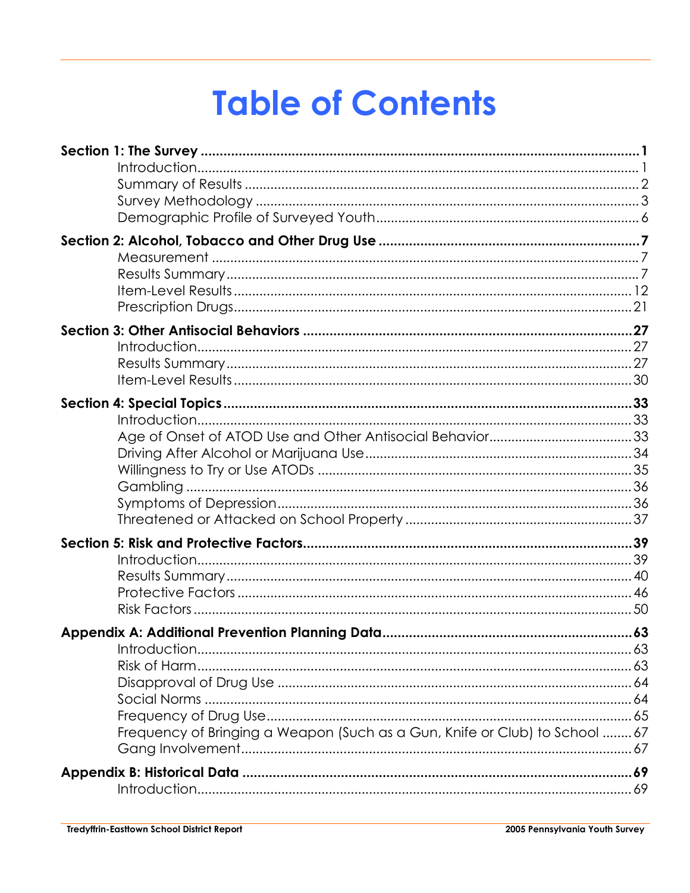# Table of Contents

**Section 1: The Survey** ..... **1**
- Introduction ..... 1
- Summary of Results ..... 2
- Survey Methodology ..... 3
- Demographic Profile of Surveyed Youth ..... 6

**Section 2: Alcohol, Tobacco and Other Drug Use** ..... **7**
- Measurement ..... 7
- Results Summary ..... 7
- Item-Level Results ..... 12
- Prescription Drugs ..... 21

**Section 3: Other Antisocial Behaviors** ..... **27**
- Introduction ..... 27
- Results Summary ..... 27
- Item-Level Results ..... 30

**Section 4: Special Topics** ..... **33**
- Introduction ..... 33
- Age of Onset of ATOD Use and Other Antisocial Behavior ..... 33
- Driving After Alcohol or Marijuana Use ..... 34
- Willingness to Try or Use ATODs ..... 35
- Gambling ..... 36
- Symptoms of Depression ..... 36
- Threatened or Attacked on School Property ..... 37

**Section 5: Risk and Protective Factors** ..... **39**
- Introduction ..... 39
- Results Summary ..... 40
- Protective Factors ..... 46
- Risk Factors ..... 50

**Appendix A: Additional Prevention Planning Data** ..... **63**
- Introduction ..... 63
- Risk of Harm ..... 63
- Disapproval of Drug Use ..... 64
- Social Norms ..... 64
- Frequency of Drug Use ..... 65
- Frequency of Bringing a Weapon (Such as a Gun, Knife or Club) to School ..... 67
- Gang Involvement ..... 67

**Appendix B: Historical Data** ..... **69**
- Introduction ..... 69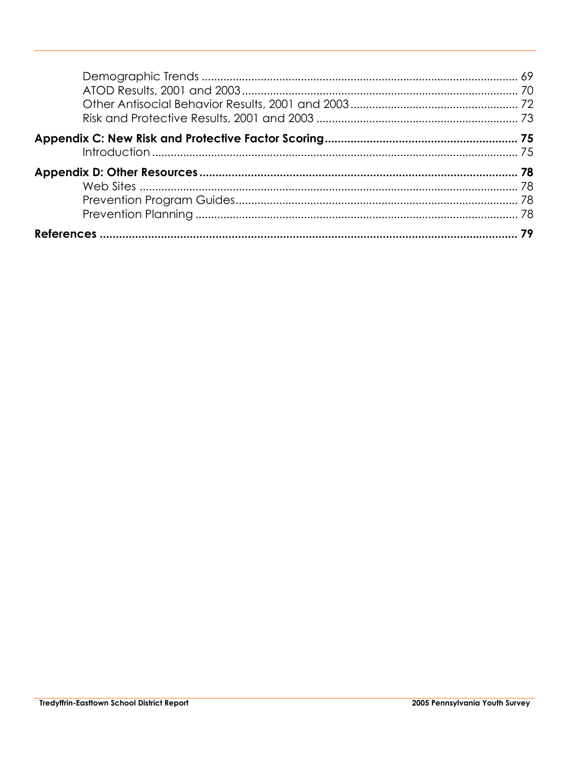Demographic Trends ........................................................................................ 69
ATOD Results, 2001 and 2003 ........................................................................... 70
Other Antisocial Behavior Results, 2001 and 2003 ............................................ 72
Risk and Protective Results, 2001 and 2003 ...................................................... 73

**Appendix C: New Risk and Protective Factor Scoring ........................................ 75**

Introduction ..................................................................................................... 75

**Appendix D: Other Resources ........................................................................... 78**

Web Sites ........................................................................................................ 78
Prevention Program Guides .............................................................................. 78
Prevention Planning ......................................................................................... 78

**References ......................................................................................................... 79**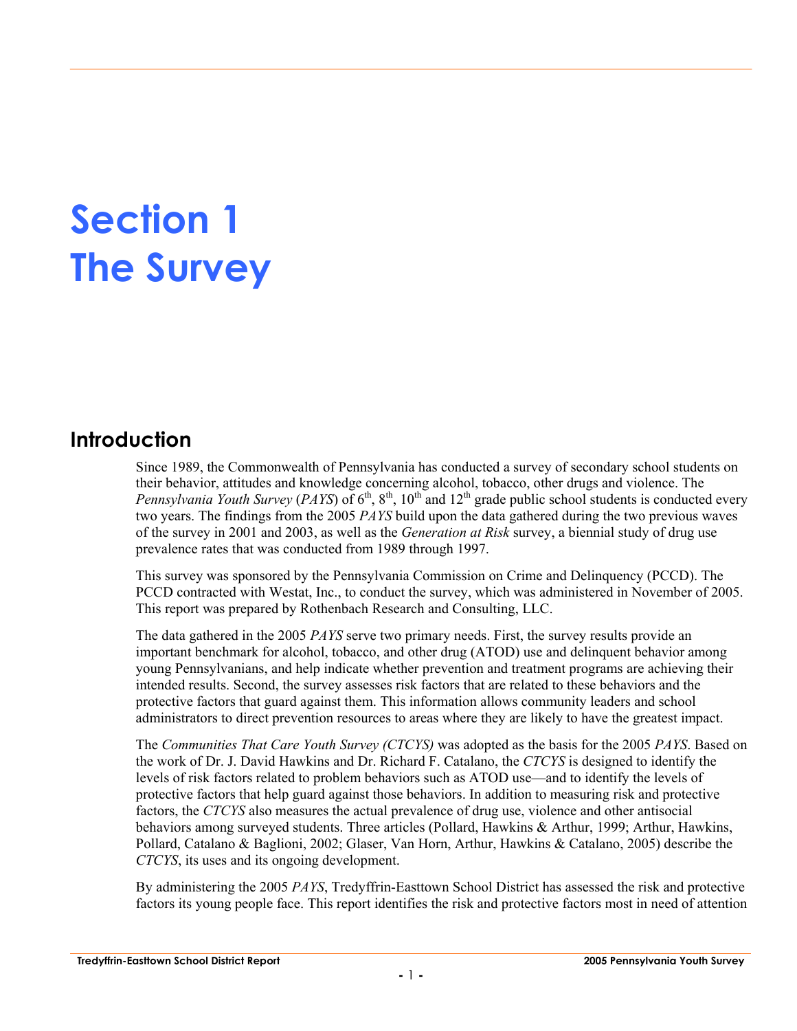# Section 1
# The Survey

## Introduction

Since 1989, the Commonwealth of Pennsylvania has conducted a survey of secondary school students on their behavior, attitudes and knowledge concerning alcohol, tobacco, other drugs and violence. The *Pennsylvania Youth Survey* (*PAYS*) of 6th, 8th, 10th and 12th grade public school students is conducted every two years. The findings from the 2005 *PAYS* build upon the data gathered during the two previous waves of the survey in 2001 and 2003, as well as the *Generation at Risk* survey, a biennial study of drug use prevalence rates that was conducted from 1989 through 1997.

This survey was sponsored by the Pennsylvania Commission on Crime and Delinquency (PCCD). The PCCD contracted with Westat, Inc., to conduct the survey, which was administered in November of 2005. This report was prepared by Rothenbach Research and Consulting, LLC.

The data gathered in the 2005 *PAYS* serve two primary needs. First, the survey results provide an important benchmark for alcohol, tobacco, and other drug (ATOD) use and delinquent behavior among young Pennsylvanians, and help indicate whether prevention and treatment programs are achieving their intended results. Second, the survey assesses risk factors that are related to these behaviors and the protective factors that guard against them. This information allows community leaders and school administrators to direct prevention resources to areas where they are likely to have the greatest impact.

The *Communities That Care Youth Survey (CTCYS)* was adopted as the basis for the 2005 *PAYS*. Based on the work of Dr. J. David Hawkins and Dr. Richard F. Catalano, the *CTCYS* is designed to identify the levels of risk factors related to problem behaviors such as ATOD use—and to identify the levels of protective factors that help guard against those behaviors. In addition to measuring risk and protective factors, the *CTCYS* also measures the actual prevalence of drug use, violence and other antisocial behaviors among surveyed students. Three articles (Pollard, Hawkins & Arthur, 1999; Arthur, Hawkins, Pollard, Catalano & Baglioni, 2002; Glaser, Van Horn, Arthur, Hawkins & Catalano, 2005) describe the *CTCYS*, its uses and its ongoing development.

By administering the 2005 *PAYS*, Tredyffrin-Easttown School District has assessed the risk and protective factors its young people face. This report identifies the risk and protective factors most in need of attention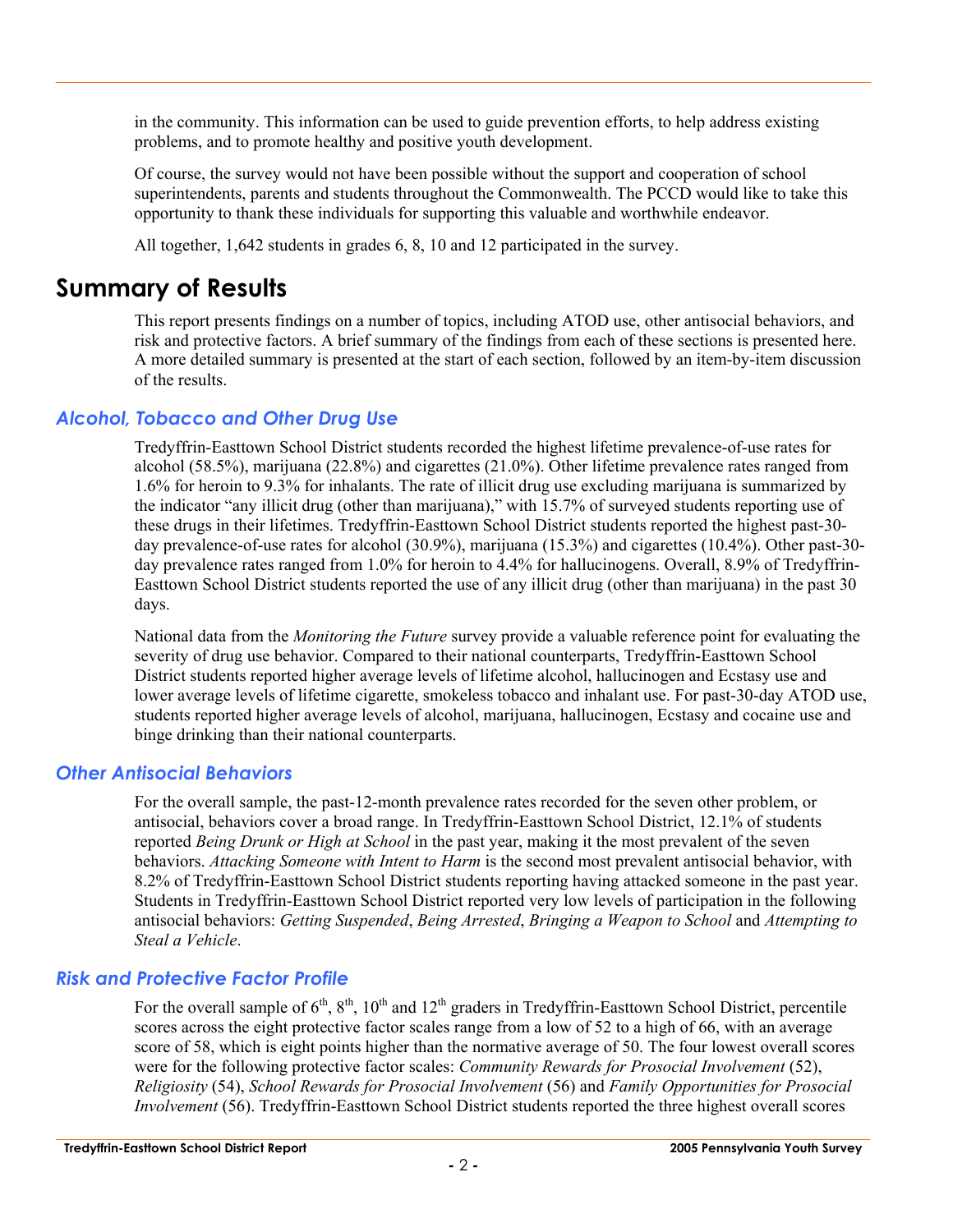in the community. This information can be used to guide prevention efforts, to help address existing problems, and to promote healthy and positive youth development.

Of course, the survey would not have been possible without the support and cooperation of school superintendents, parents and students throughout the Commonwealth. The PCCD would like to take this opportunity to thank these individuals for supporting this valuable and worthwhile endeavor.

All together, 1,642 students in grades 6, 8, 10 and 12 participated in the survey.

# Summary of Results

This report presents findings on a number of topics, including ATOD use, other antisocial behaviors, and risk and protective factors. A brief summary of the findings from each of these sections is presented here. A more detailed summary is presented at the start of each section, followed by an item-by-item discussion of the results.

## *Alcohol, Tobacco and Other Drug Use*

Tredyffrin-Easttown School District students recorded the highest lifetime prevalence-of-use rates for alcohol (58.5%), marijuana (22.8%) and cigarettes (21.0%). Other lifetime prevalence rates ranged from 1.6% for heroin to 9.3% for inhalants. The rate of illicit drug use excluding marijuana is summarized by the indicator "any illicit drug (other than marijuana)," with 15.7% of surveyed students reporting use of these drugs in their lifetimes. Tredyffrin-Easttown School District students reported the highest past-30-day prevalence-of-use rates for alcohol (30.9%), marijuana (15.3%) and cigarettes (10.4%). Other past-30-day prevalence rates ranged from 1.0% for heroin to 4.4% for hallucinogens. Overall, 8.9% of Tredyffrin-Easttown School District students reported the use of any illicit drug (other than marijuana) in the past 30 days.

National data from the *Monitoring the Future* survey provide a valuable reference point for evaluating the severity of drug use behavior. Compared to their national counterparts, Tredyffrin-Easttown School District students reported higher average levels of lifetime alcohol, hallucinogen and Ecstasy use and lower average levels of lifetime cigarette, smokeless tobacco and inhalant use. For past-30-day ATOD use, students reported higher average levels of alcohol, marijuana, hallucinogen, Ecstasy and cocaine use and binge drinking than their national counterparts.

## *Other Antisocial Behaviors*

For the overall sample, the past-12-month prevalence rates recorded for the seven other problem, or antisocial, behaviors cover a broad range. In Tredyffrin-Easttown School District, 12.1% of students reported *Being Drunk or High at School* in the past year, making it the most prevalent of the seven behaviors. *Attacking Someone with Intent to Harm* is the second most prevalent antisocial behavior, with 8.2% of Tredyffrin-Easttown School District students reporting having attacked someone in the past year. Students in Tredyffrin-Easttown School District reported very low levels of participation in the following antisocial behaviors: *Getting Suspended*, *Being Arrested*, *Bringing a Weapon to School* and *Attempting to Steal a Vehicle*.

## *Risk and Protective Factor Profile*

For the overall sample of 6th, 8th, 10th and 12th graders in Tredyffrin-Easttown School District, percentile scores across the eight protective factor scales range from a low of 52 to a high of 66, with an average score of 58, which is eight points higher than the normative average of 50. The four lowest overall scores were for the following protective factor scales: *Community Rewards for Prosocial Involvement* (52), *Religiosity* (54), *School Rewards for Prosocial Involvement* (56) and *Family Opportunities for Prosocial Involvement* (56). Tredyffrin-Easttown School District students reported the three highest overall scores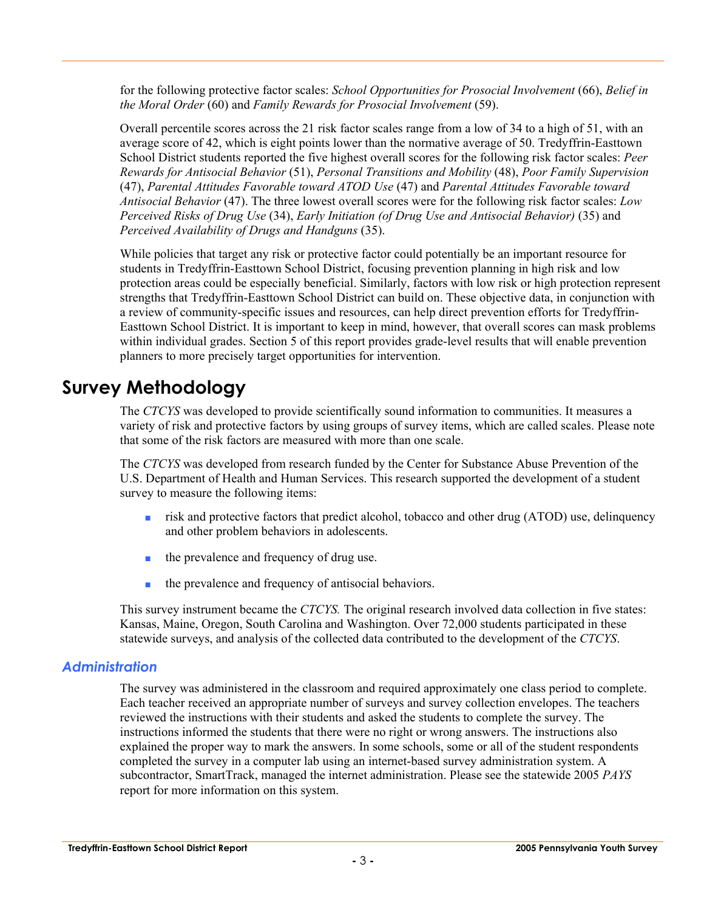for the following protective factor scales: *School Opportunities for Prosocial Involvement* (66), *Belief in the Moral Order* (60) and *Family Rewards for Prosocial Involvement* (59).

Overall percentile scores across the 21 risk factor scales range from a low of 34 to a high of 51, with an average score of 42, which is eight points lower than the normative average of 50. Tredyffrin-Easttown School District students reported the five highest overall scores for the following risk factor scales: *Peer Rewards for Antisocial Behavior* (51), *Personal Transitions and Mobility* (48), *Poor Family Supervision* (47), *Parental Attitudes Favorable toward ATOD Use* (47) and *Parental Attitudes Favorable toward Antisocial Behavior* (47). The three lowest overall scores were for the following risk factor scales: *Low Perceived Risks of Drug Use* (34), *Early Initiation (of Drug Use and Antisocial Behavior)* (35) and *Perceived Availability of Drugs and Handguns* (35).

While policies that target any risk or protective factor could potentially be an important resource for students in Tredyffrin-Easttown School District, focusing prevention planning in high risk and low protection areas could be especially beneficial. Similarly, factors with low risk or high protection represent strengths that Tredyffrin-Easttown School District can build on. These objective data, in conjunction with a review of community-specific issues and resources, can help direct prevention efforts for Tredyffrin-Easttown School District. It is important to keep in mind, however, that overall scores can mask problems within individual grades. Section 5 of this report provides grade-level results that will enable prevention planners to more precisely target opportunities for intervention.

# Survey Methodology

The *CTCYS* was developed to provide scientifically sound information to communities. It measures a variety of risk and protective factors by using groups of survey items, which are called scales. Please note that some of the risk factors are measured with more than one scale.

The *CTCYS* was developed from research funded by the Center for Substance Abuse Prevention of the U.S. Department of Health and Human Services. This research supported the development of a student survey to measure the following items:

- risk and protective factors that predict alcohol, tobacco and other drug (ATOD) use, delinquency and other problem behaviors in adolescents.
- the prevalence and frequency of drug use.
- the prevalence and frequency of antisocial behaviors.

This survey instrument became the *CTCYS.* The original research involved data collection in five states: Kansas, Maine, Oregon, South Carolina and Washington. Over 72,000 students participated in these statewide surveys, and analysis of the collected data contributed to the development of the *CTCYS*.

## *Administration*

The survey was administered in the classroom and required approximately one class period to complete. Each teacher received an appropriate number of surveys and survey collection envelopes. The teachers reviewed the instructions with their students and asked the students to complete the survey. The instructions informed the students that there were no right or wrong answers. The instructions also explained the proper way to mark the answers. In some schools, some or all of the student respondents completed the survey in a computer lab using an internet-based survey administration system. A subcontractor, SmartTrack, managed the internet administration. Please see the statewide 2005 *PAYS* report for more information on this system.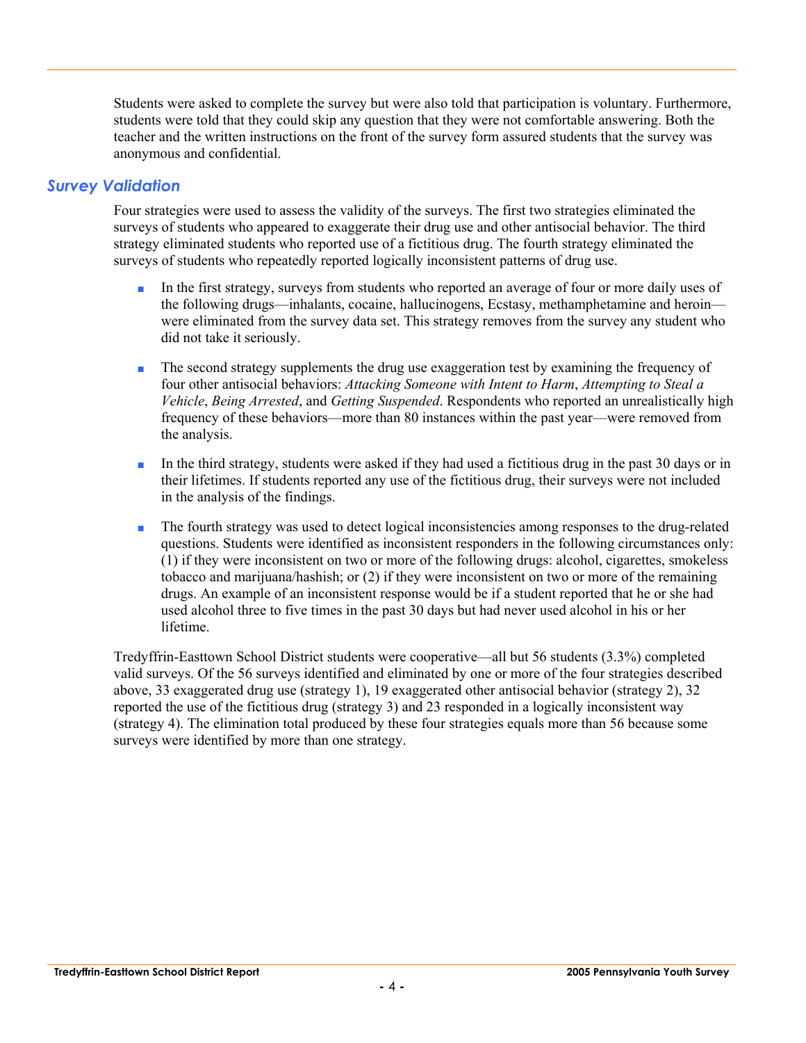Students were asked to complete the survey but were also told that participation is voluntary. Furthermore, students were told that they could skip any question that they were not comfortable answering. Both the teacher and the written instructions on the front of the survey form assured students that the survey was anonymous and confidential.

## *Survey Validation*

Four strategies were used to assess the validity of the surveys. The first two strategies eliminated the surveys of students who appeared to exaggerate their drug use and other antisocial behavior. The third strategy eliminated students who reported use of a fictitious drug. The fourth strategy eliminated the surveys of students who repeatedly reported logically inconsistent patterns of drug use.

- In the first strategy, surveys from students who reported an average of four or more daily uses of the following drugs—inhalants, cocaine, hallucinogens, Ecstasy, methamphetamine and heroin—were eliminated from the survey data set. This strategy removes from the survey any student who did not take it seriously.

- The second strategy supplements the drug use exaggeration test by examining the frequency of four other antisocial behaviors: *Attacking Someone with Intent to Harm*, *Attempting to Steal a Vehicle*, *Being Arrested*, and *Getting Suspended*. Respondents who reported an unrealistically high frequency of these behaviors—more than 80 instances within the past year—were removed from the analysis.

- In the third strategy, students were asked if they had used a fictitious drug in the past 30 days or in their lifetimes. If students reported any use of the fictitious drug, their surveys were not included in the analysis of the findings.

- The fourth strategy was used to detect logical inconsistencies among responses to the drug-related questions. Students were identified as inconsistent responders in the following circumstances only: (1) if they were inconsistent on two or more of the following drugs: alcohol, cigarettes, smokeless tobacco and marijuana/hashish; or (2) if they were inconsistent on two or more of the remaining drugs. An example of an inconsistent response would be if a student reported that he or she had used alcohol three to five times in the past 30 days but had never used alcohol in his or her lifetime.

Tredyffrin-Easttown School District students were cooperative—all but 56 students (3.3%) completed valid surveys. Of the 56 surveys identified and eliminated by one or more of the four strategies described above, 33 exaggerated drug use (strategy 1), 19 exaggerated other antisocial behavior (strategy 2), 32 reported the use of the fictitious drug (strategy 3) and 23 responded in a logically inconsistent way (strategy 4). The elimination total produced by these four strategies equals more than 56 because some surveys were identified by more than one strategy.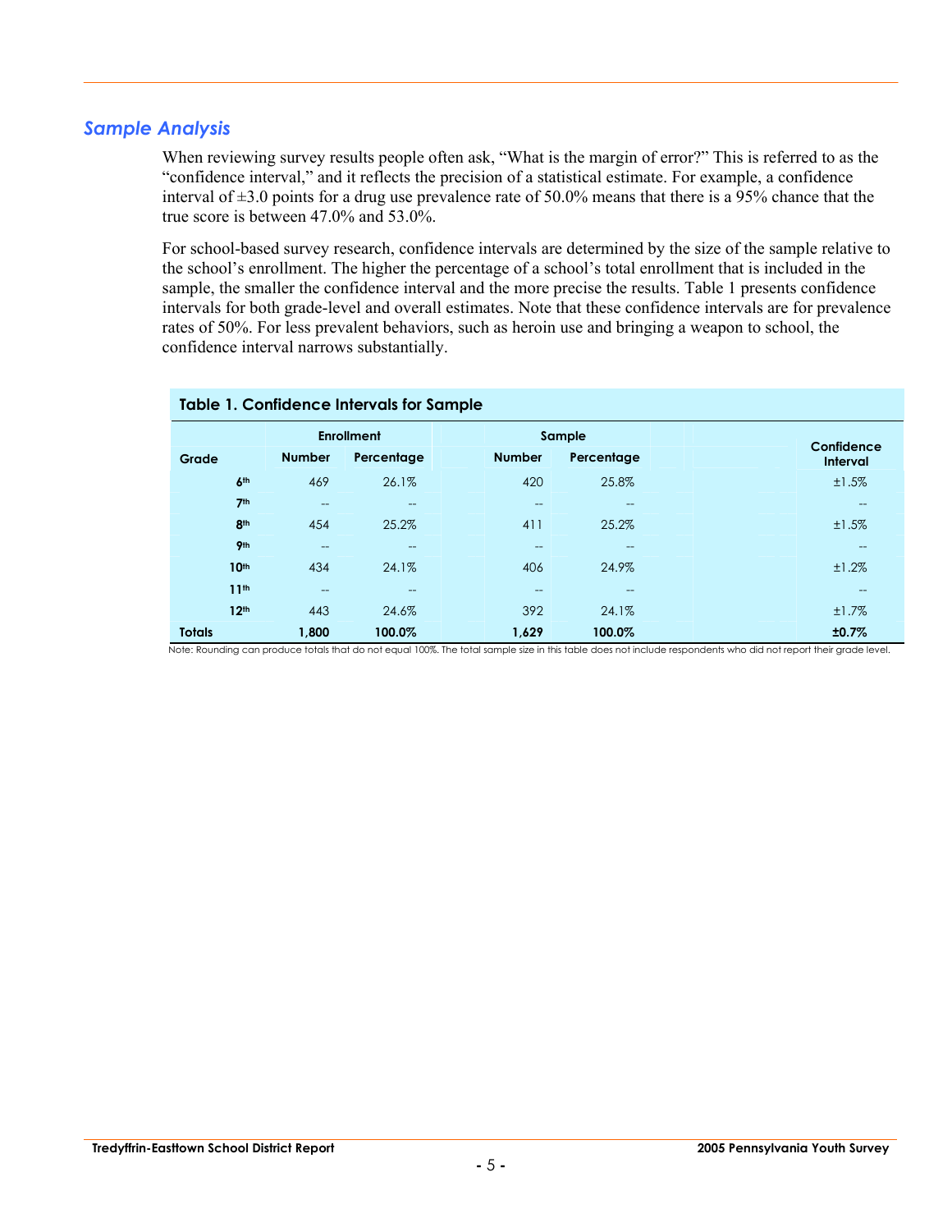## *Sample Analysis*

When reviewing survey results people often ask, "What is the margin of error?" This is referred to as the "confidence interval," and it reflects the precision of a statistical estimate. For example, a confidence interval of ±3.0 points for a drug use prevalence rate of 50.0% means that there is a 95% chance that the true score is between 47.0% and 53.0%.

For school-based survey research, confidence intervals are determined by the size of the sample relative to the school's enrollment. The higher the percentage of a school's total enrollment that is included in the sample, the smaller the confidence interval and the more precise the results. Table 1 presents confidence intervals for both grade-level and overall estimates. Note that these confidence intervals are for prevalence rates of 50%. For less prevalent behaviors, such as heroin use and bringing a weapon to school, the confidence interval narrows substantially.

**Table 1. Confidence Intervals for Sample**

| | Enrollment | | Sample | | |
|---|---|---|---|---|---|
| **Grade** | **Number** | **Percentage** | **Number** | **Percentage** | **Confidence Interval** |
| **6th** | 469 | 26.1% | 420 | 25.8% | ±1.5% |
| **7th** | -- | -- | -- | -- | -- |
| **8th** | 454 | 25.2% | 411 | 25.2% | ±1.5% |
| **9th** | -- | -- | -- | -- | -- |
| **10th** | 434 | 24.1% | 406 | 24.9% | ±1.2% |
| **11th** | -- | -- | -- | -- | -- |
| **12th** | 443 | 24.6% | 392 | 24.1% | ±1.7% |
| **Totals** | **1,800** | **100.0%** | **1,629** | **100.0%** | **±0.7%** |

Note: Rounding can produce totals that do not equal 100%. The total sample size in this table does not include respondents who did not report their grade level.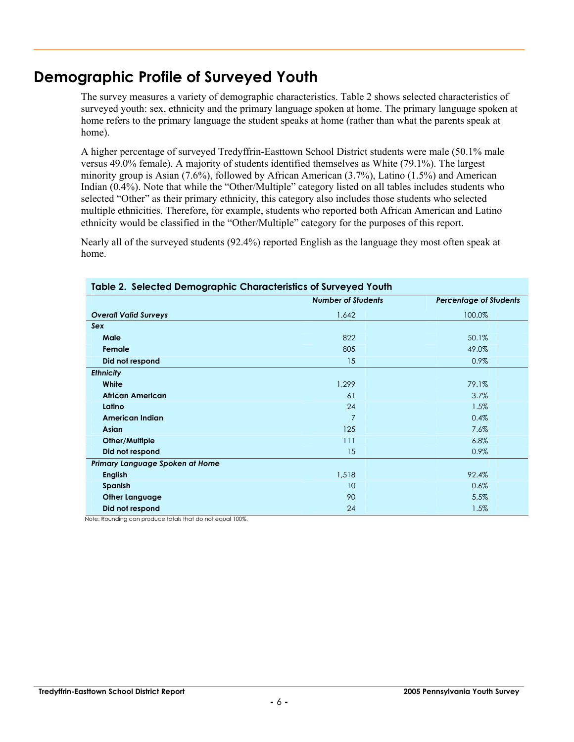## Demographic Profile of Surveyed Youth

The survey measures a variety of demographic characteristics. Table 2 shows selected characteristics of surveyed youth: sex, ethnicity and the primary language spoken at home. The primary language spoken at home refers to the primary language the student speaks at home (rather than what the parents speak at home).

A higher percentage of surveyed Tredyffrin-Easttown School District students were male (50.1% male versus 49.0% female). A majority of students identified themselves as White (79.1%). The largest minority group is Asian (7.6%), followed by African American (3.7%), Latino (1.5%) and American Indian (0.4%). Note that while the "Other/Multiple" category listed on all tables includes students who selected "Other" as their primary ethnicity, this category also includes those students who selected multiple ethnicities. Therefore, for example, students who reported both African American and Latino ethnicity would be classified in the "Other/Multiple" category for the purposes of this report.

Nearly all of the surveyed students (92.4%) reported English as the language they most often speak at home.

**Table 2. Selected Demographic Characteristics of Surveyed Youth**

| | *Number of Students* | *Percentage of Students* |
|---|---|---|
| ***Overall Valid Surveys*** | 1,642 | 100.0% |
| ***Sex*** | | |
| **Male** | 822 | 50.1% |
| **Female** | 805 | 49.0% |
| **Did not respond** | 15 | 0.9% |
| ***Ethnicity*** | | |
| **White** | 1,299 | 79.1% |
| **African American** | 61 | 3.7% |
| **Latino** | 24 | 1.5% |
| **American Indian** | 7 | 0.4% |
| **Asian** | 125 | 7.6% |
| **Other/Multiple** | 111 | 6.8% |
| **Did not respond** | 15 | 0.9% |
| ***Primary Language Spoken at Home*** | | |
| **English** | 1,518 | 92.4% |
| **Spanish** | 10 | 0.6% |
| **Other Language** | 90 | 5.5% |
| **Did not respond** | 24 | 1.5% |

Note: Rounding can produce totals that do not equal 100%.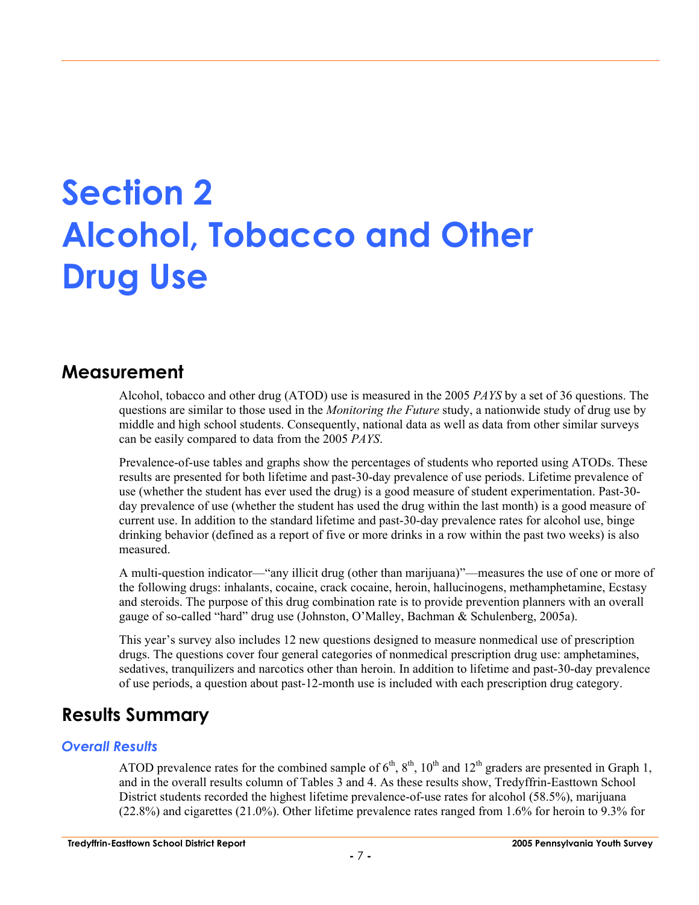# Section 2 Alcohol, Tobacco and Other Drug Use

## Measurement

Alcohol, tobacco and other drug (ATOD) use is measured in the 2005 *PAYS* by a set of 36 questions. The questions are similar to those used in the *Monitoring the Future* study, a nationwide study of drug use by middle and high school students. Consequently, national data as well as data from other similar surveys can be easily compared to data from the 2005 *PAYS*.

Prevalence-of-use tables and graphs show the percentages of students who reported using ATODs. These results are presented for both lifetime and past-30-day prevalence of use periods. Lifetime prevalence of use (whether the student has ever used the drug) is a good measure of student experimentation. Past-30-day prevalence of use (whether the student has used the drug within the last month) is a good measure of current use. In addition to the standard lifetime and past-30-day prevalence rates for alcohol use, binge drinking behavior (defined as a report of five or more drinks in a row within the past two weeks) is also measured.

A multi-question indicator—"any illicit drug (other than marijuana)"—measures the use of one or more of the following drugs: inhalants, cocaine, crack cocaine, heroin, hallucinogens, methamphetamine, Ecstasy and steroids. The purpose of this drug combination rate is to provide prevention planners with an overall gauge of so-called "hard" drug use (Johnston, O'Malley, Bachman & Schulenberg, 2005a).

This year's survey also includes 12 new questions designed to measure nonmedical use of prescription drugs. The questions cover four general categories of nonmedical prescription drug use: amphetamines, sedatives, tranquilizers and narcotics other than heroin. In addition to lifetime and past-30-day prevalence of use periods, a question about past-12-month use is included with each prescription drug category.

## Results Summary

### *Overall Results*

ATOD prevalence rates for the combined sample of 6th, 8th, 10th and 12th graders are presented in Graph 1, and in the overall results column of Tables 3 and 4. As these results show, Tredyffrin-Easttown School District students recorded the highest lifetime prevalence-of-use rates for alcohol (58.5%), marijuana (22.8%) and cigarettes (21.0%). Other lifetime prevalence rates ranged from 1.6% for heroin to 9.3% for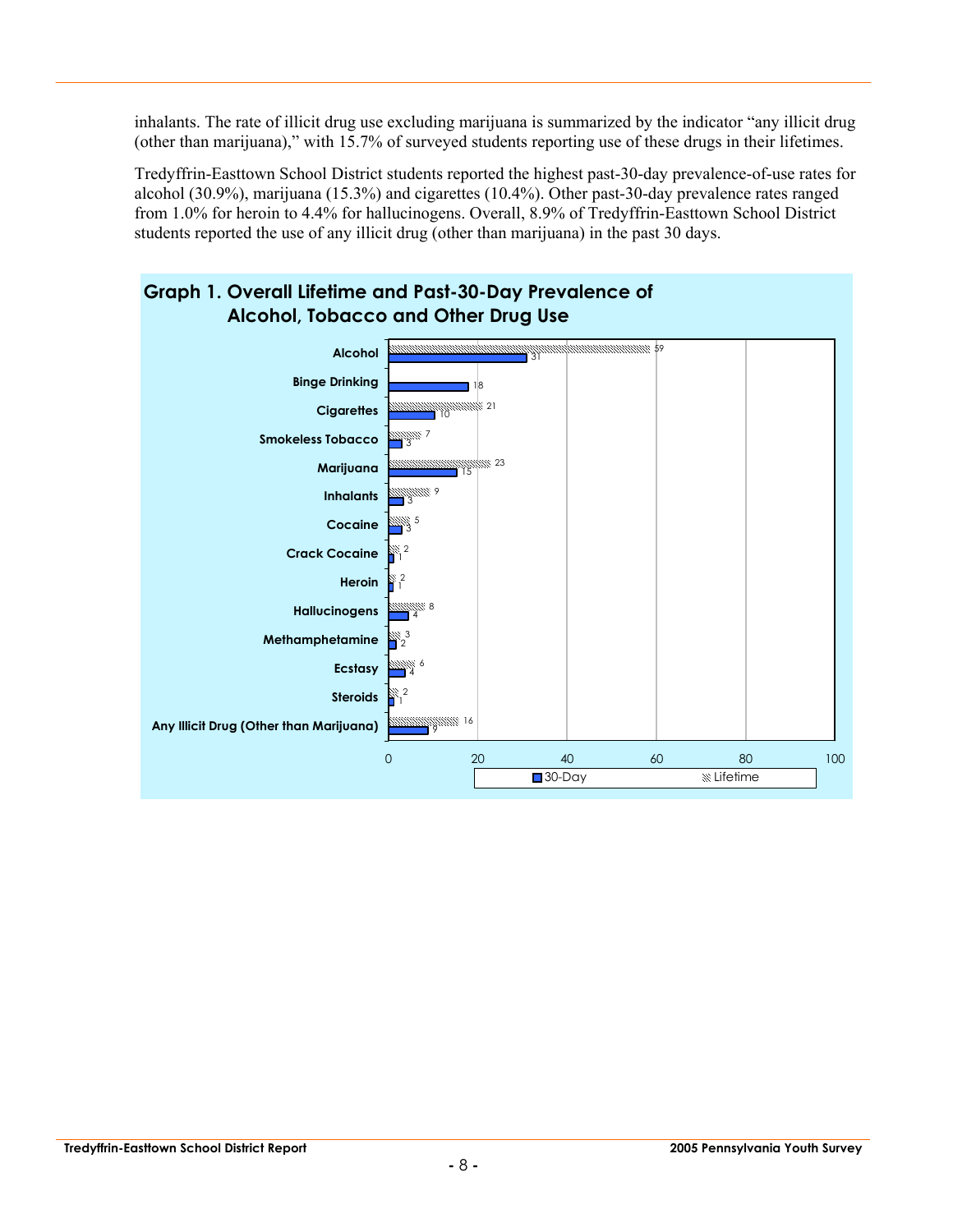inhalants. The rate of illicit drug use excluding marijuana is summarized by the indicator "any illicit drug (other than marijuana)," with 15.7% of surveyed students reporting use of these drugs in their lifetimes.

Tredyffrin-Easttown School District students reported the highest past-30-day prevalence-of-use rates for alcohol (30.9%), marijuana (15.3%) and cigarettes (10.4%). Other past-30-day prevalence rates ranged from 1.0% for heroin to 4.4% for hallucinogens. Overall, 8.9% of Tredyffrin-Easttown School District students reported the use of any illicit drug (other than marijuana) in the past 30 days.

**Graph 1. Overall Lifetime and Past-30-Day Prevalence of Alcohol, Tobacco and Other Drug Use**

| | 30-Day | Lifetime |
|---|---|---|
| Alcohol | 31 | 59 |
| Binge Drinking | 18 | |
| Cigarettes | 10 | 21 |
| Smokeless Tobacco | 3 | 7 |
| Marijuana | 15 | 23 |
| Inhalants | 3 | 9 |
| Cocaine | 3 | 5 |
| Crack Cocaine | 1 | 2 |
| Heroin | 1 | 2 |
| Hallucinogens | 4 | 8 |
| Methamphetamine | 2 | 3 |
| Ecstasy | 4 | 6 |
| Steroids | 1 | 2 |
| Any Illicit Drug (Other than Marijuana) | 9 | 16 |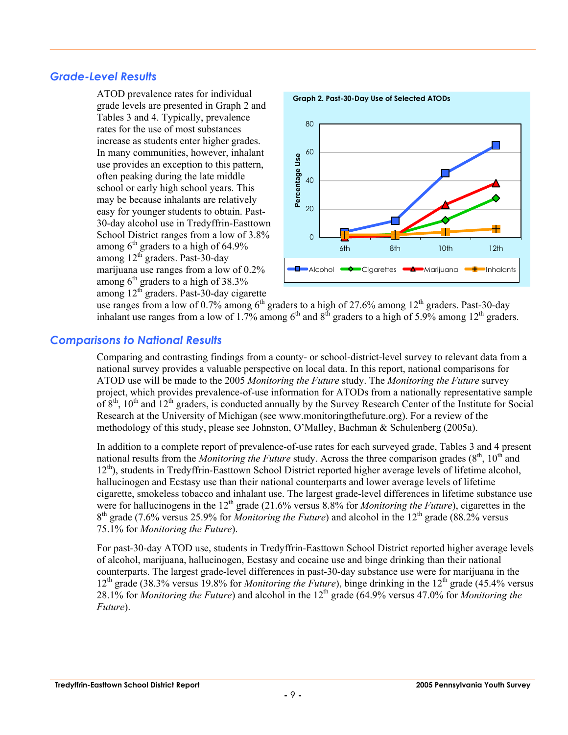## Grade-Level Results

ATOD prevalence rates for individual grade levels are presented in Graph 2 and Tables 3 and 4. Typically, prevalence rates for the use of most substances increase as students enter higher grades. In many communities, however, inhalant use provides an exception to this pattern, often peaking during the late middle school or early high school years. This may be because inhalants are relatively easy for younger students to obtain. Past-30-day alcohol use in Tredyffrin-Easttown School District ranges from a low of 3.8% among 6th graders to a high of 64.9% among 12th graders. Past-30-day marijuana use ranges from a low of 0.2% among 6th graders to a high of 38.3% among 12th graders. Past-30-day cigarette use ranges from a low of 0.7% among 6th graders to a high of 27.6% among 12th graders. Past-30-day inhalant use ranges from a low of 1.7% among 6th and 8th graders to a high of 5.9% among 12th graders.

**Graph 2. Past-30-Day Use of Selected ATODs**

## Comparisons to National Results

Comparing and contrasting findings from a county- or school-district-level survey to relevant data from a national survey provides a valuable perspective on local data. In this report, national comparisons for ATOD use will be made to the 2005 *Monitoring the Future* study. The *Monitoring the Future* survey project, which provides prevalence-of-use information for ATODs from a nationally representative sample of 8th, 10th and 12th graders, is conducted annually by the Survey Research Center of the Institute for Social Research at the University of Michigan (see www.monitoringthefuture.org). For a review of the methodology of this study, please see Johnston, O'Malley, Bachman & Schulenberg (2005a).

In addition to a complete report of prevalence-of-use rates for each surveyed grade, Tables 3 and 4 present national results from the *Monitoring the Future* study. Across the three comparison grades (8th, 10th and 12th), students in Tredyffrin-Easttown School District reported higher average levels of lifetime alcohol, hallucinogen and Ecstasy use than their national counterparts and lower average levels of lifetime cigarette, smokeless tobacco and inhalant use. The largest grade-level differences in lifetime substance use were for hallucinogens in the 12th grade (21.6% versus 8.8% for *Monitoring the Future*), cigarettes in the 8th grade (7.6% versus 25.9% for *Monitoring the Future*) and alcohol in the 12th grade (88.2% versus 75.1% for *Monitoring the Future*).

For past-30-day ATOD use, students in Tredyffrin-Easttown School District reported higher average levels of alcohol, marijuana, hallucinogen, Ecstasy and cocaine use and binge drinking than their national counterparts. The largest grade-level differences in past-30-day substance use were for marijuana in the 12th grade (38.3% versus 19.8% for *Monitoring the Future*), binge drinking in the 12th grade (45.4% versus 28.1% for *Monitoring the Future*) and alcohol in the 12th grade (64.9% versus 47.0% for *Monitoring the Future*).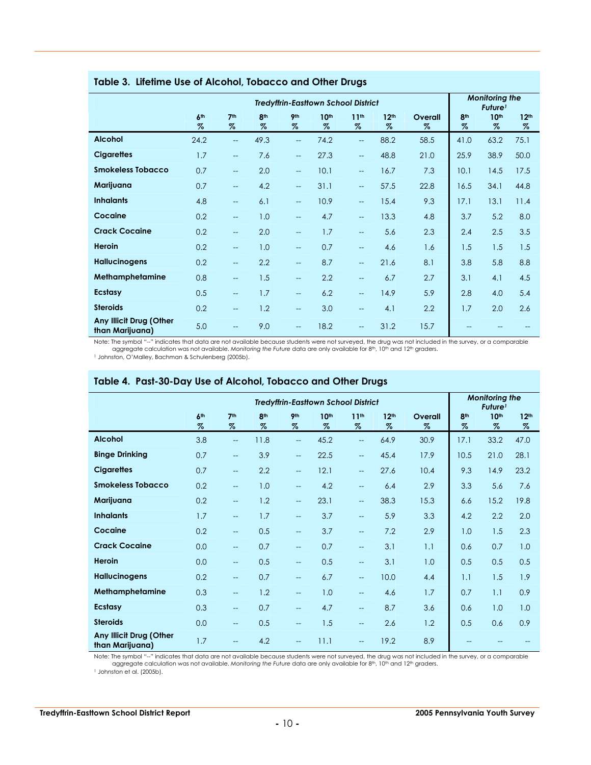## Table 3. Lifetime Use of Alcohol, Tobacco and Other Drugs

| | *Tredyffrin-Easttown School District* | | | | | | | | *Monitoring the Future*[1] | | |
|---|---|---|---|---|---|---|---|---|---|---|---|
| | 6th % | 7th % | 8th % | 9th % | 10th % | 11th % | 12th % | Overall % | 8th % | 10th % | 12th % |
| **Alcohol** | 24.2 | -- | 49.3 | -- | 74.2 | -- | 88.2 | 58.5 | 41.0 | 63.2 | 75.1 |
| **Cigarettes** | 1.7 | -- | 7.6 | -- | 27.3 | -- | 48.8 | 21.0 | 25.9 | 38.9 | 50.0 |
| **Smokeless Tobacco** | 0.7 | -- | 2.0 | -- | 10.1 | -- | 16.7 | 7.3 | 10.1 | 14.5 | 17.5 |
| **Marijuana** | 0.7 | -- | 4.2 | -- | 31.1 | -- | 57.5 | 22.8 | 16.5 | 34.1 | 44.8 |
| **Inhalants** | 4.8 | -- | 6.1 | -- | 10.9 | -- | 15.4 | 9.3 | 17.1 | 13.1 | 11.4 |
| **Cocaine** | 0.2 | -- | 1.0 | -- | 4.7 | -- | 13.3 | 4.8 | 3.7 | 5.2 | 8.0 |
| **Crack Cocaine** | 0.2 | -- | 2.0 | -- | 1.7 | -- | 5.6 | 2.3 | 2.4 | 2.5 | 3.5 |
| **Heroin** | 0.2 | -- | 1.0 | -- | 0.7 | -- | 4.6 | 1.6 | 1.5 | 1.5 | 1.5 |
| **Hallucinogens** | 0.2 | -- | 2.2 | -- | 8.7 | -- | 21.6 | 8.1 | 3.8 | 5.8 | 8.8 |
| **Methamphetamine** | 0.8 | -- | 1.5 | -- | 2.2 | -- | 6.7 | 2.7 | 3.1 | 4.1 | 4.5 |
| **Ecstasy** | 0.5 | -- | 1.7 | -- | 6.2 | -- | 14.9 | 5.9 | 2.8 | 4.0 | 5.4 |
| **Steroids** | 0.2 | -- | 1.2 | -- | 3.0 | -- | 4.1 | 2.2 | 1.7 | 2.0 | 2.6 |
| **Any Illicit Drug (Other than Marijuana)** | 5.0 | -- | 9.0 | -- | 18.2 | -- | 31.2 | 15.7 | -- | -- | -- |

Note: The symbol "--" indicates that data are not available because students were not surveyed, the drug was not included in the survey, or a comparable aggregate calculation was not available. *Monitoring the Future* data are only available for 8th, 10th and 12th graders.

[1] Johnston, O'Malley, Bachman & Schulenberg (2005b).

## Table 4. Past-30-Day Use of Alcohol, Tobacco and Other Drugs

| | *Tredyffrin-Easttown School District* | | | | | | | | *Monitoring the Future*[1] | | |
|---|---|---|---|---|---|---|---|---|---|---|---|
| | 6th % | 7th % | 8th % | 9th % | 10th % | 11th % | 12th % | Overall % | 8th % | 10th % | 12th % |
| **Alcohol** | 3.8 | -- | 11.8 | -- | 45.2 | -- | 64.9 | 30.9 | 17.1 | 33.2 | 47.0 |
| **Binge Drinking** | 0.7 | -- | 3.9 | -- | 22.5 | -- | 45.4 | 17.9 | 10.5 | 21.0 | 28.1 |
| **Cigarettes** | 0.7 | -- | 2.2 | -- | 12.1 | -- | 27.6 | 10.4 | 9.3 | 14.9 | 23.2 |
| **Smokeless Tobacco** | 0.2 | -- | 1.0 | -- | 4.2 | -- | 6.4 | 2.9 | 3.3 | 5.6 | 7.6 |
| **Marijuana** | 0.2 | -- | 1.2 | -- | 23.1 | -- | 38.3 | 15.3 | 6.6 | 15.2 | 19.8 |
| **Inhalants** | 1.7 | -- | 1.7 | -- | 3.7 | -- | 5.9 | 3.3 | 4.2 | 2.2 | 2.0 |
| **Cocaine** | 0.2 | -- | 0.5 | -- | 3.7 | -- | 7.2 | 2.9 | 1.0 | 1.5 | 2.3 |
| **Crack Cocaine** | 0.0 | -- | 0.7 | -- | 0.7 | -- | 3.1 | 1.1 | 0.6 | 0.7 | 1.0 |
| **Heroin** | 0.0 | -- | 0.5 | -- | 0.5 | -- | 3.1 | 1.0 | 0.5 | 0.5 | 0.5 |
| **Hallucinogens** | 0.2 | -- | 0.7 | -- | 6.7 | -- | 10.0 | 4.4 | 1.1 | 1.5 | 1.9 |
| **Methamphetamine** | 0.3 | -- | 1.2 | -- | 1.0 | -- | 4.6 | 1.7 | 0.7 | 1.1 | 0.9 |
| **Ecstasy** | 0.3 | -- | 0.7 | -- | 4.7 | -- | 8.7 | 3.6 | 0.6 | 1.0 | 1.0 |
| **Steroids** | 0.0 | -- | 0.5 | -- | 1.5 | -- | 2.6 | 1.2 | 0.5 | 0.6 | 0.9 |
| **Any Illicit Drug (Other than Marijuana)** | 1.7 | -- | 4.2 | -- | 11.1 | -- | 19.2 | 8.9 | -- | -- | -- |

Note: The symbol "--" indicates that data are not available because students were not surveyed, the drug was not included in the survey, or a comparable aggregate calculation was not available. *Monitoring the Future* data are only available for 8th, 10th and 12th graders.

[1] Johnston et al. (2005b).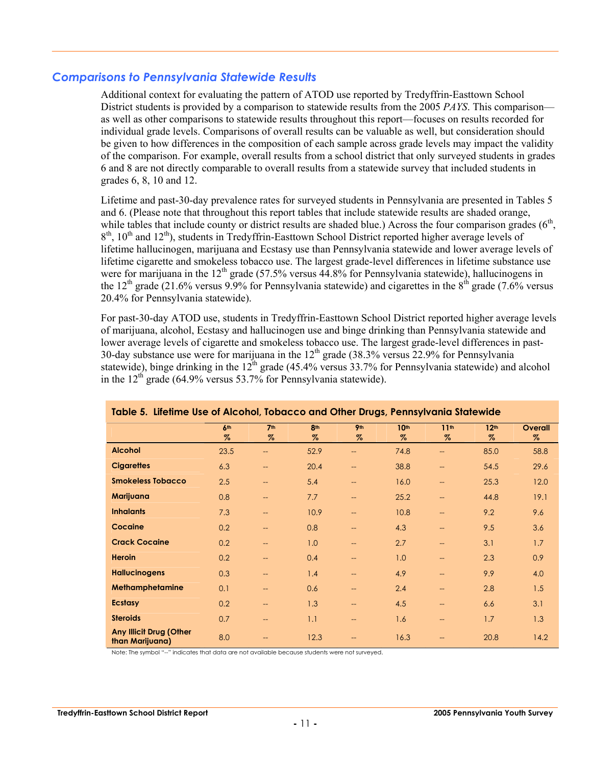## *Comparisons to Pennsylvania Statewide Results*

Additional context for evaluating the pattern of ATOD use reported by Tredyffrin-Easttown School District students is provided by a comparison to statewide results from the 2005 *PAYS*. This comparison—as well as other comparisons to statewide results throughout this report—focuses on results recorded for individual grade levels. Comparisons of overall results can be valuable as well, but consideration should be given to how differences in the composition of each sample across grade levels may impact the validity of the comparison. For example, overall results from a school district that only surveyed students in grades 6 and 8 are not directly comparable to overall results from a statewide survey that included students in grades 6, 8, 10 and 12.

Lifetime and past-30-day prevalence rates for surveyed students in Pennsylvania are presented in Tables 5 and 6. (Please note that throughout this report tables that include statewide results are shaded orange, while tables that include county or district results are shaded blue.) Across the four comparison grades (6th, 8th, 10th and 12th), students in Tredyffrin-Easttown School District reported higher average levels of lifetime hallucinogen, marijuana and Ecstasy use than Pennsylvania statewide and lower average levels of lifetime cigarette and smokeless tobacco use. The largest grade-level differences in lifetime substance use were for marijuana in the 12th grade (57.5% versus 44.8% for Pennsylvania statewide), hallucinogens in the 12th grade (21.6% versus 9.9% for Pennsylvania statewide) and cigarettes in the 8th grade (7.6% versus 20.4% for Pennsylvania statewide).

For past-30-day ATOD use, students in Tredyffrin-Easttown School District reported higher average levels of marijuana, alcohol, Ecstasy and hallucinogen use and binge drinking than Pennsylvania statewide and lower average levels of cigarette and smokeless tobacco use. The largest grade-level differences in past-30-day substance use were for marijuana in the 12th grade (38.3% versus 22.9% for Pennsylvania statewide), binge drinking in the 12th grade (45.4% versus 33.7% for Pennsylvania statewide) and alcohol in the 12th grade (64.9% versus 53.7% for Pennsylvania statewide).

**Table 5. Lifetime Use of Alcohol, Tobacco and Other Drugs, Pennsylvania Statewide**

| | 6th % | 7th % | 8th % | 9th % | 10th % | 11th % | 12th % | Overall % |
|---|---|---|---|---|---|---|---|---|
| **Alcohol** | 23.5 | -- | 52.9 | -- | 74.8 | -- | 85.0 | 58.8 |
| **Cigarettes** | 6.3 | -- | 20.4 | -- | 38.8 | -- | 54.5 | 29.6 |
| **Smokeless Tobacco** | 2.5 | -- | 5.4 | -- | 16.0 | -- | 25.3 | 12.0 |
| **Marijuana** | 0.8 | -- | 7.7 | -- | 25.2 | -- | 44.8 | 19.1 |
| **Inhalants** | 7.3 | -- | 10.9 | -- | 10.8 | -- | 9.2 | 9.6 |
| **Cocaine** | 0.2 | -- | 0.8 | -- | 4.3 | -- | 9.5 | 3.6 |
| **Crack Cocaine** | 0.2 | -- | 1.0 | -- | 2.7 | -- | 3.1 | 1.7 |
| **Heroin** | 0.2 | -- | 0.4 | -- | 1.0 | -- | 2.3 | 0.9 |
| **Hallucinogens** | 0.3 | -- | 1.4 | -- | 4.9 | -- | 9.9 | 4.0 |
| **Methamphetamine** | 0.1 | -- | 0.6 | -- | 2.4 | -- | 2.8 | 1.5 |
| **Ecstasy** | 0.2 | -- | 1.3 | -- | 4.5 | -- | 6.6 | 3.1 |
| **Steroids** | 0.7 | -- | 1.1 | -- | 1.6 | -- | 1.7 | 1.3 |
| **Any Illicit Drug (Other than Marijuana)** | 8.0 | -- | 12.3 | -- | 16.3 | -- | 20.8 | 14.2 |

Note: The symbol "--" indicates that data are not available because students were not surveyed.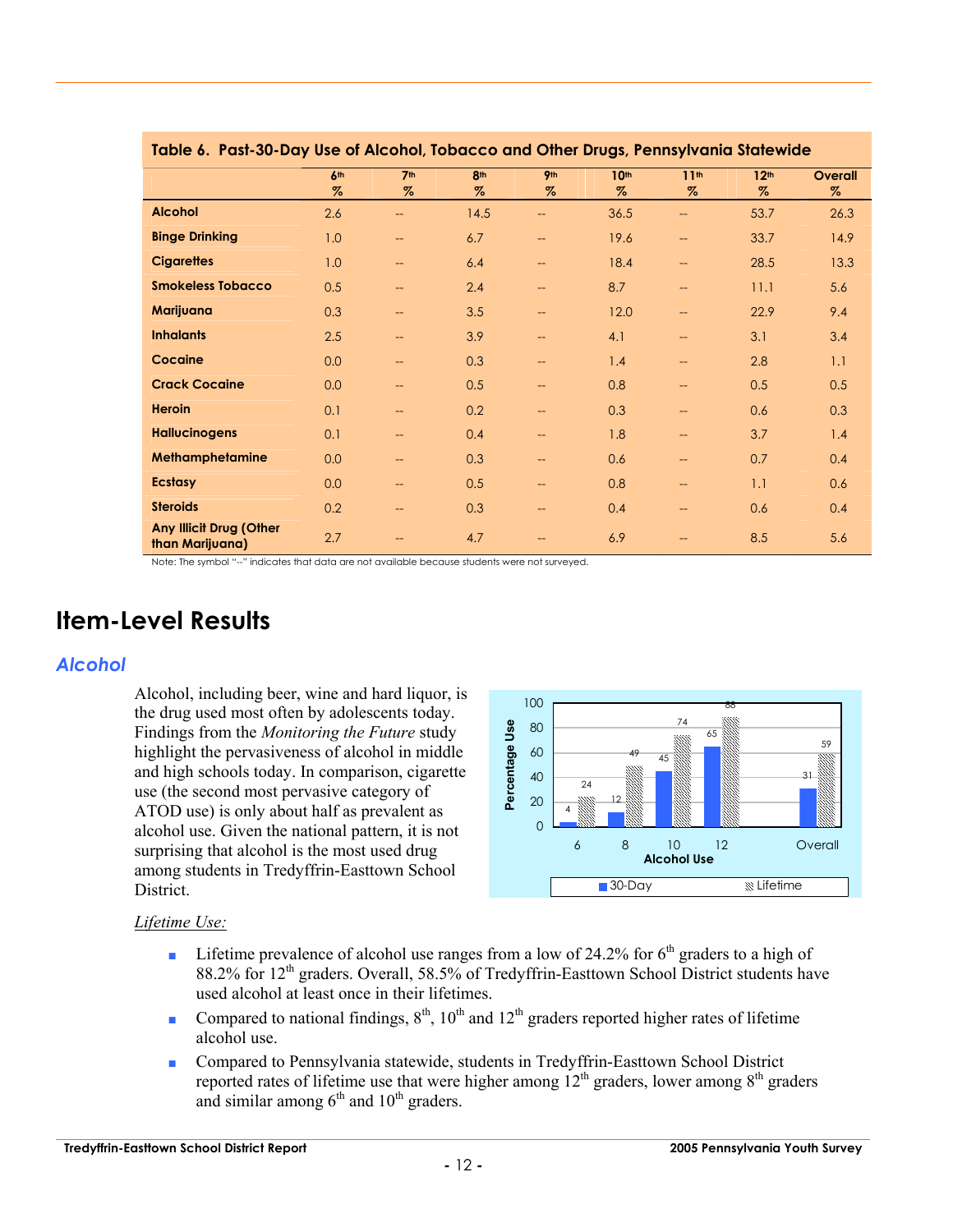| Table 6. Past-30-Day Use of Alcohol, Tobacco and Other Drugs, Pennsylvania Statewide | | | | | | | | |
|---|---|---|---|---|---|---|---|---|
| | 6th % | 7th % | 8th % | 9th % | 10th % | 11th % | 12th % | Overall % |
| **Alcohol** | 2.6 | -- | 14.5 | -- | 36.5 | -- | 53.7 | 26.3 |
| **Binge Drinking** | 1.0 | -- | 6.7 | -- | 19.6 | -- | 33.7 | 14.9 |
| **Cigarettes** | 1.0 | -- | 6.4 | -- | 18.4 | -- | 28.5 | 13.3 |
| **Smokeless Tobacco** | 0.5 | -- | 2.4 | -- | 8.7 | -- | 11.1 | 5.6 |
| **Marijuana** | 0.3 | -- | 3.5 | -- | 12.0 | -- | 22.9 | 9.4 |
| **Inhalants** | 2.5 | -- | 3.9 | -- | 4.1 | -- | 3.1 | 3.4 |
| **Cocaine** | 0.0 | -- | 0.3 | -- | 1.4 | -- | 2.8 | 1.1 |
| **Crack Cocaine** | 0.0 | -- | 0.5 | -- | 0.8 | -- | 0.5 | 0.5 |
| **Heroin** | 0.1 | -- | 0.2 | -- | 0.3 | -- | 0.6 | 0.3 |
| **Hallucinogens** | 0.1 | -- | 0.4 | -- | 1.8 | -- | 3.7 | 1.4 |
| **Methamphetamine** | 0.0 | -- | 0.3 | -- | 0.6 | -- | 0.7 | 0.4 |
| **Ecstasy** | 0.0 | -- | 0.5 | -- | 0.8 | -- | 1.1 | 0.6 |
| **Steroids** | 0.2 | -- | 0.3 | -- | 0.4 | -- | 0.6 | 0.4 |
| **Any Illicit Drug (Other than Marijuana)** | 2.7 | -- | 4.7 | -- | 6.9 | -- | 8.5 | 5.6 |

Note: The symbol "--" indicates that data are not available because students were not surveyed.

# Item-Level Results

## *Alcohol*

Alcohol, including beer, wine and hard liquor, is the drug used most often by adolescents today. Findings from the *Monitoring the Future* study highlight the pervasiveness of alcohol in middle and high schools today. In comparison, cigarette use (the second most pervasive category of ATOD use) is only about half as prevalent as alcohol use. Given the national pattern, it is not surprising that alcohol is the most used drug among students in Tredyffrin-Easttown School District.

| Alcohol Use | 6 | 8 | 10 | 12 | Overall |
|---|---|---|---|---|---|
| 30-Day | 4 | 12 | 45 | 65 | 31 |
| Lifetime | 24 | 49 | 74 | 88 | 59 |

*Lifetime Use:*

- Lifetime prevalence of alcohol use ranges from a low of 24.2% for 6th graders to a high of 88.2% for 12th graders. Overall, 58.5% of Tredyffrin-Easttown School District students have used alcohol at least once in their lifetimes.
- Compared to national findings, 8th, 10th and 12th graders reported higher rates of lifetime alcohol use.
- Compared to Pennsylvania statewide, students in Tredyffrin-Easttown School District reported rates of lifetime use that were higher among 12th graders, lower among 8th graders and similar among 6th and 10th graders.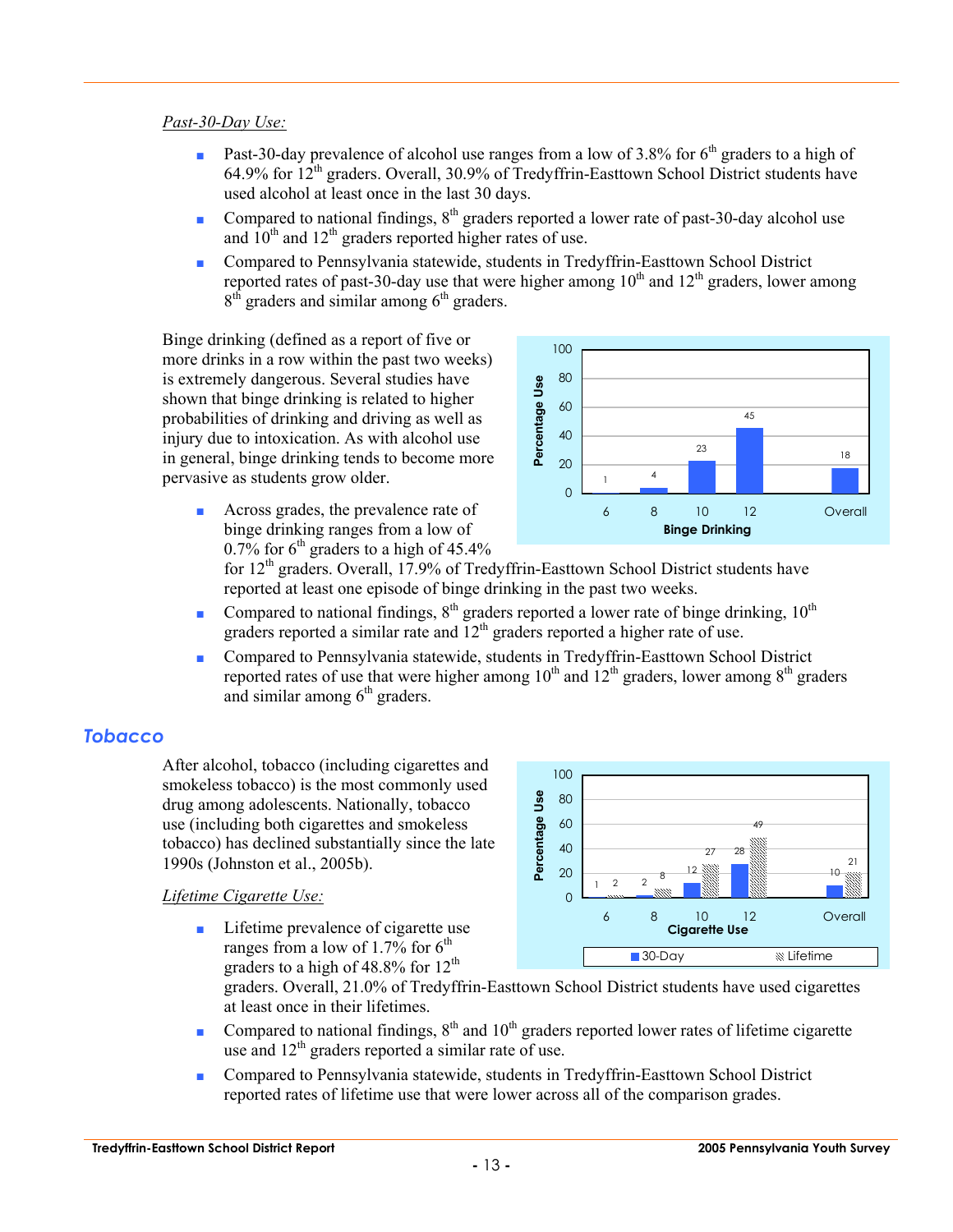*Past-30-Day Use:*

- Past-30-day prevalence of alcohol use ranges from a low of 3.8% for 6th graders to a high of 64.9% for 12th graders. Overall, 30.9% of Tredyffrin-Easttown School District students have used alcohol at least once in the last 30 days.
- Compared to national findings, 8th graders reported a lower rate of past-30-day alcohol use and 10th and 12th graders reported higher rates of use.
- Compared to Pennsylvania statewide, students in Tredyffrin-Easttown School District reported rates of past-30-day use that were higher among 10th and 12th graders, lower among 8th graders and similar among 6th graders.

Binge drinking (defined as a report of five or more drinks in a row within the past two weeks) is extremely dangerous. Several studies have shown that binge drinking is related to higher probabilities of drinking and driving as well as injury due to intoxication. As with alcohol use in general, binge drinking tends to become more pervasive as students grow older.

| Binge Drinking | 6 | 8 | 10 | 12 | Overall |
|---|---|---|---|---|---|
| Percentage Use | 1 | 4 | 23 | 45 | 18 |

- Across grades, the prevalence rate of binge drinking ranges from a low of 0.7% for 6th graders to a high of 45.4% for 12th graders. Overall, 17.9% of Tredyffrin-Easttown School District students have reported at least one episode of binge drinking in the past two weeks.
- Compared to national findings, 8th graders reported a lower rate of binge drinking, 10th graders reported a similar rate and 12th graders reported a higher rate of use.
- Compared to Pennsylvania statewide, students in Tredyffrin-Easttown School District reported rates of use that were higher among 10th and 12th graders, lower among 8th graders and similar among 6th graders.

## Tobacco

After alcohol, tobacco (including cigarettes and smokeless tobacco) is the most commonly used drug among adolescents. Nationally, tobacco use (including both cigarettes and smokeless tobacco) has declined substantially since the late 1990s (Johnston et al., 2005b).

| Cigarette Use | 6 | 8 | 10 | 12 | Overall |
|---|---|---|---|---|---|
| 30-Day | 1 | 2 | 12 | 28 | 10 |
| Lifetime | 2 | 8 | 27 | 49 | 21 |

*Lifetime Cigarette Use:*

- Lifetime prevalence of cigarette use ranges from a low of 1.7% for 6th graders to a high of 48.8% for 12th graders. Overall, 21.0% of Tredyffrin-Easttown School District students have used cigarettes at least once in their lifetimes.
- Compared to national findings, 8th and 10th graders reported lower rates of lifetime cigarette use and 12th graders reported a similar rate of use.
- Compared to Pennsylvania statewide, students in Tredyffrin-Easttown School District reported rates of lifetime use that were lower across all of the comparison grades.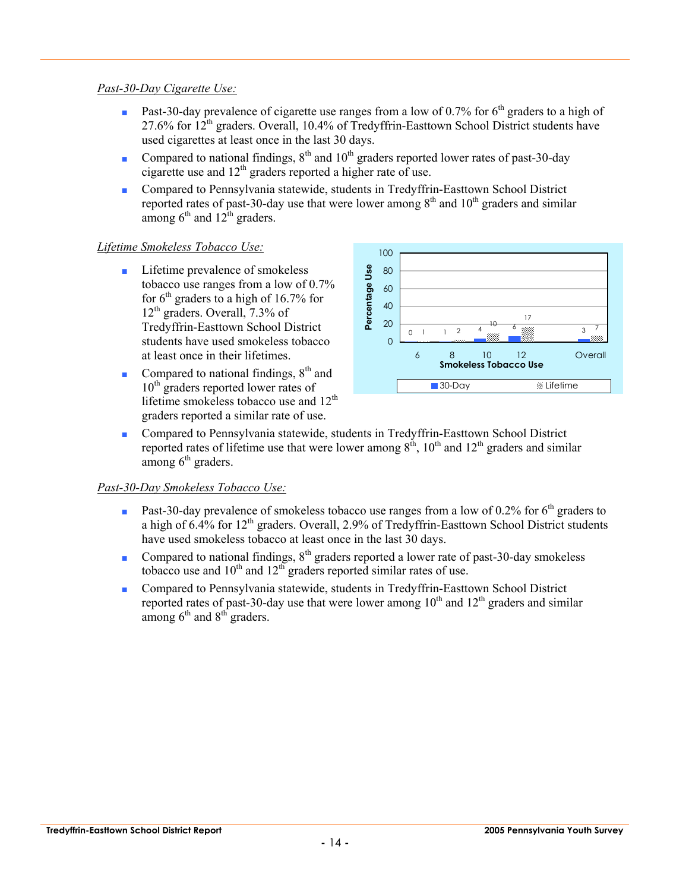*Past-30-Day Cigarette Use:*

- Past-30-day prevalence of cigarette use ranges from a low of 0.7% for 6th graders to a high of 27.6% for 12th graders. Overall, 10.4% of Tredyffrin-Easttown School District students have used cigarettes at least once in the last 30 days.
- Compared to national findings, 8th and 10th graders reported lower rates of past-30-day cigarette use and 12th graders reported a higher rate of use.
- Compared to Pennsylvania statewide, students in Tredyffrin-Easttown School District reported rates of past-30-day use that were lower among 8th and 10th graders and similar among 6th and 12th graders.

*Lifetime Smokeless Tobacco Use:*

- Lifetime prevalence of smokeless tobacco use ranges from a low of 0.7% for 6th graders to a high of 16.7% for 12th graders. Overall, 7.3% of Tredyffrin-Easttown School District students have used smokeless tobacco at least once in their lifetimes.
- Compared to national findings, 8th and 10th graders reported lower rates of lifetime smokeless tobacco use and 12th graders reported a similar rate of use.
- Compared to Pennsylvania statewide, students in Tredyffrin-Easttown School District reported rates of lifetime use that were lower among 8th, 10th and 12th graders and similar among 6th graders.

| Smokeless Tobacco Use (Percentage Use) | 6 | 8 | 10 | 12 | Overall |
|---|---|---|---|---|---|
| 30-Day | 0 | 1 | 4 | 6 | 3 |
| Lifetime | 1 | 2 | 10 | 17 | 7 |

*Past-30-Day Smokeless Tobacco Use:*

- Past-30-day prevalence of smokeless tobacco use ranges from a low of 0.2% for 6th graders to a high of 6.4% for 12th graders. Overall, 2.9% of Tredyffrin-Easttown School District students have used smokeless tobacco at least once in the last 30 days.
- Compared to national findings, 8th graders reported a lower rate of past-30-day smokeless tobacco use and 10th and 12th graders reported similar rates of use.
- Compared to Pennsylvania statewide, students in Tredyffrin-Easttown School District reported rates of past-30-day use that were lower among 10th and 12th graders and similar among 6th and 8th graders.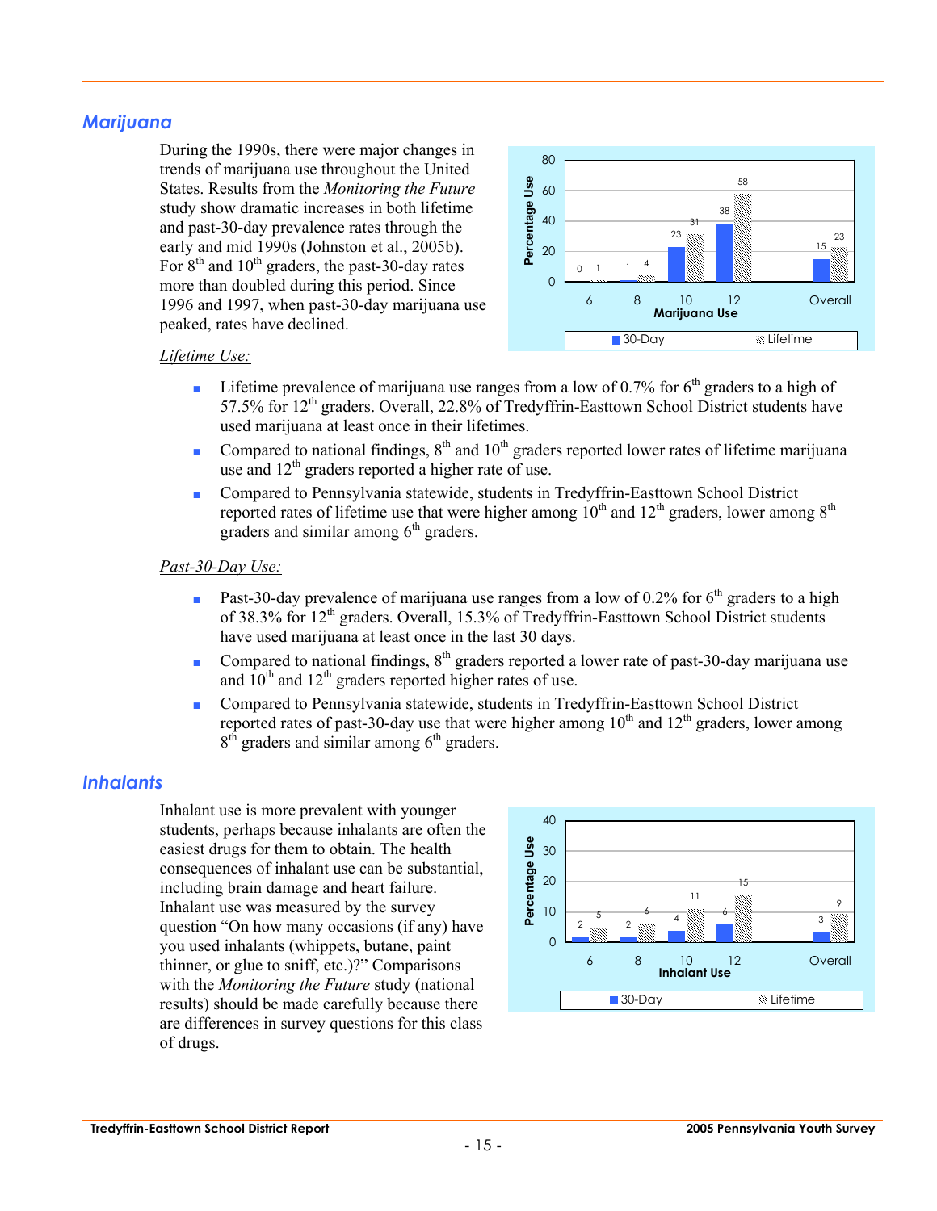## Marijuana

During the 1990s, there were major changes in trends of marijuana use throughout the United States. Results from the *Monitoring the Future* study show dramatic increases in both lifetime and past-30-day prevalence rates through the early and mid 1990s (Johnston et al., 2005b). For 8th and 10th graders, the past-30-day rates more than doubled during this period. Since 1996 and 1997, when past-30-day marijuana use peaked, rates have declined.

| Marijuana Use | 6 | 8 | 10 | 12 | Overall |
|---|---|---|---|---|---|
| 30-Day | 0 | 1 | 23 | 38 | 15 |
| Lifetime | 1 | 4 | 31 | 58 | 23 |

*Lifetime Use:*

- Lifetime prevalence of marijuana use ranges from a low of 0.7% for 6th graders to a high of 57.5% for 12th graders. Overall, 22.8% of Tredyffrin-Easttown School District students have used marijuana at least once in their lifetimes.
- Compared to national findings, 8th and 10th graders reported lower rates of lifetime marijuana use and 12th graders reported a higher rate of use.
- Compared to Pennsylvania statewide, students in Tredyffrin-Easttown School District reported rates of lifetime use that were higher among 10th and 12th graders, lower among 8th graders and similar among 6th graders.

*Past-30-Day Use:*

- Past-30-day prevalence of marijuana use ranges from a low of 0.2% for 6th graders to a high of 38.3% for 12th graders. Overall, 15.3% of Tredyffrin-Easttown School District students have used marijuana at least once in the last 30 days.
- Compared to national findings, 8th graders reported a lower rate of past-30-day marijuana use and 10th and 12th graders reported higher rates of use.
- Compared to Pennsylvania statewide, students in Tredyffrin-Easttown School District reported rates of past-30-day use that were higher among 10th and 12th graders, lower among 8th graders and similar among 6th graders.

## Inhalants

Inhalant use is more prevalent with younger students, perhaps because inhalants are often the easiest drugs for them to obtain. The health consequences of inhalant use can be substantial, including brain damage and heart failure. Inhalant use was measured by the survey question "On how many occasions (if any) have you used inhalants (whippets, butane, paint thinner, or glue to sniff, etc.)?" Comparisons with the *Monitoring the Future* study (national results) should be made carefully because there are differences in survey questions for this class of drugs.

| Inhalant Use | 6 | 8 | 10 | 12 | Overall |
|---|---|---|---|---|---|
| 30-Day | 2 | 2 | 4 | 6 | 3 |
| Lifetime | 5 | 6 | 11 | 15 | 9 |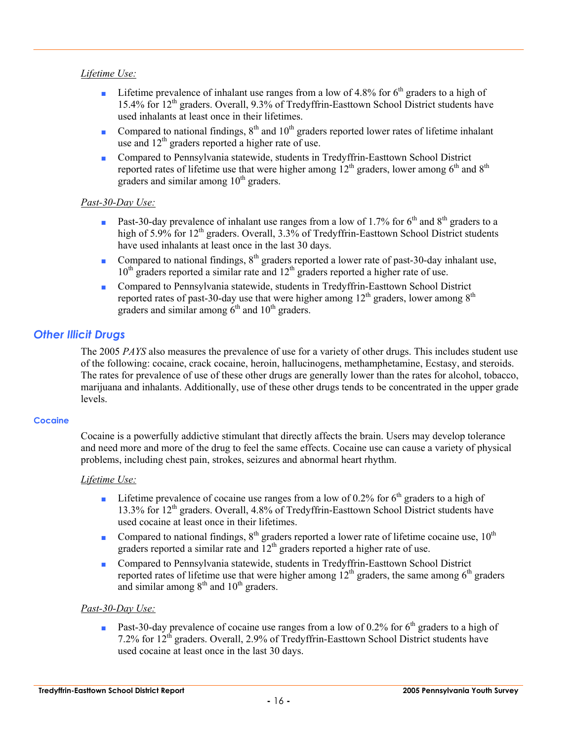*Lifetime Use:*

- Lifetime prevalence of inhalant use ranges from a low of 4.8% for 6th graders to a high of 15.4% for 12th graders. Overall, 9.3% of Tredyffrin-Easttown School District students have used inhalants at least once in their lifetimes.
- Compared to national findings, 8th and 10th graders reported lower rates of lifetime inhalant use and 12th graders reported a higher rate of use.
- Compared to Pennsylvania statewide, students in Tredyffrin-Easttown School District reported rates of lifetime use that were higher among 12th graders, lower among 6th and 8th graders and similar among 10th graders.

*Past-30-Day Use:*

- Past-30-day prevalence of inhalant use ranges from a low of 1.7% for 6th and 8th graders to a high of 5.9% for 12th graders. Overall, 3.3% of Tredyffrin-Easttown School District students have used inhalants at least once in the last 30 days.
- Compared to national findings, 8th graders reported a lower rate of past-30-day inhalant use, 10th graders reported a similar rate and 12th graders reported a higher rate of use.
- Compared to Pennsylvania statewide, students in Tredyffrin-Easttown School District reported rates of past-30-day use that were higher among 12th graders, lower among 8th graders and similar among 6th and 10th graders.

## Other Illicit Drugs

The 2005 *PAYS* also measures the prevalence of use for a variety of other drugs. This includes student use of the following: cocaine, crack cocaine, heroin, hallucinogens, methamphetamine, Ecstasy, and steroids. The rates for prevalence of use of these other drugs are generally lower than the rates for alcohol, tobacco, marijuana and inhalants. Additionally, use of these other drugs tends to be concentrated in the upper grade levels.

### Cocaine

Cocaine is a powerfully addictive stimulant that directly affects the brain. Users may develop tolerance and need more and more of the drug to feel the same effects. Cocaine use can cause a variety of physical problems, including chest pain, strokes, seizures and abnormal heart rhythm.

*Lifetime Use:*

- Lifetime prevalence of cocaine use ranges from a low of 0.2% for 6th graders to a high of 13.3% for 12th graders. Overall, 4.8% of Tredyffrin-Easttown School District students have used cocaine at least once in their lifetimes.
- Compared to national findings, 8th graders reported a lower rate of lifetime cocaine use, 10th graders reported a similar rate and 12th graders reported a higher rate of use.
- Compared to Pennsylvania statewide, students in Tredyffrin-Easttown School District reported rates of lifetime use that were higher among 12th graders, the same among 6th graders and similar among 8th and 10th graders.

*Past-30-Day Use:*

- Past-30-day prevalence of cocaine use ranges from a low of 0.2% for 6th graders to a high of 7.2% for 12th graders. Overall, 2.9% of Tredyffrin-Easttown School District students have used cocaine at least once in the last 30 days.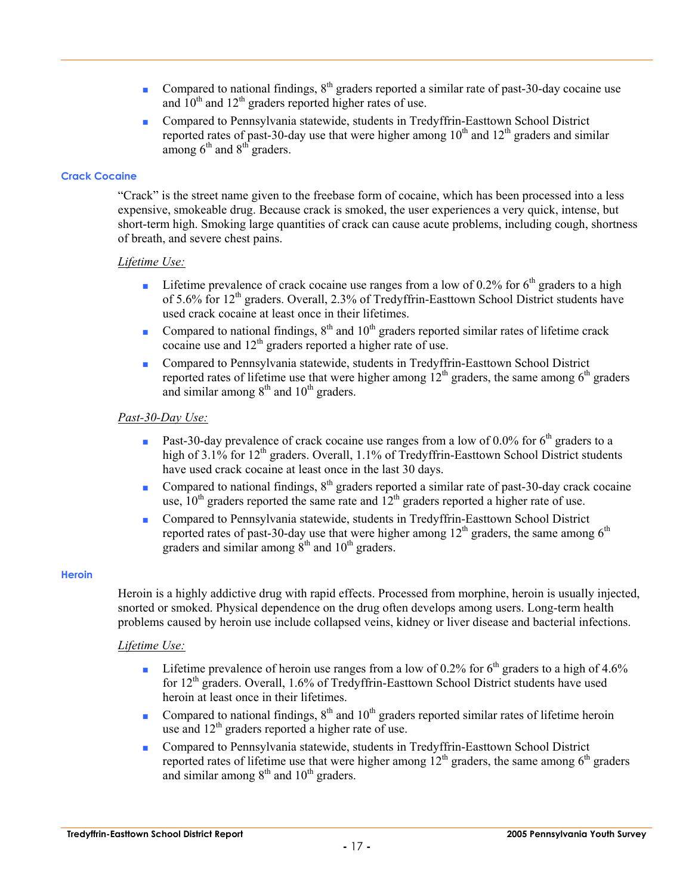- Compared to national findings, 8th graders reported a similar rate of past-30-day cocaine use and 10th and 12th graders reported higher rates of use.
- Compared to Pennsylvania statewide, students in Tredyffrin-Easttown School District reported rates of past-30-day use that were higher among 10th and 12th graders and similar among 6th and 8th graders.

### Crack Cocaine

"Crack" is the street name given to the freebase form of cocaine, which has been processed into a less expensive, smokeable drug. Because crack is smoked, the user experiences a very quick, intense, but short-term high. Smoking large quantities of crack can cause acute problems, including cough, shortness of breath, and severe chest pains.

*Lifetime Use:*

- Lifetime prevalence of crack cocaine use ranges from a low of 0.2% for 6th graders to a high of 5.6% for 12th graders. Overall, 2.3% of Tredyffrin-Easttown School District students have used crack cocaine at least once in their lifetimes.
- Compared to national findings, 8th and 10th graders reported similar rates of lifetime crack cocaine use and 12th graders reported a higher rate of use.
- Compared to Pennsylvania statewide, students in Tredyffrin-Easttown School District reported rates of lifetime use that were higher among 12th graders, the same among 6th graders and similar among 8th and 10th graders.

*Past-30-Day Use:*

- Past-30-day prevalence of crack cocaine use ranges from a low of 0.0% for 6th graders to a high of 3.1% for 12th graders. Overall, 1.1% of Tredyffrin-Easttown School District students have used crack cocaine at least once in the last 30 days.
- Compared to national findings, 8th graders reported a similar rate of past-30-day crack cocaine use, 10th graders reported the same rate and 12th graders reported a higher rate of use.
- Compared to Pennsylvania statewide, students in Tredyffrin-Easttown School District reported rates of past-30-day use that were higher among 12th graders, the same among 6th graders and similar among 8th and 10th graders.

### Heroin

Heroin is a highly addictive drug with rapid effects. Processed from morphine, heroin is usually injected, snorted or smoked. Physical dependence on the drug often develops among users. Long-term health problems caused by heroin use include collapsed veins, kidney or liver disease and bacterial infections.

*Lifetime Use:*

- Lifetime prevalence of heroin use ranges from a low of 0.2% for 6th graders to a high of 4.6% for 12th graders. Overall, 1.6% of Tredyffrin-Easttown School District students have used heroin at least once in their lifetimes.
- Compared to national findings, 8th and 10th graders reported similar rates of lifetime heroin use and 12th graders reported a higher rate of use.
- Compared to Pennsylvania statewide, students in Tredyffrin-Easttown School District reported rates of lifetime use that were higher among 12th graders, the same among 6th graders and similar among 8th and 10th graders.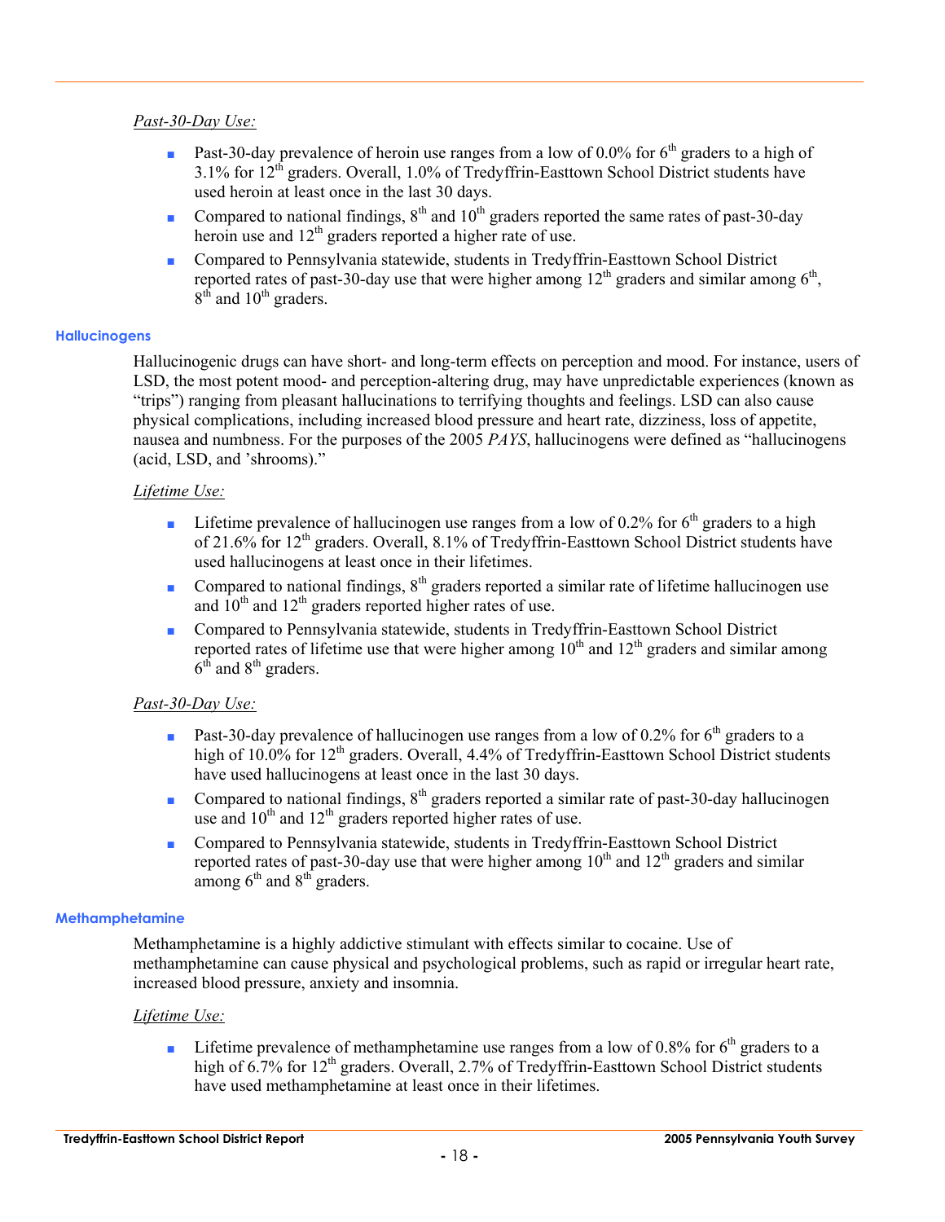*Past-30-Day Use:*

- Past-30-day prevalence of heroin use ranges from a low of 0.0% for 6th graders to a high of 3.1% for 12th graders. Overall, 1.0% of Tredyffrin-Easttown School District students have used heroin at least once in the last 30 days.
- Compared to national findings, 8th and 10th graders reported the same rates of past-30-day heroin use and 12th graders reported a higher rate of use.
- Compared to Pennsylvania statewide, students in Tredyffrin-Easttown School District reported rates of past-30-day use that were higher among 12th graders and similar among 6th, 8th and 10th graders.

### Hallucinogens

Hallucinogenic drugs can have short- and long-term effects on perception and mood. For instance, users of LSD, the most potent mood- and perception-altering drug, may have unpredictable experiences (known as "trips") ranging from pleasant hallucinations to terrifying thoughts and feelings. LSD can also cause physical complications, including increased blood pressure and heart rate, dizziness, loss of appetite, nausea and numbness. For the purposes of the 2005 *PAYS*, hallucinogens were defined as "hallucinogens (acid, LSD, and 'shrooms)."

*Lifetime Use:*

- Lifetime prevalence of hallucinogen use ranges from a low of 0.2% for 6th graders to a high of 21.6% for 12th graders. Overall, 8.1% of Tredyffrin-Easttown School District students have used hallucinogens at least once in their lifetimes.
- Compared to national findings, 8th graders reported a similar rate of lifetime hallucinogen use and 10th and 12th graders reported higher rates of use.
- Compared to Pennsylvania statewide, students in Tredyffrin-Easttown School District reported rates of lifetime use that were higher among 10th and 12th graders and similar among 6th and 8th graders.

*Past-30-Day Use:*

- Past-30-day prevalence of hallucinogen use ranges from a low of 0.2% for 6th graders to a high of 10.0% for 12th graders. Overall, 4.4% of Tredyffrin-Easttown School District students have used hallucinogens at least once in the last 30 days.
- Compared to national findings, 8th graders reported a similar rate of past-30-day hallucinogen use and 10th and 12th graders reported higher rates of use.
- Compared to Pennsylvania statewide, students in Tredyffrin-Easttown School District reported rates of past-30-day use that were higher among 10th and 12th graders and similar among 6th and 8th graders.

### Methamphetamine

Methamphetamine is a highly addictive stimulant with effects similar to cocaine. Use of methamphetamine can cause physical and psychological problems, such as rapid or irregular heart rate, increased blood pressure, anxiety and insomnia.

*Lifetime Use:*

- Lifetime prevalence of methamphetamine use ranges from a low of 0.8% for 6th graders to a high of 6.7% for 12th graders. Overall, 2.7% of Tredyffrin-Easttown School District students have used methamphetamine at least once in their lifetimes.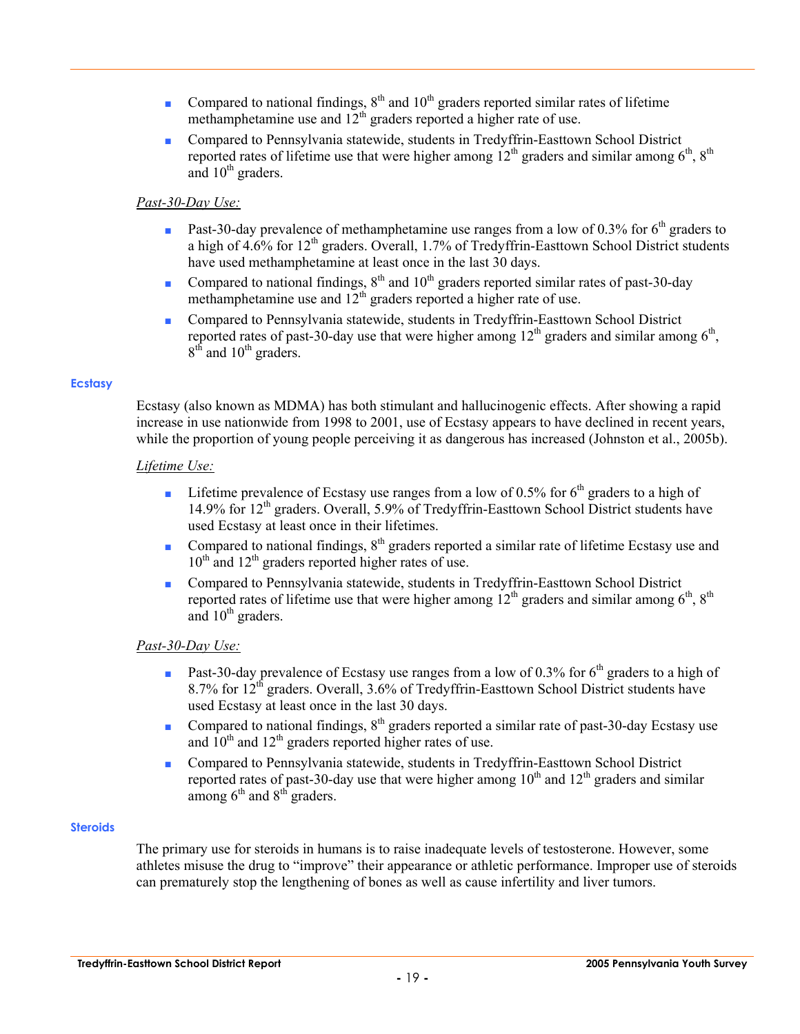- Compared to national findings, 8th and 10th graders reported similar rates of lifetime methamphetamine use and 12th graders reported a higher rate of use.
- Compared to Pennsylvania statewide, students in Tredyffrin-Easttown School District reported rates of lifetime use that were higher among 12th graders and similar among 6th, 8th and 10th graders.

*Past-30-Day Use:*

- Past-30-day prevalence of methamphetamine use ranges from a low of 0.3% for 6th graders to a high of 4.6% for 12th graders. Overall, 1.7% of Tredyffrin-Easttown School District students have used methamphetamine at least once in the last 30 days.
- Compared to national findings, 8th and 10th graders reported similar rates of past-30-day methamphetamine use and 12th graders reported a higher rate of use.
- Compared to Pennsylvania statewide, students in Tredyffrin-Easttown School District reported rates of past-30-day use that were higher among 12th graders and similar among 6th, 8th and 10th graders.

### Ecstasy

Ecstasy (also known as MDMA) has both stimulant and hallucinogenic effects. After showing a rapid increase in use nationwide from 1998 to 2001, use of Ecstasy appears to have declined in recent years, while the proportion of young people perceiving it as dangerous has increased (Johnston et al., 2005b).

*Lifetime Use:*

- Lifetime prevalence of Ecstasy use ranges from a low of 0.5% for 6th graders to a high of 14.9% for 12th graders. Overall, 5.9% of Tredyffrin-Easttown School District students have used Ecstasy at least once in their lifetimes.
- Compared to national findings, 8th graders reported a similar rate of lifetime Ecstasy use and 10th and 12th graders reported higher rates of use.
- Compared to Pennsylvania statewide, students in Tredyffrin-Easttown School District reported rates of lifetime use that were higher among 12th graders and similar among 6th, 8th and 10th graders.

*Past-30-Day Use:*

- Past-30-day prevalence of Ecstasy use ranges from a low of 0.3% for 6th graders to a high of 8.7% for 12th graders. Overall, 3.6% of Tredyffrin-Easttown School District students have used Ecstasy at least once in the last 30 days.
- Compared to national findings, 8th graders reported a similar rate of past-30-day Ecstasy use and 10th and 12th graders reported higher rates of use.
- Compared to Pennsylvania statewide, students in Tredyffrin-Easttown School District reported rates of past-30-day use that were higher among 10th and 12th graders and similar among 6th and 8th graders.

### Steroids

The primary use for steroids in humans is to raise inadequate levels of testosterone. However, some athletes misuse the drug to "improve" their appearance or athletic performance. Improper use of steroids can prematurely stop the lengthening of bones as well as cause infertility and liver tumors.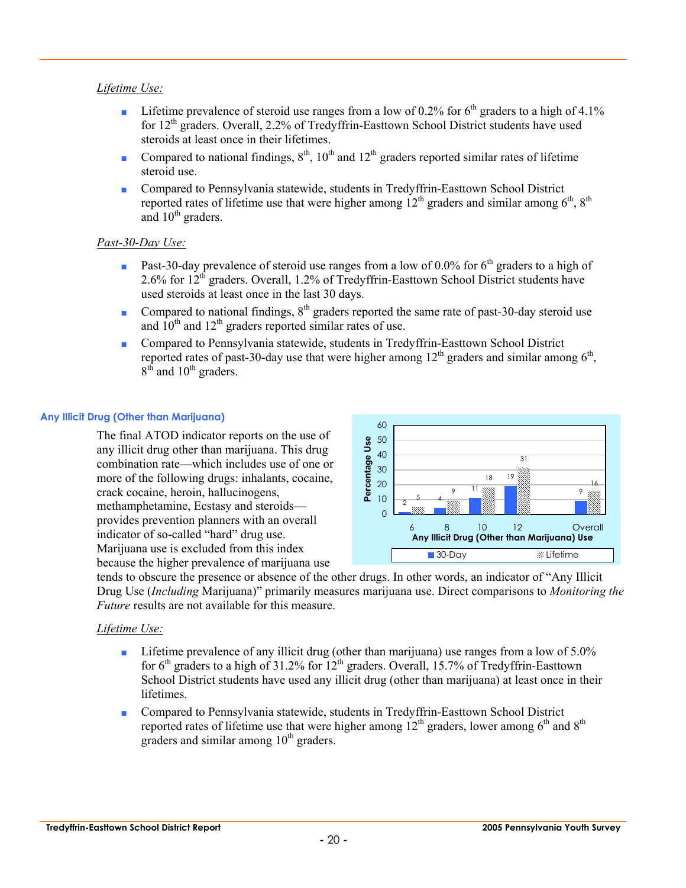*Lifetime Use:*

- Lifetime prevalence of steroid use ranges from a low of 0.2% for 6th graders to a high of 4.1% for 12th graders. Overall, 2.2% of Tredyffrin-Easttown School District students have used steroids at least once in their lifetimes.
- Compared to national findings, 8th, 10th and 12th graders reported similar rates of lifetime steroid use.
- Compared to Pennsylvania statewide, students in Tredyffrin-Easttown School District reported rates of lifetime use that were higher among 12th graders and similar among 6th, 8th and 10th graders.

*Past-30-Day Use:*

- Past-30-day prevalence of steroid use ranges from a low of 0.0% for 6th graders to a high of 2.6% for 12th graders. Overall, 1.2% of Tredyffrin-Easttown School District students have used steroids at least once in the last 30 days.
- Compared to national findings, 8th graders reported the same rate of past-30-day steroid use and 10th and 12th graders reported similar rates of use.
- Compared to Pennsylvania statewide, students in Tredyffrin-Easttown School District reported rates of past-30-day use that were higher among 12th graders and similar among 6th, 8th and 10th graders.

### Any Illicit Drug (Other than Marijuana)

Any Illicit Drug (Other than Marijuana) Use (Percentage Use)

| Grade | 30-Day | Lifetime |
|---|---|---|
| 6 | 2 | 5 |
| 8 | 4 | 9 |
| 10 | 11 | 18 |
| 12 | 19 | 31 |
| Overall | 9 | 16 |

The final ATOD indicator reports on the use of any illicit drug other than marijuana. This drug combination rate—which includes use of one or more of the following drugs: inhalants, cocaine, crack cocaine, heroin, hallucinogens, methamphetamine, Ecstasy and steroids—provides prevention planners with an overall indicator of so-called "hard" drug use. Marijuana use is excluded from this index because the higher prevalence of marijuana use tends to obscure the presence or absence of the other drugs. In other words, an indicator of "Any Illicit Drug Use (*Including* Marijuana)" primarily measures marijuana use. Direct comparisons to *Monitoring the Future* results are not available for this measure.

*Lifetime Use:*

- Lifetime prevalence of any illicit drug (other than marijuana) use ranges from a low of 5.0% for 6th graders to a high of 31.2% for 12th graders. Overall, 15.7% of Tredyffrin-Easttown School District students have used any illicit drug (other than marijuana) at least once in their lifetimes.
- Compared to Pennsylvania statewide, students in Tredyffrin-Easttown School District reported rates of lifetime use that were higher among 12th graders, lower among 6th and 8th graders and similar among 10th graders.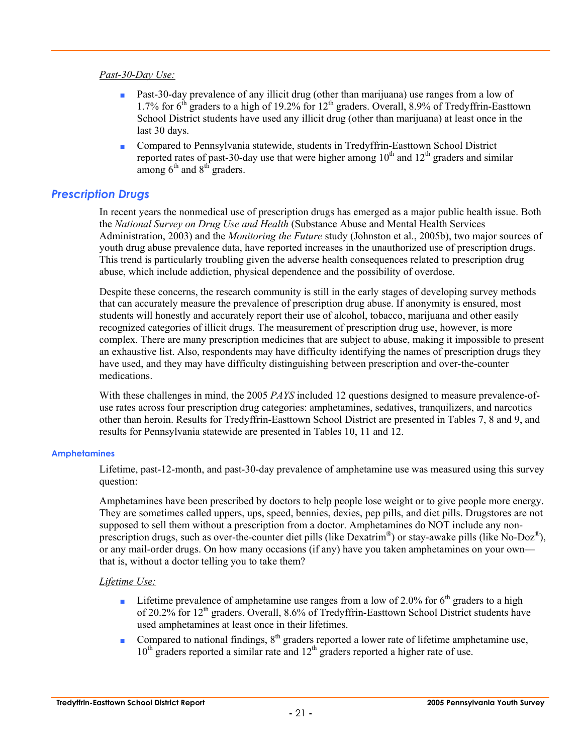*Past-30-Day Use:*

- Past-30-day prevalence of any illicit drug (other than marijuana) use ranges from a low of 1.7% for 6th graders to a high of 19.2% for 12th graders. Overall, 8.9% of Tredyffrin-Easttown School District students have used any illicit drug (other than marijuana) at least once in the last 30 days.
- Compared to Pennsylvania statewide, students in Tredyffrin-Easttown School District reported rates of past-30-day use that were higher among 10th and 12th graders and similar among 6th and 8th graders.

## Prescription Drugs

In recent years the nonmedical use of prescription drugs has emerged as a major public health issue. Both the *National Survey on Drug Use and Health* (Substance Abuse and Mental Health Services Administration, 2003) and the *Monitoring the Future* study (Johnston et al., 2005b), two major sources of youth drug abuse prevalence data, have reported increases in the unauthorized use of prescription drugs. This trend is particularly troubling given the adverse health consequences related to prescription drug abuse, which include addiction, physical dependence and the possibility of overdose.

Despite these concerns, the research community is still in the early stages of developing survey methods that can accurately measure the prevalence of prescription drug abuse. If anonymity is ensured, most students will honestly and accurately report their use of alcohol, tobacco, marijuana and other easily recognized categories of illicit drugs. The measurement of prescription drug use, however, is more complex. There are many prescription medicines that are subject to abuse, making it impossible to present an exhaustive list. Also, respondents may have difficulty identifying the names of prescription drugs they have used, and they may have difficulty distinguishing between prescription and over-the-counter medications.

With these challenges in mind, the 2005 *PAYS* included 12 questions designed to measure prevalence-of-use rates across four prescription drug categories: amphetamines, sedatives, tranquilizers, and narcotics other than heroin. Results for Tredyffrin-Easttown School District are presented in Tables 7, 8 and 9, and results for Pennsylvania statewide are presented in Tables 10, 11 and 12.

### Amphetamines

Lifetime, past-12-month, and past-30-day prevalence of amphetamine use was measured using this survey question:

Amphetamines have been prescribed by doctors to help people lose weight or to give people more energy. They are sometimes called uppers, ups, speed, bennies, dexies, pep pills, and diet pills. Drugstores are not supposed to sell them without a prescription from a doctor. Amphetamines do NOT include any non-prescription drugs, such as over-the-counter diet pills (like Dexatrim®) or stay-awake pills (like No-Doz®), or any mail-order drugs. On how many occasions (if any) have you taken amphetamines on your own—that is, without a doctor telling you to take them?

*Lifetime Use:*

- Lifetime prevalence of amphetamine use ranges from a low of 2.0% for 6th graders to a high of 20.2% for 12th graders. Overall, 8.6% of Tredyffrin-Easttown School District students have used amphetamines at least once in their lifetimes.
- Compared to national findings, 8th graders reported a lower rate of lifetime amphetamine use, 10th graders reported a similar rate and 12th graders reported a higher rate of use.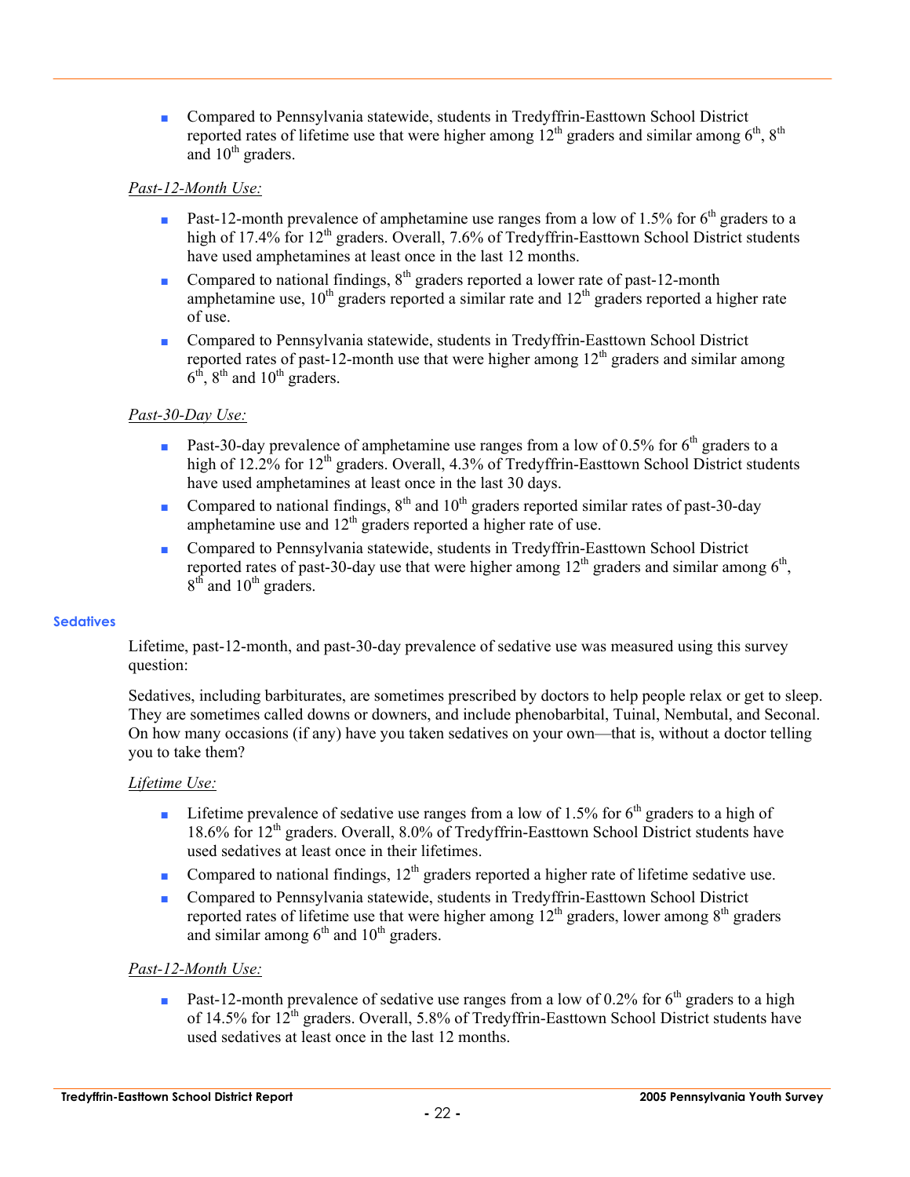- Compared to Pennsylvania statewide, students in Tredyffrin-Easttown School District reported rates of lifetime use that were higher among 12th graders and similar among 6th, 8th and 10th graders.

*Past-12-Month Use:*

- Past-12-month prevalence of amphetamine use ranges from a low of 1.5% for 6th graders to a high of 17.4% for 12th graders. Overall, 7.6% of Tredyffrin-Easttown School District students have used amphetamines at least once in the last 12 months.
- Compared to national findings, 8th graders reported a lower rate of past-12-month amphetamine use, 10th graders reported a similar rate and 12th graders reported a higher rate of use.
- Compared to Pennsylvania statewide, students in Tredyffrin-Easttown School District reported rates of past-12-month use that were higher among 12th graders and similar among 6th, 8th and 10th graders.

*Past-30-Day Use:*

- Past-30-day prevalence of amphetamine use ranges from a low of 0.5% for 6th graders to a high of 12.2% for 12th graders. Overall, 4.3% of Tredyffrin-Easttown School District students have used amphetamines at least once in the last 30 days.
- Compared to national findings, 8th and 10th graders reported similar rates of past-30-day amphetamine use and 12th graders reported a higher rate of use.
- Compared to Pennsylvania statewide, students in Tredyffrin-Easttown School District reported rates of past-30-day use that were higher among 12th graders and similar among 6th, 8th and 10th graders.

### Sedatives

Lifetime, past-12-month, and past-30-day prevalence of sedative use was measured using this survey question:

Sedatives, including barbiturates, are sometimes prescribed by doctors to help people relax or get to sleep. They are sometimes called downs or downers, and include phenobarbital, Tuinal, Nembutal, and Seconal. On how many occasions (if any) have you taken sedatives on your own—that is, without a doctor telling you to take them?

*Lifetime Use:*

- Lifetime prevalence of sedative use ranges from a low of 1.5% for 6th graders to a high of 18.6% for 12th graders. Overall, 8.0% of Tredyffrin-Easttown School District students have used sedatives at least once in their lifetimes.
- Compared to national findings, 12th graders reported a higher rate of lifetime sedative use.
- Compared to Pennsylvania statewide, students in Tredyffrin-Easttown School District reported rates of lifetime use that were higher among 12th graders, lower among 8th graders and similar among 6th and 10th graders.

*Past-12-Month Use:*

- Past-12-month prevalence of sedative use ranges from a low of 0.2% for 6th graders to a high of 14.5% for 12th graders. Overall, 5.8% of Tredyffrin-Easttown School District students have used sedatives at least once in the last 12 months.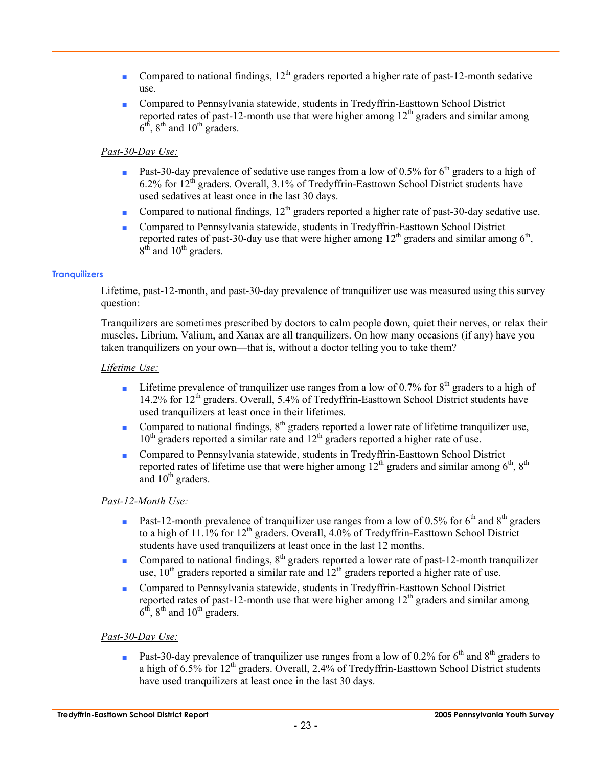- Compared to national findings, 12th graders reported a higher rate of past-12-month sedative use.
- Compared to Pennsylvania statewide, students in Tredyffrin-Easttown School District reported rates of past-12-month use that were higher among 12th graders and similar among 6th, 8th and 10th graders.

*Past-30-Day Use:*

- Past-30-day prevalence of sedative use ranges from a low of 0.5% for 6th graders to a high of 6.2% for 12th graders. Overall, 3.1% of Tredyffrin-Easttown School District students have used sedatives at least once in the last 30 days.
- Compared to national findings, 12th graders reported a higher rate of past-30-day sedative use.
- Compared to Pennsylvania statewide, students in Tredyffrin-Easttown School District reported rates of past-30-day use that were higher among 12th graders and similar among 6th, 8th and 10th graders.

### Tranquilizers

Lifetime, past-12-month, and past-30-day prevalence of tranquilizer use was measured using this survey question:

Tranquilizers are sometimes prescribed by doctors to calm people down, quiet their nerves, or relax their muscles. Librium, Valium, and Xanax are all tranquilizers. On how many occasions (if any) have you taken tranquilizers on your own—that is, without a doctor telling you to take them?

*Lifetime Use:*

- Lifetime prevalence of tranquilizer use ranges from a low of 0.7% for 8th graders to a high of 14.2% for 12th graders. Overall, 5.4% of Tredyffrin-Easttown School District students have used tranquilizers at least once in their lifetimes.
- Compared to national findings, 8th graders reported a lower rate of lifetime tranquilizer use, 10th graders reported a similar rate and 12th graders reported a higher rate of use.
- Compared to Pennsylvania statewide, students in Tredyffrin-Easttown School District reported rates of lifetime use that were higher among 12th graders and similar among 6th, 8th and 10th graders.

*Past-12-Month Use:*

- Past-12-month prevalence of tranquilizer use ranges from a low of 0.5% for 6th and 8th graders to a high of 11.1% for 12th graders. Overall, 4.0% of Tredyffrin-Easttown School District students have used tranquilizers at least once in the last 12 months.
- Compared to national findings, 8th graders reported a lower rate of past-12-month tranquilizer use, 10th graders reported a similar rate and 12th graders reported a higher rate of use.
- Compared to Pennsylvania statewide, students in Tredyffrin-Easttown School District reported rates of past-12-month use that were higher among 12th graders and similar among 6th, 8th and 10th graders.

*Past-30-Day Use:*

- Past-30-day prevalence of tranquilizer use ranges from a low of 0.2% for 6th and 8th graders to a high of 6.5% for 12th graders. Overall, 2.4% of Tredyffrin-Easttown School District students have used tranquilizers at least once in the last 30 days.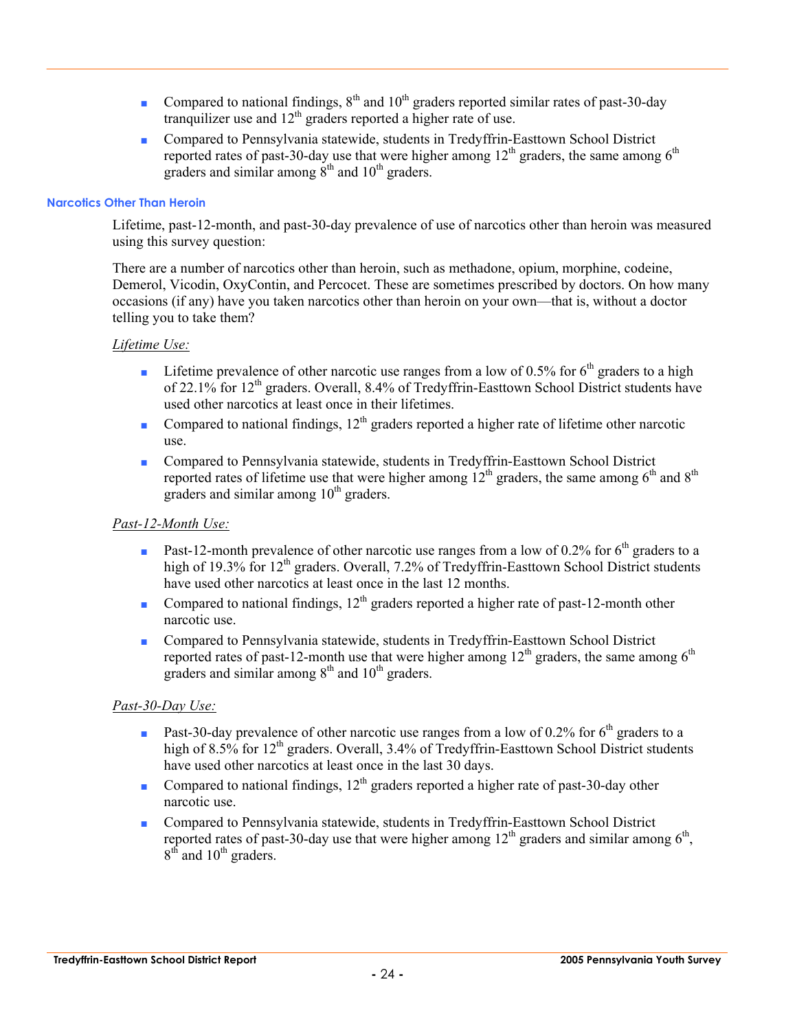- Compared to national findings, 8th and 10th graders reported similar rates of past-30-day tranquilizer use and 12th graders reported a higher rate of use.
- Compared to Pennsylvania statewide, students in Tredyffrin-Easttown School District reported rates of past-30-day use that were higher among 12th graders, the same among 6th graders and similar among 8th and 10th graders.

### Narcotics Other Than Heroin

Lifetime, past-12-month, and past-30-day prevalence of use of narcotics other than heroin was measured using this survey question:

There are a number of narcotics other than heroin, such as methadone, opium, morphine, codeine, Demerol, Vicodin, OxyContin, and Percocet. These are sometimes prescribed by doctors. On how many occasions (if any) have you taken narcotics other than heroin on your own—that is, without a doctor telling you to take them?

*Lifetime Use:*

- Lifetime prevalence of other narcotic use ranges from a low of 0.5% for 6th graders to a high of 22.1% for 12th graders. Overall, 8.4% of Tredyffrin-Easttown School District students have used other narcotics at least once in their lifetimes.
- Compared to national findings, 12th graders reported a higher rate of lifetime other narcotic use.
- Compared to Pennsylvania statewide, students in Tredyffrin-Easttown School District reported rates of lifetime use that were higher among 12th graders, the same among 6th and 8th graders and similar among 10th graders.

*Past-12-Month Use:*

- Past-12-month prevalence of other narcotic use ranges from a low of 0.2% for 6th graders to a high of 19.3% for 12th graders. Overall, 7.2% of Tredyffrin-Easttown School District students have used other narcotics at least once in the last 12 months.
- Compared to national findings, 12th graders reported a higher rate of past-12-month other narcotic use.
- Compared to Pennsylvania statewide, students in Tredyffrin-Easttown School District reported rates of past-12-month use that were higher among 12th graders, the same among 6th graders and similar among 8th and 10th graders.

*Past-30-Day Use:*

- Past-30-day prevalence of other narcotic use ranges from a low of 0.2% for 6th graders to a high of 8.5% for 12th graders. Overall, 3.4% of Tredyffrin-Easttown School District students have used other narcotics at least once in the last 30 days.
- Compared to national findings, 12th graders reported a higher rate of past-30-day other narcotic use.
- Compared to Pennsylvania statewide, students in Tredyffrin-Easttown School District reported rates of past-30-day use that were higher among 12th graders and similar among 6th, 8th and 10th graders.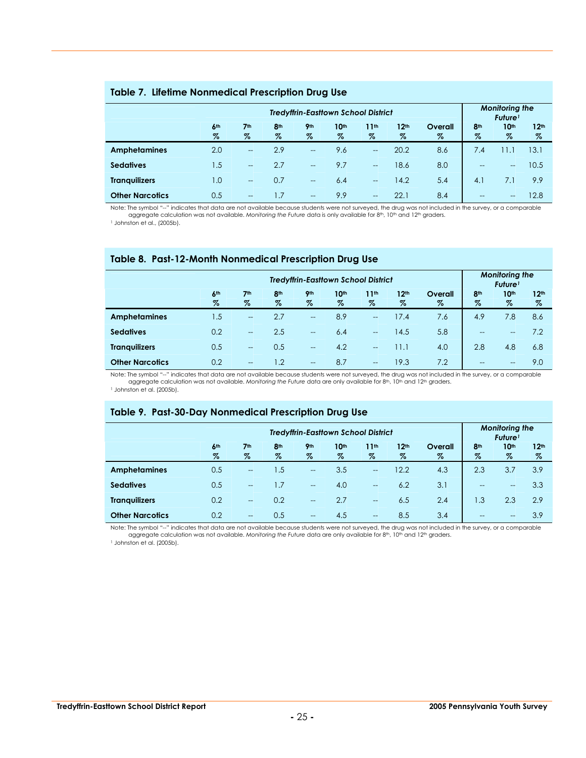## Table 7. Lifetime Nonmedical Prescription Drug Use

| | Tredyffrin-Easttown School District | | | | | | | | Monitoring the Future[1] | | |
|---|---|---|---|---|---|---|---|---|---|---|---|
| | 6th % | 7th % | 8th % | 9th % | 10th % | 11th % | 12th % | Overall % | 8th % | 10th % | 12th % |
| **Amphetamines** | 2.0 | -- | 2.9 | -- | 9.6 | -- | 20.2 | 8.6 | 7.4 | 11.1 | 13.1 |
| **Sedatives** | 1.5 | -- | 2.7 | -- | 9.7 | -- | 18.6 | 8.0 | -- | -- | 10.5 |
| **Tranquilizers** | 1.0 | -- | 0.7 | -- | 6.4 | -- | 14.2 | 5.4 | 4.1 | 7.1 | 9.9 |
| **Other Narcotics** | 0.5 | -- | 1.7 | -- | 9.9 | -- | 22.1 | 8.4 | -- | -- | 12.8 |

Note: The symbol "--" indicates that data are not available because students were not surveyed, the drug was not included in the survey, or a comparable aggregate calculation was not available. *Monitoring the Future* data is only available for 8th, 10th and 12th graders.

[1] Johnston et al., (2005b).

## Table 8. Past-12-Month Nonmedical Prescription Drug Use

| | Tredyffrin-Easttown School District | | | | | | | | Monitoring the Future[1] | | |
|---|---|---|---|---|---|---|---|---|---|---|---|
| | 6th % | 7th % | 8th % | 9th % | 10th % | 11th % | 12th % | Overall % | 8th % | 10th % | 12th % |
| **Amphetamines** | 1.5 | -- | 2.7 | -- | 8.9 | -- | 17.4 | 7.6 | 4.9 | 7.8 | 8.6 |
| **Sedatives** | 0.2 | -- | 2.5 | -- | 6.4 | -- | 14.5 | 5.8 | -- | -- | 7.2 |
| **Tranquilizers** | 0.5 | -- | 0.5 | -- | 4.2 | -- | 11.1 | 4.0 | 2.8 | 4.8 | 6.8 |
| **Other Narcotics** | 0.2 | -- | 1.2 | -- | 8.7 | -- | 19.3 | 7.2 | -- | -- | 9.0 |

Note: The symbol "--" indicates that data are not available because students were not surveyed, the drug was not included in the survey, or a comparable aggregate calculation was not available. *Monitoring the Future* data are only available for 8th, 10th and 12th graders.

[1] Johnston et al. (2005b).

## Table 9. Past-30-Day Nonmedical Prescription Drug Use

| | Tredyffrin-Easttown School District | | | | | | | | Monitoring the Future[1] | | |
|---|---|---|---|---|---|---|---|---|---|---|---|
| | 6th % | 7th % | 8th % | 9th % | 10th % | 11th % | 12th % | Overall % | 8th % | 10th % | 12th % |
| **Amphetamines** | 0.5 | -- | 1.5 | -- | 3.5 | -- | 12.2 | 4.3 | 2.3 | 3.7 | 3.9 |
| **Sedatives** | 0.5 | -- | 1.7 | -- | 4.0 | -- | 6.2 | 3.1 | -- | -- | 3.3 |
| **Tranquilizers** | 0.2 | -- | 0.2 | -- | 2.7 | -- | 6.5 | 2.4 | 1.3 | 2.3 | 2.9 |
| **Other Narcotics** | 0.2 | -- | 0.5 | -- | 4.5 | -- | 8.5 | 3.4 | -- | -- | 3.9 |

Note: The symbol "--" indicates that data are not available because students were not surveyed, the drug was not included in the survey, or a comparable aggregate calculation was not available. *Monitoring the Future* data are only available for 8th, 10th and 12th graders.

[1] Johnston et al. (2005b).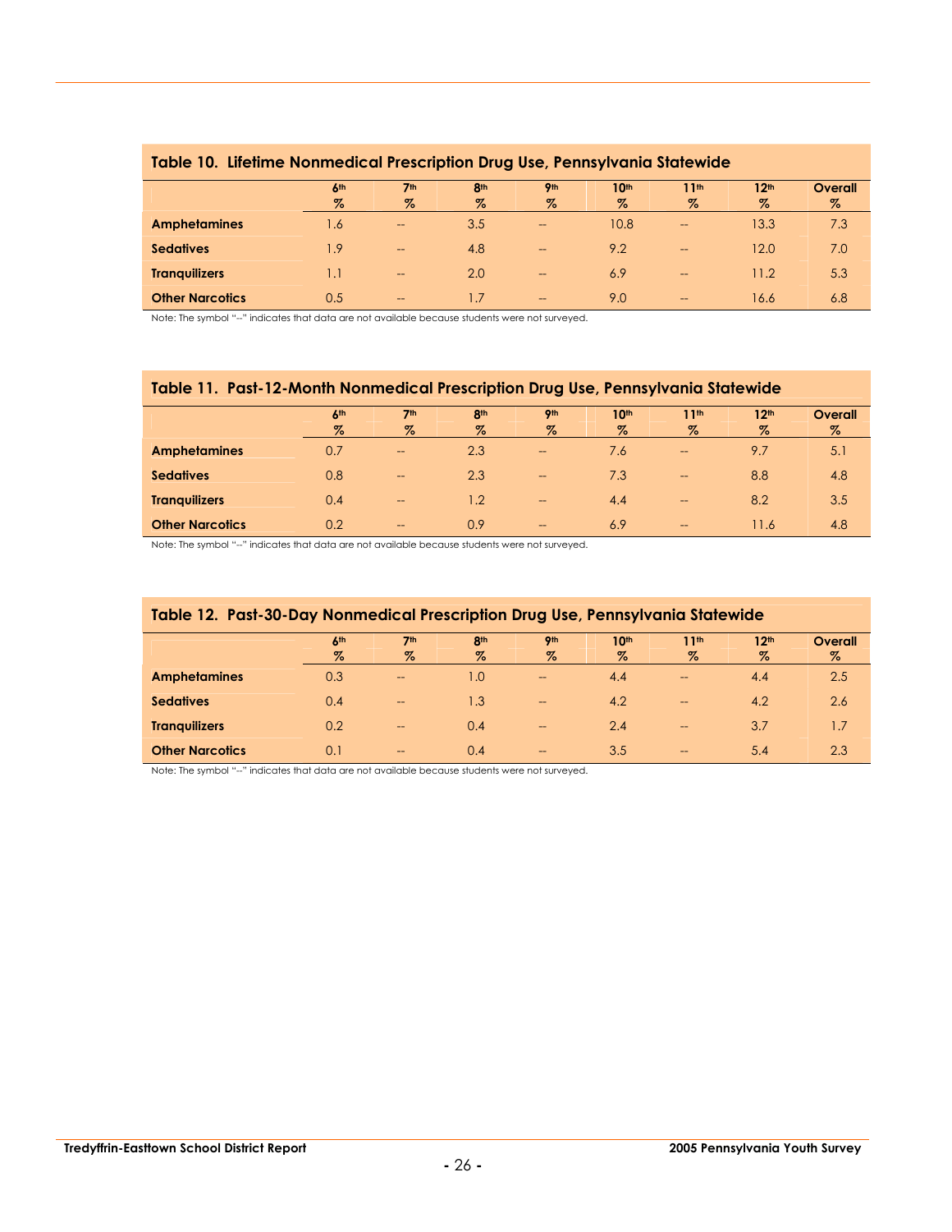## Table 10. Lifetime Nonmedical Prescription Drug Use, Pennsylvania Statewide

| | 6th % | 7th % | 8th % | 9th % | 10th % | 11th % | 12th % | Overall % |
|---|---|---|---|---|---|---|---|---|
| **Amphetamines** | 1.6 | -- | 3.5 | -- | 10.8 | -- | 13.3 | 7.3 |
| **Sedatives** | 1.9 | -- | 4.8 | -- | 9.2 | -- | 12.0 | 7.0 |
| **Tranquilizers** | 1.1 | -- | 2.0 | -- | 6.9 | -- | 11.2 | 5.3 |
| **Other Narcotics** | 0.5 | -- | 1.7 | -- | 9.0 | -- | 16.6 | 6.8 |

Note: The symbol "--" indicates that data are not available because students were not surveyed.

## Table 11. Past-12-Month Nonmedical Prescription Drug Use, Pennsylvania Statewide

| | 6th % | 7th % | 8th % | 9th % | 10th % | 11th % | 12th % | Overall % |
|---|---|---|---|---|---|---|---|---|
| **Amphetamines** | 0.7 | -- | 2.3 | -- | 7.6 | -- | 9.7 | 5.1 |
| **Sedatives** | 0.8 | -- | 2.3 | -- | 7.3 | -- | 8.8 | 4.8 |
| **Tranquilizers** | 0.4 | -- | 1.2 | -- | 4.4 | -- | 8.2 | 3.5 |
| **Other Narcotics** | 0.2 | -- | 0.9 | -- | 6.9 | -- | 11.6 | 4.8 |

Note: The symbol "--" indicates that data are not available because students were not surveyed.

## Table 12. Past-30-Day Nonmedical Prescription Drug Use, Pennsylvania Statewide

| | 6th % | 7th % | 8th % | 9th % | 10th % | 11th % | 12th % | Overall % |
|---|---|---|---|---|---|---|---|---|
| **Amphetamines** | 0.3 | -- | 1.0 | -- | 4.4 | -- | 4.4 | 2.5 |
| **Sedatives** | 0.4 | -- | 1.3 | -- | 4.2 | -- | 4.2 | 2.6 |
| **Tranquilizers** | 0.2 | -- | 0.4 | -- | 2.4 | -- | 3.7 | 1.7 |
| **Other Narcotics** | 0.1 | -- | 0.4 | -- | 3.5 | -- | 5.4 | 2.3 |

Note: The symbol "--" indicates that data are not available because students were not surveyed.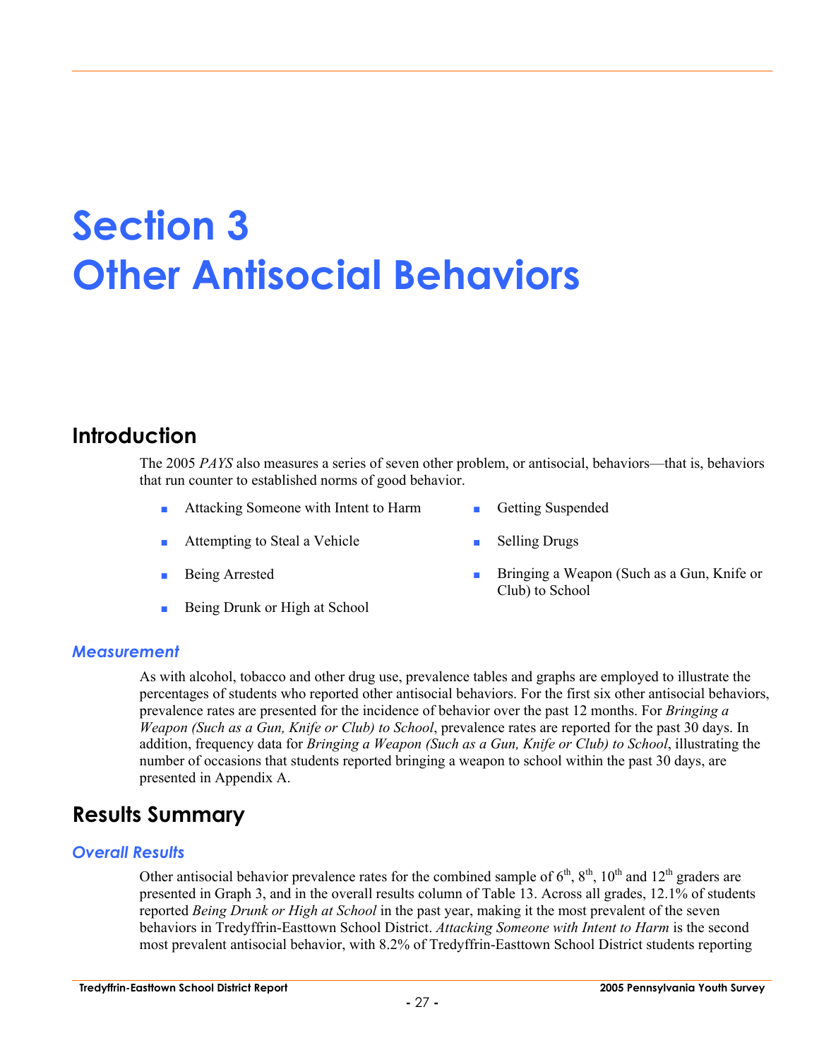# Section 3
# Other Antisocial Behaviors

## Introduction

The 2005 *PAYS* also measures a series of seven other problem, or antisocial, behaviors—that is, behaviors that run counter to established norms of good behavior.

- Attacking Someone with Intent to Harm
- Attempting to Steal a Vehicle
- Being Arrested
- Being Drunk or High at School
- Getting Suspended
- Selling Drugs
- Bringing a Weapon (Such as a Gun, Knife or Club) to School

### *Measurement*

As with alcohol, tobacco and other drug use, prevalence tables and graphs are employed to illustrate the percentages of students who reported other antisocial behaviors. For the first six other antisocial behaviors, prevalence rates are presented for the incidence of behavior over the past 12 months. For *Bringing a Weapon (Such as a Gun, Knife or Club) to School*, prevalence rates are reported for the past 30 days. In addition, frequency data for *Bringing a Weapon (Such as a Gun, Knife or Club) to School*, illustrating the number of occasions that students reported bringing a weapon to school within the past 30 days, are presented in Appendix A.

## Results Summary

### *Overall Results*

Other antisocial behavior prevalence rates for the combined sample of 6th, 8th, 10th and 12th graders are presented in Graph 3, and in the overall results column of Table 13. Across all grades, 12.1% of students reported *Being Drunk or High at School* in the past year, making it the most prevalent of the seven behaviors in Tredyffrin-Easttown School District. *Attacking Someone with Intent to Harm* is the second most prevalent antisocial behavior, with 8.2% of Tredyffrin-Easttown School District students reporting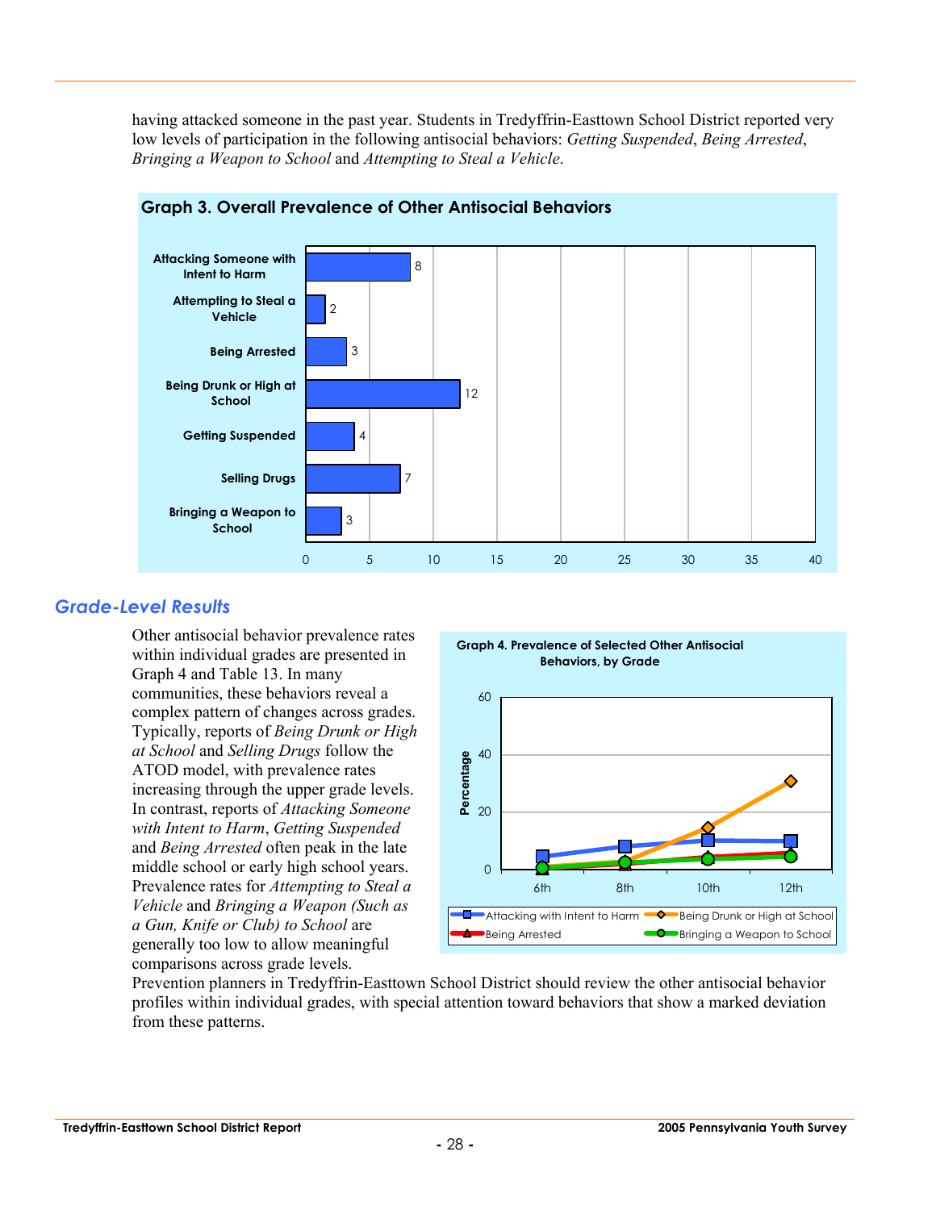having attacked someone in the past year. Students in Tredyffrin-Easttown School District reported very low levels of participation in the following antisocial behaviors: *Getting Suspended*, *Being Arrested*, *Bringing a Weapon to School* and *Attempting to Steal a Vehicle*.

**Graph 3. Overall Prevalence of Other Antisocial Behaviors**

| Behavior | Percentage |
|---|---|
| Attacking Someone with Intent to Harm | 8 |
| Attempting to Steal a Vehicle | 2 |
| Being Arrested | 3 |
| Being Drunk or High at School | 12 |
| Getting Suspended | 4 |
| Selling Drugs | 7 |
| Bringing a Weapon to School | 3 |

## *Grade-Level Results*

Other antisocial behavior prevalence rates within individual grades are presented in Graph 4 and Table 13. In many communities, these behaviors reveal a complex pattern of changes across grades. Typically, reports of *Being Drunk or High at School* and *Selling Drugs* follow the ATOD model, with prevalence rates increasing through the upper grade levels. In contrast, reports of *Attacking Someone with Intent to Harm*, *Getting Suspended* and *Being Arrested* often peak in the late middle school or early high school years. Prevalence rates for *Attempting to Steal a Vehicle* and *Bringing a Weapon (Such as a Gun, Knife or Club) to School* are generally too low to allow meaningful comparisons across grade levels.

**Graph 4. Prevalence of Selected Other Antisocial Behaviors, by Grade**

(Line graph: Percentage, 0–60, by grade 6th, 8th, 10th, 12th. Legend: Attacking with Intent to Harm; Being Drunk or High at School; Being Arrested; Bringing a Weapon to School)

Prevention planners in Tredyffrin-Easttown School District should review the other antisocial behavior profiles within individual grades, with special attention toward behaviors that show a marked deviation from these patterns.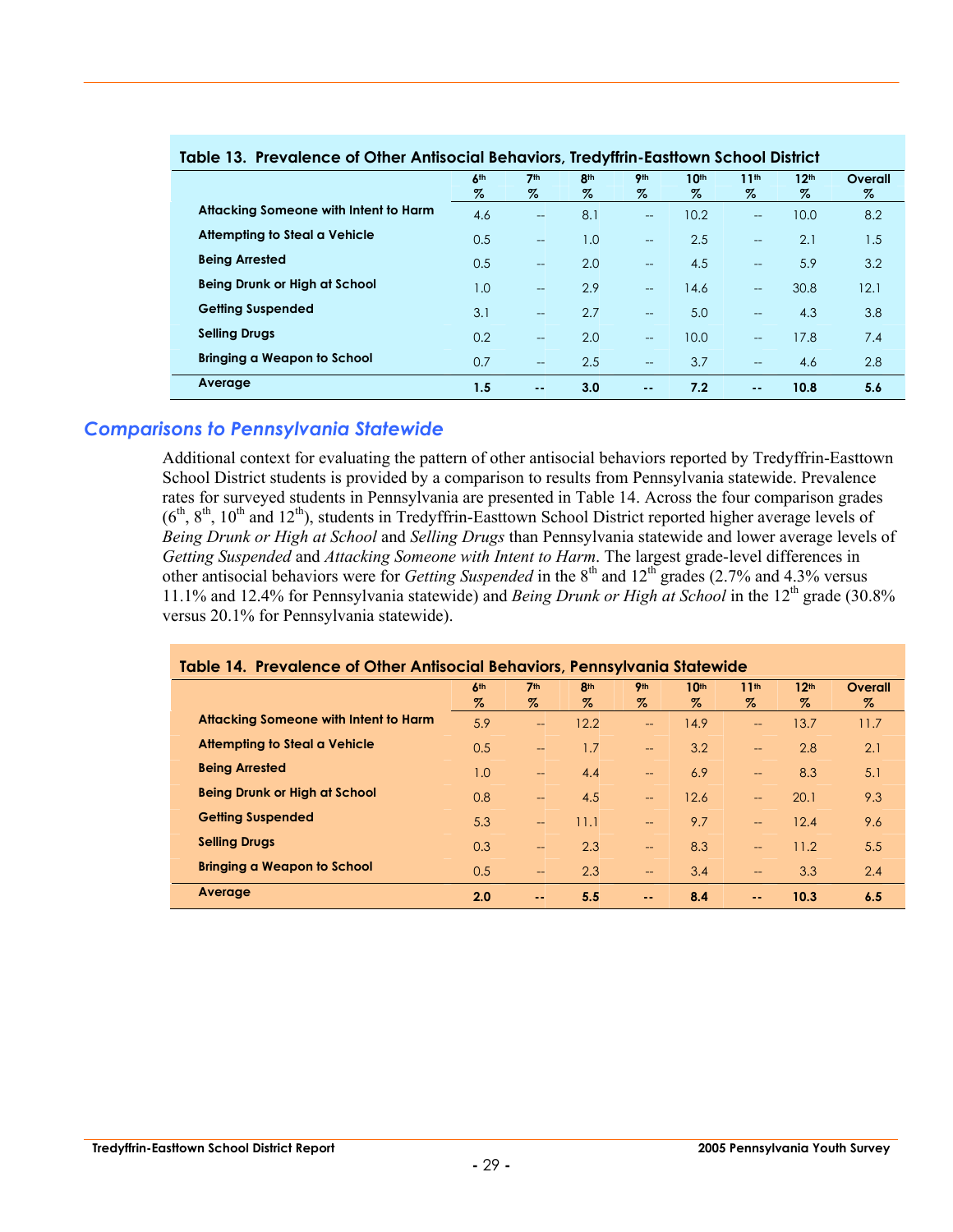**Table 13. Prevalence of Other Antisocial Behaviors, Tredyffrin-Easttown School District**

| | 6th % | 7th % | 8th % | 9th % | 10th % | 11th % | 12th % | Overall % |
|---|---|---|---|---|---|---|---|---|
| Attacking Someone with Intent to Harm | 4.6 | -- | 8.1 | -- | 10.2 | -- | 10.0 | 8.2 |
| Attempting to Steal a Vehicle | 0.5 | -- | 1.0 | -- | 2.5 | -- | 2.1 | 1.5 |
| Being Arrested | 0.5 | -- | 2.0 | -- | 4.5 | -- | 5.9 | 3.2 |
| Being Drunk or High at School | 1.0 | -- | 2.9 | -- | 14.6 | -- | 30.8 | 12.1 |
| Getting Suspended | 3.1 | -- | 2.7 | -- | 5.0 | -- | 4.3 | 3.8 |
| Selling Drugs | 0.2 | -- | 2.0 | -- | 10.0 | -- | 17.8 | 7.4 |
| Bringing a Weapon to School | 0.7 | -- | 2.5 | -- | 3.7 | -- | 4.6 | 2.8 |
| **Average** | **1.5** | **--** | **3.0** | **--** | **7.2** | **--** | **10.8** | **5.6** |

## Comparisons to Pennsylvania Statewide

Additional context for evaluating the pattern of other antisocial behaviors reported by Tredyffrin-Easttown School District students is provided by a comparison to results from Pennsylvania statewide. Prevalence rates for surveyed students in Pennsylvania are presented in Table 14. Across the four comparison grades (6th, 8th, 10th and 12th), students in Tredyffrin-Easttown School District reported higher average levels of *Being Drunk or High at School* and *Selling Drugs* than Pennsylvania statewide and lower average levels of *Getting Suspended* and *Attacking Someone with Intent to Harm*. The largest grade-level differences in other antisocial behaviors were for *Getting Suspended* in the 8th and 12th grades (2.7% and 4.3% versus 11.1% and 12.4% for Pennsylvania statewide) and *Being Drunk or High at School* in the 12th grade (30.8% versus 20.1% for Pennsylvania statewide).

**Table 14. Prevalence of Other Antisocial Behaviors, Pennsylvania Statewide**

| | 6th % | 7th % | 8th % | 9th % | 10th % | 11th % | 12th % | Overall % |
|---|---|---|---|---|---|---|---|---|
| Attacking Someone with Intent to Harm | 5.9 | -- | 12.2 | -- | 14.9 | -- | 13.7 | 11.7 |
| Attempting to Steal a Vehicle | 0.5 | -- | 1.7 | -- | 3.2 | -- | 2.8 | 2.1 |
| Being Arrested | 1.0 | -- | 4.4 | -- | 6.9 | -- | 8.3 | 5.1 |
| Being Drunk or High at School | 0.8 | -- | 4.5 | -- | 12.6 | -- | 20.1 | 9.3 |
| Getting Suspended | 5.3 | -- | 11.1 | -- | 9.7 | -- | 12.4 | 9.6 |
| Selling Drugs | 0.3 | -- | 2.3 | -- | 8.3 | -- | 11.2 | 5.5 |
| Bringing a Weapon to School | 0.5 | -- | 2.3 | -- | 3.4 | -- | 3.3 | 2.4 |
| **Average** | **2.0** | **--** | **5.5** | **--** | **8.4** | **--** | **10.3** | **6.5** |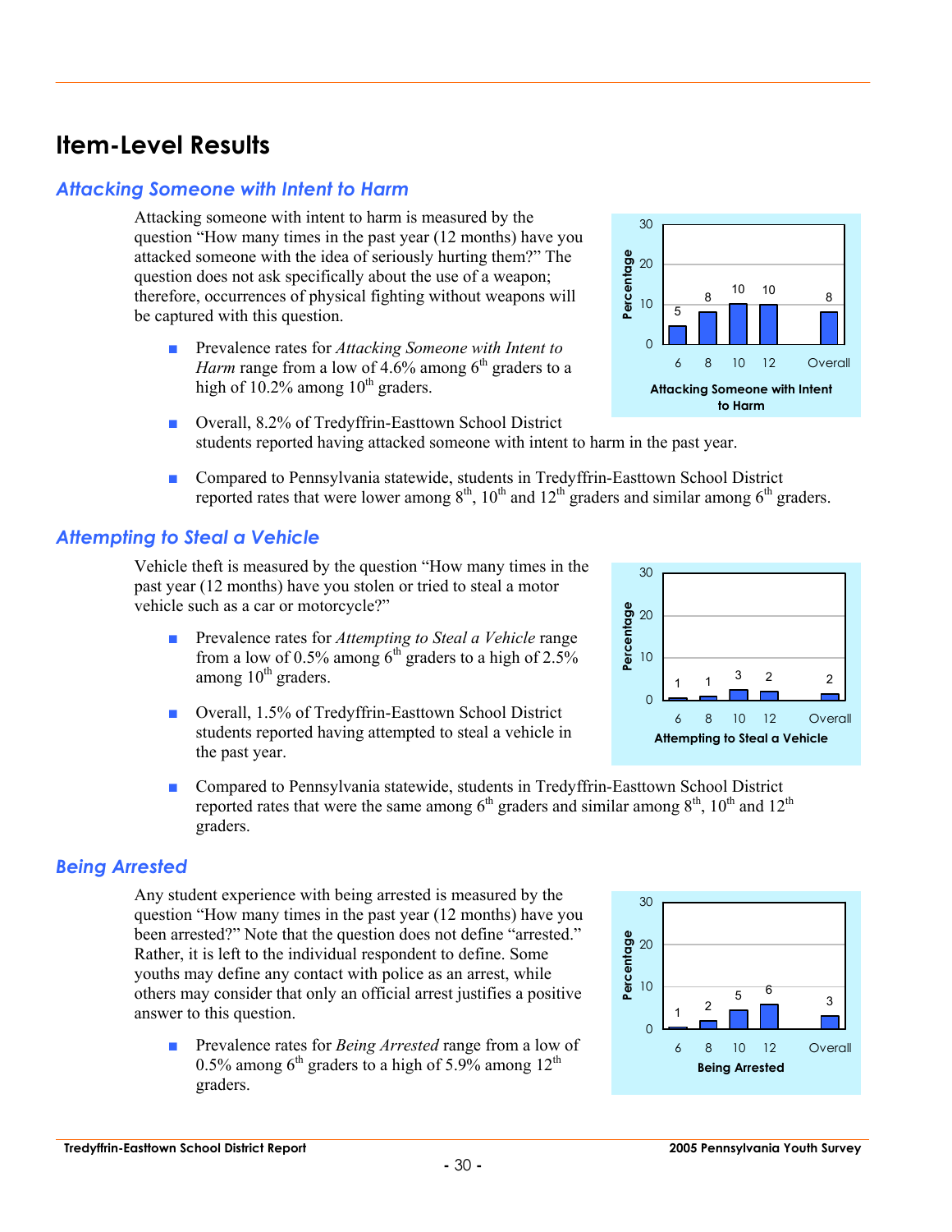# Item-Level Results

## Attacking Someone with Intent to Harm

Attacking someone with intent to harm is measured by the question "How many times in the past year (12 months) have you attacked someone with the idea of seriously hurting them?" The question does not ask specifically about the use of a weapon; therefore, occurrences of physical fighting without weapons will be captured with this question.

- Prevalence rates for *Attacking Someone with Intent to Harm* range from a low of 4.6% among 6th graders to a high of 10.2% among 10th graders.
- Overall, 8.2% of Tredyffrin-Easttown School District students reported having attacked someone with intent to harm in the past year.
- Compared to Pennsylvania statewide, students in Tredyffrin-Easttown School District reported rates that were lower among 8th, 10th and 12th graders and similar among 6th graders.

**Attacking Someone with Intent to Harm**

| Grade | Percentage |
|---|---|
| 6 | 5 |
| 8 | 8 |
| 10 | 10 |
| 12 | 10 |
| Overall | 8 |

## Attempting to Steal a Vehicle

Vehicle theft is measured by the question "How many times in the past year (12 months) have you stolen or tried to steal a motor vehicle such as a car or motorcycle?"

- Prevalence rates for *Attempting to Steal a Vehicle* range from a low of 0.5% among 6th graders to a high of 2.5% among 10th graders.
- Overall, 1.5% of Tredyffrin-Easttown School District students reported having attempted to steal a vehicle in the past year.
- Compared to Pennsylvania statewide, students in Tredyffrin-Easttown School District reported rates that were the same among 6th graders and similar among 8th, 10th and 12th graders.

**Attempting to Steal a Vehicle**

| Grade | Percentage |
|---|---|
| 6 | 1 |
| 8 | 1 |
| 10 | 3 |
| 12 | 2 |
| Overall | 2 |

## Being Arrested

Any student experience with being arrested is measured by the question "How many times in the past year (12 months) have you been arrested?" Note that the question does not define "arrested." Rather, it is left to the individual respondent to define. Some youths may define any contact with police as an arrest, while others may consider that only an official arrest justifies a positive answer to this question.

- Prevalence rates for *Being Arrested* range from a low of 0.5% among 6th graders to a high of 5.9% among 12th graders.

**Being Arrested**

| Grade | Percentage |
|---|---|
| 6 | 1 |
| 8 | 2 |
| 10 | 5 |
| 12 | 6 |
| Overall | 3 |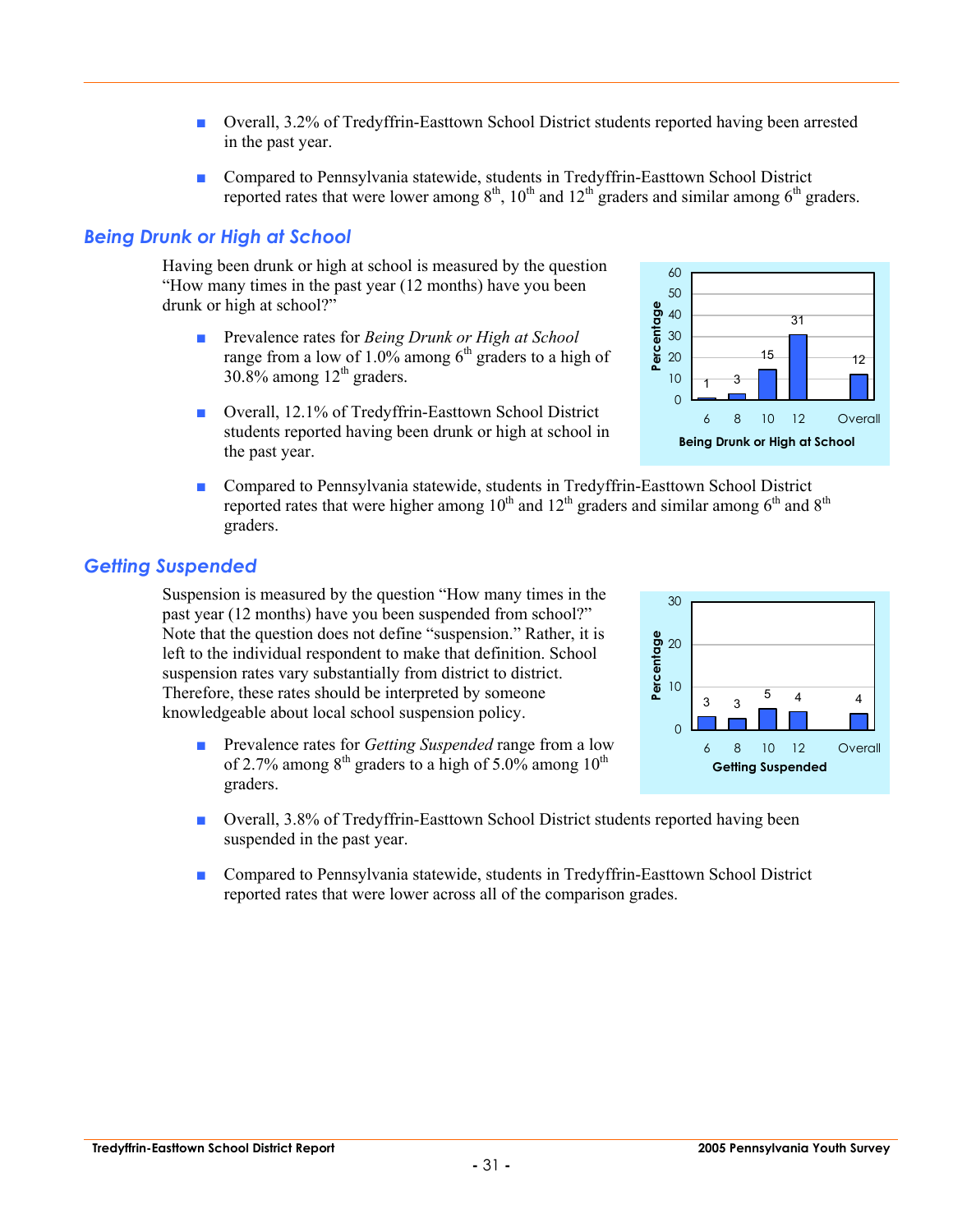- Overall, 3.2% of Tredyffrin-Easttown School District students reported having been arrested in the past year.

- Compared to Pennsylvania statewide, students in Tredyffrin-Easttown School District reported rates that were lower among 8th, 10th and 12th graders and similar among 6th graders.

## Being Drunk or High at School

Having been drunk or high at school is measured by the question "How many times in the past year (12 months) have you been drunk or high at school?"

- Prevalence rates for *Being Drunk or High at School* range from a low of 1.0% among 6th graders to a high of 30.8% among 12th graders.

- Overall, 12.1% of Tredyffrin-Easttown School District students reported having been drunk or high at school in the past year.

**Being Drunk or High at School**

| Grade | Percentage |
|---|---|
| 6 | 1 |
| 8 | 3 |
| 10 | 15 |
| 12 | 31 |
| Overall | 12 |

- Compared to Pennsylvania statewide, students in Tredyffrin-Easttown School District reported rates that were higher among 10th and 12th graders and similar among 6th and 8th graders.

## Getting Suspended

Suspension is measured by the question "How many times in the past year (12 months) have you been suspended from school?" Note that the question does not define "suspension." Rather, it is left to the individual respondent to make that definition. School suspension rates vary substantially from district to district. Therefore, these rates should be interpreted by someone knowledgeable about local school suspension policy.

- Prevalence rates for *Getting Suspended* range from a low of 2.7% among 8th graders to a high of 5.0% among 10th graders.

**Getting Suspended**

| Grade | Percentage |
|---|---|
| 6 | 3 |
| 8 | 3 |
| 10 | 5 |
| 12 | 4 |
| Overall | 4 |

- Overall, 3.8% of Tredyffrin-Easttown School District students reported having been suspended in the past year.

- Compared to Pennsylvania statewide, students in Tredyffrin-Easttown School District reported rates that were lower across all of the comparison grades.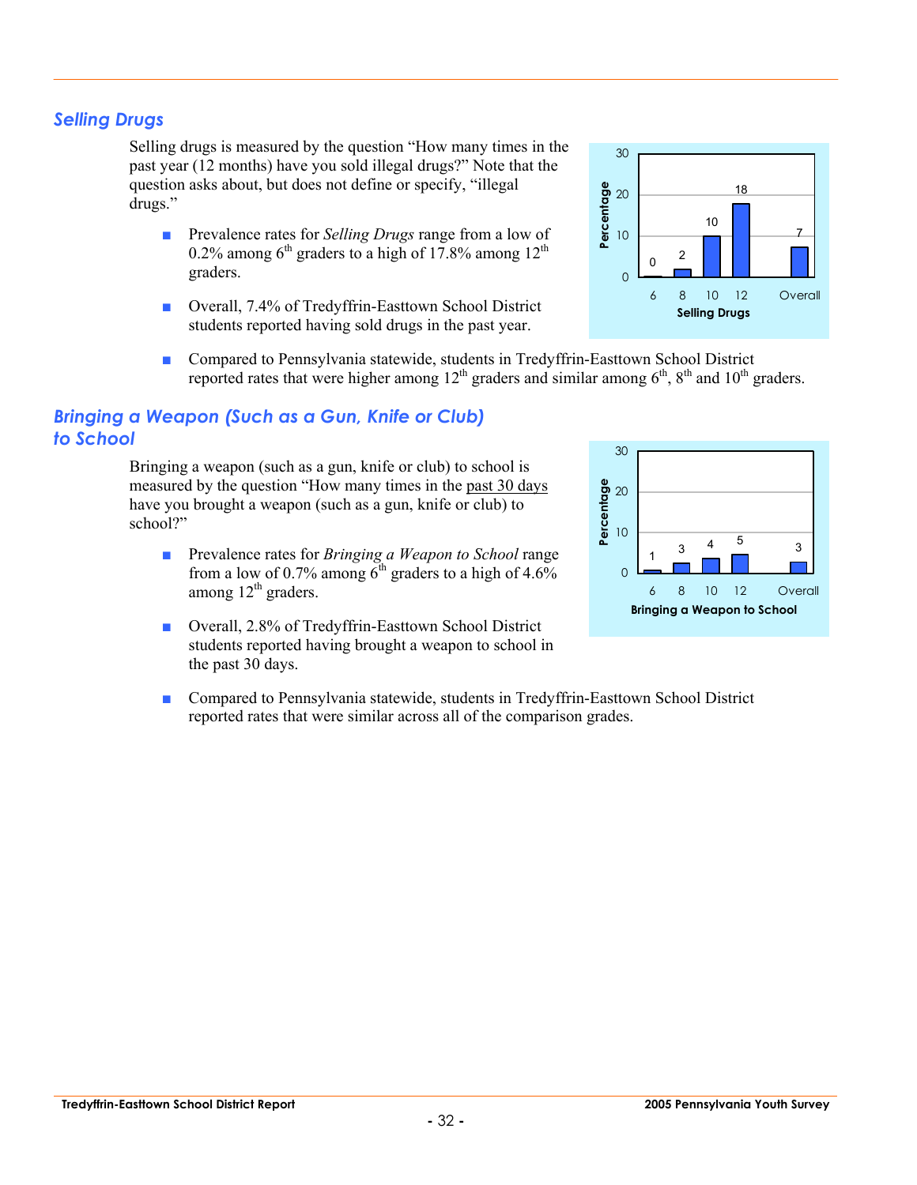## *Selling Drugs*

Selling drugs is measured by the question "How many times in the past year (12 months) have you sold illegal drugs?" Note that the question asks about, but does not define or specify, "illegal drugs."

- Prevalence rates for *Selling Drugs* range from a low of 0.2% among 6th graders to a high of 17.8% among 12th graders.
- Overall, 7.4% of Tredyffrin-Easttown School District students reported having sold drugs in the past year.
- Compared to Pennsylvania statewide, students in Tredyffrin-Easttown School District reported rates that were higher among 12th graders and similar among 6th, 8th and 10th graders.

| Selling Drugs | 6 | 8 | 10 | 12 | Overall |
|---|---|---|---|---|---|
| Percentage | 0 | 2 | 10 | 18 | 7 |

## *Bringing a Weapon (Such as a Gun, Knife or Club) to School*

Bringing a weapon (such as a gun, knife or club) to school is measured by the question "How many times in the past 30 days have you brought a weapon (such as a gun, knife or club) to school?"

- Prevalence rates for *Bringing a Weapon to School* range from a low of 0.7% among 6th graders to a high of 4.6% among 12th graders.
- Overall, 2.8% of Tredyffrin-Easttown School District students reported having brought a weapon to school in the past 30 days.
- Compared to Pennsylvania statewide, students in Tredyffrin-Easttown School District reported rates that were similar across all of the comparison grades.

| Bringing a Weapon to School | 6 | 8 | 10 | 12 | Overall |
|---|---|---|---|---|---|
| Percentage | 1 | 3 | 4 | 5 | 3 |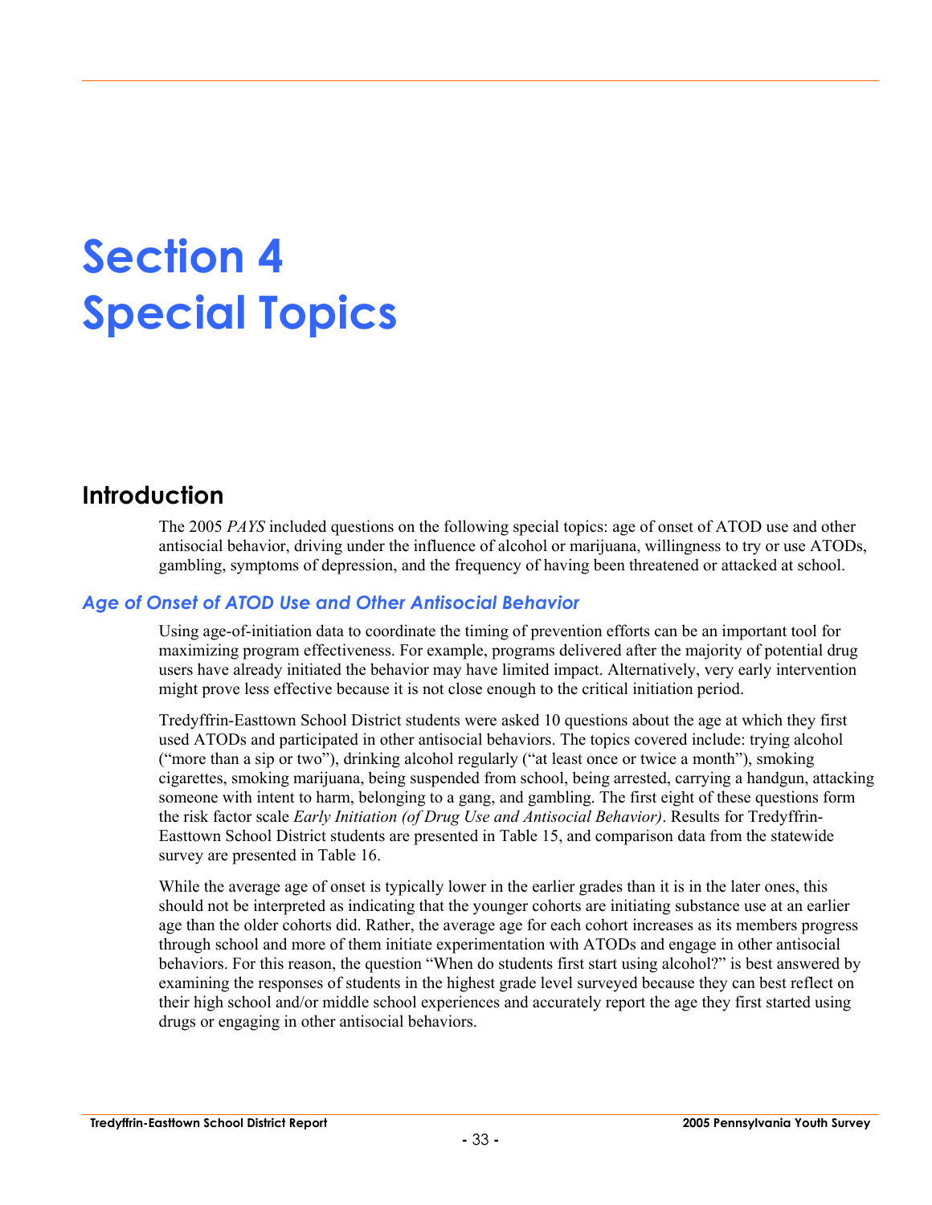# Section 4
# Special Topics

## Introduction

The 2005 *PAYS* included questions on the following special topics: age of onset of ATOD use and other antisocial behavior, driving under the influence of alcohol or marijuana, willingness to try or use ATODs, gambling, symptoms of depression, and the frequency of having been threatened or attacked at school.

### *Age of Onset of ATOD Use and Other Antisocial Behavior*

Using age-of-initiation data to coordinate the timing of prevention efforts can be an important tool for maximizing program effectiveness. For example, programs delivered after the majority of potential drug users have already initiated the behavior may have limited impact. Alternatively, very early intervention might prove less effective because it is not close enough to the critical initiation period.

Tredyffrin-Easttown School District students were asked 10 questions about the age at which they first used ATODs and participated in other antisocial behaviors. The topics covered include: trying alcohol ("more than a sip or two"), drinking alcohol regularly ("at least once or twice a month"), smoking cigarettes, smoking marijuana, being suspended from school, being arrested, carrying a handgun, attacking someone with intent to harm, belonging to a gang, and gambling. The first eight of these questions form the risk factor scale *Early Initiation (of Drug Use and Antisocial Behavior)*. Results for Tredyffrin-Easttown School District students are presented in Table 15, and comparison data from the statewide survey are presented in Table 16.

While the average age of onset is typically lower in the earlier grades than it is in the later ones, this should not be interpreted as indicating that the younger cohorts are initiating substance use at an earlier age than the older cohorts did. Rather, the average age for each cohort increases as its members progress through school and more of them initiate experimentation with ATODs and engage in other antisocial behaviors. For this reason, the question "When do students first start using alcohol?" is best answered by examining the responses of students in the highest grade level surveyed because they can best reflect on their high school and/or middle school experiences and accurately report the age they first started using drugs or engaging in other antisocial behaviors.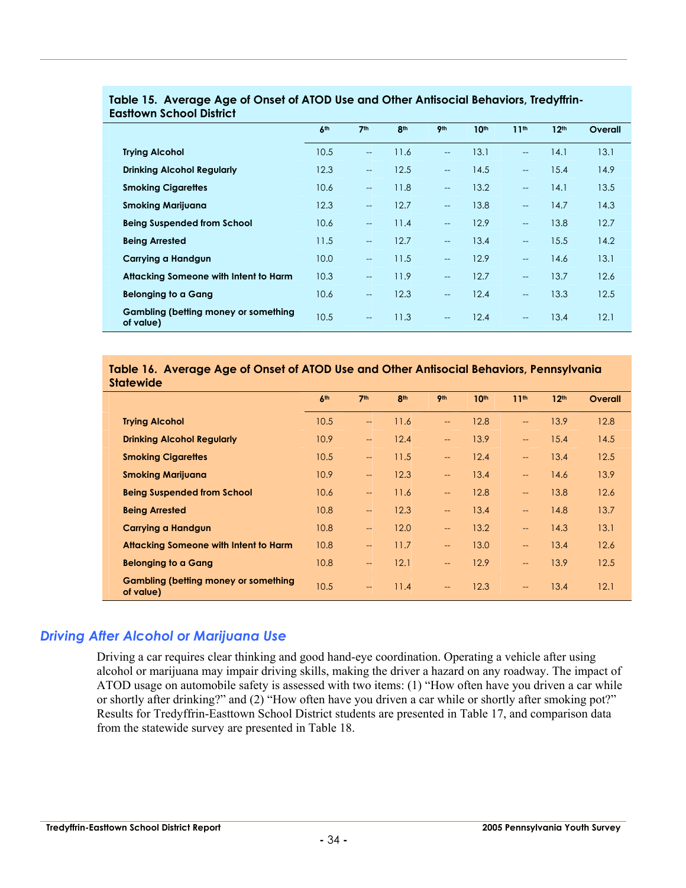**Table 15. Average Age of Onset of ATOD Use and Other Antisocial Behaviors, Tredyffrin-Easttown School District**

| | 6th | 7th | 8th | 9th | 10th | 11th | 12th | Overall |
|---|---|---|---|---|---|---|---|---|
| **Trying Alcohol** | 10.5 | -- | 11.6 | -- | 13.1 | -- | 14.1 | 13.1 |
| **Drinking Alcohol Regularly** | 12.3 | -- | 12.5 | -- | 14.5 | -- | 15.4 | 14.9 |
| **Smoking Cigarettes** | 10.6 | -- | 11.8 | -- | 13.2 | -- | 14.1 | 13.5 |
| **Smoking Marijuana** | 12.3 | -- | 12.7 | -- | 13.8 | -- | 14.7 | 14.3 |
| **Being Suspended from School** | 10.6 | -- | 11.4 | -- | 12.9 | -- | 13.8 | 12.7 |
| **Being Arrested** | 11.5 | -- | 12.7 | -- | 13.4 | -- | 15.5 | 14.2 |
| **Carrying a Handgun** | 10.0 | -- | 11.5 | -- | 12.9 | -- | 14.6 | 13.1 |
| **Attacking Someone with Intent to Harm** | 10.3 | -- | 11.9 | -- | 12.7 | -- | 13.7 | 12.6 |
| **Belonging to a Gang** | 10.6 | -- | 12.3 | -- | 12.4 | -- | 13.3 | 12.5 |
| **Gambling (betting money or something of value)** | 10.5 | -- | 11.3 | -- | 12.4 | -- | 13.4 | 12.1 |

**Table 16. Average Age of Onset of ATOD Use and Other Antisocial Behaviors, Pennsylvania Statewide**

| | 6th | 7th | 8th | 9th | 10th | 11th | 12th | Overall |
|---|---|---|---|---|---|---|---|---|
| **Trying Alcohol** | 10.5 | -- | 11.6 | -- | 12.8 | -- | 13.9 | 12.8 |
| **Drinking Alcohol Regularly** | 10.9 | -- | 12.4 | -- | 13.9 | -- | 15.4 | 14.5 |
| **Smoking Cigarettes** | 10.5 | -- | 11.5 | -- | 12.4 | -- | 13.4 | 12.5 |
| **Smoking Marijuana** | 10.9 | -- | 12.3 | -- | 13.4 | -- | 14.6 | 13.9 |
| **Being Suspended from School** | 10.6 | -- | 11.6 | -- | 12.8 | -- | 13.8 | 12.6 |
| **Being Arrested** | 10.8 | -- | 12.3 | -- | 13.4 | -- | 14.8 | 13.7 |
| **Carrying a Handgun** | 10.8 | -- | 12.0 | -- | 13.2 | -- | 14.3 | 13.1 |
| **Attacking Someone with Intent to Harm** | 10.8 | -- | 11.7 | -- | 13.0 | -- | 13.4 | 12.6 |
| **Belonging to a Gang** | 10.8 | -- | 12.1 | -- | 12.9 | -- | 13.9 | 12.5 |
| **Gambling (betting money or something of value)** | 10.5 | -- | 11.4 | -- | 12.3 | -- | 13.4 | 12.1 |

## *Driving After Alcohol or Marijuana Use*

Driving a car requires clear thinking and good hand-eye coordination. Operating a vehicle after using alcohol or marijuana may impair driving skills, making the driver a hazard on any roadway. The impact of ATOD usage on automobile safety is assessed with two items: (1) "How often have you driven a car while or shortly after drinking?" and (2) "How often have you driven a car while or shortly after smoking pot?" Results for Tredyffrin-Easttown School District students are presented in Table 17, and comparison data from the statewide survey are presented in Table 18.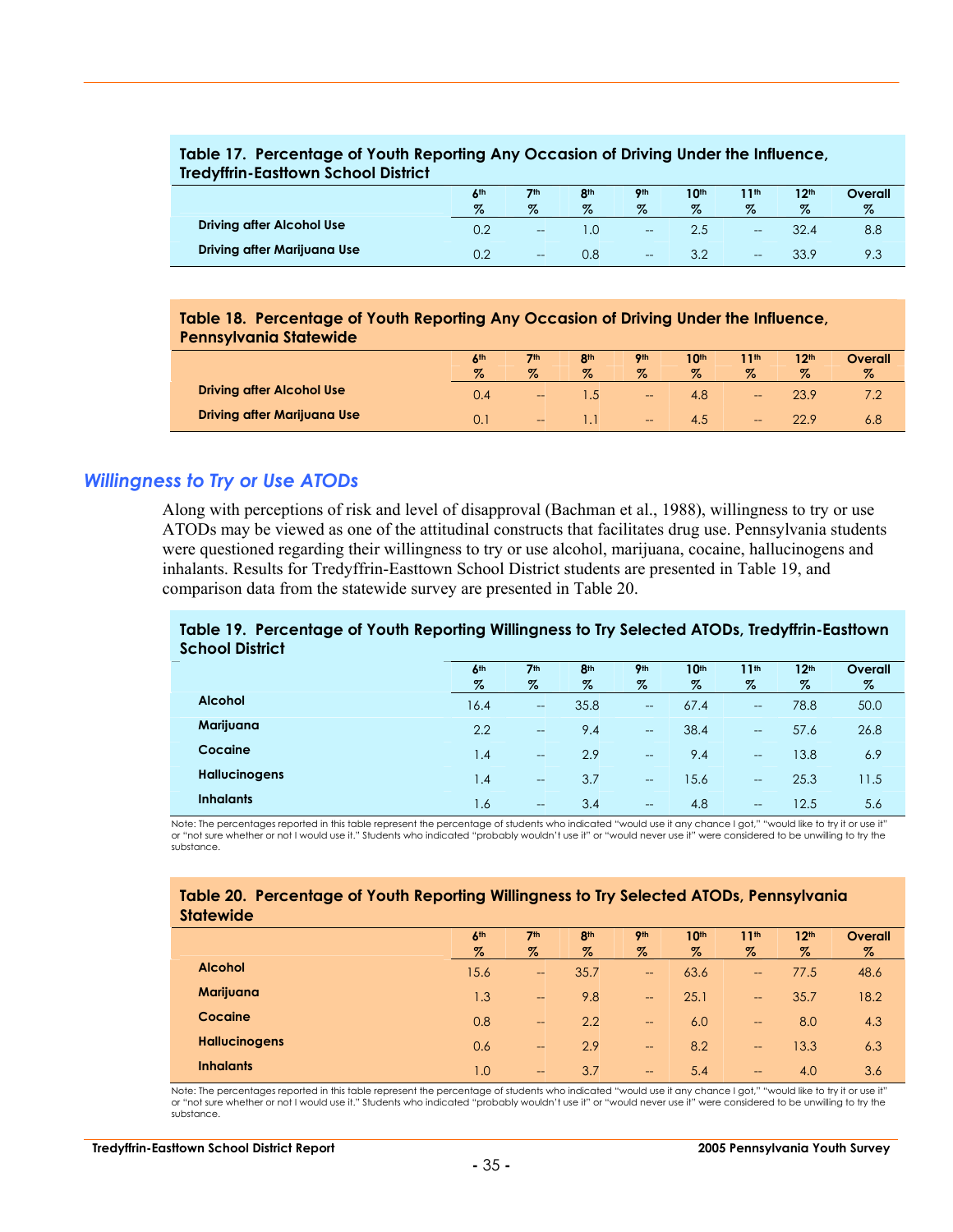**Table 17. Percentage of Youth Reporting Any Occasion of Driving Under the Influence, Tredyffrin-Easttown School District**

| | 6th % | 7th % | 8th % | 9th % | 10th % | 11th % | 12th % | Overall % |
|---|---|---|---|---|---|---|---|---|
| Driving after Alcohol Use | 0.2 | -- | 1.0 | -- | 2.5 | -- | 32.4 | 8.8 |
| Driving after Marijuana Use | 0.2 | -- | 0.8 | -- | 3.2 | -- | 33.9 | 9.3 |

**Table 18. Percentage of Youth Reporting Any Occasion of Driving Under the Influence, Pennsylvania Statewide**

| | 6th % | 7th % | 8th % | 9th % | 10th % | 11th % | 12th % | Overall % |
|---|---|---|---|---|---|---|---|---|
| Driving after Alcohol Use | 0.4 | -- | 1.5 | -- | 4.8 | -- | 23.9 | 7.2 |
| Driving after Marijuana Use | 0.1 | -- | 1.1 | -- | 4.5 | -- | 22.9 | 6.8 |

## *Willingness to Try or Use ATODs*

Along with perceptions of risk and level of disapproval (Bachman et al., 1988), willingness to try or use ATODs may be viewed as one of the attitudinal constructs that facilitates drug use. Pennsylvania students were questioned regarding their willingness to try or use alcohol, marijuana, cocaine, hallucinogens and inhalants. Results for Tredyffrin-Easttown School District students are presented in Table 19, and comparison data from the statewide survey are presented in Table 20.

**Table 19. Percentage of Youth Reporting Willingness to Try Selected ATODs, Tredyffrin-Easttown School District**

| | 6th % | 7th % | 8th % | 9th % | 10th % | 11th % | 12th % | Overall % |
|---|---|---|---|---|---|---|---|---|
| Alcohol | 16.4 | -- | 35.8 | -- | 67.4 | -- | 78.8 | 50.0 |
| Marijuana | 2.2 | -- | 9.4 | -- | 38.4 | -- | 57.6 | 26.8 |
| Cocaine | 1.4 | -- | 2.9 | -- | 9.4 | -- | 13.8 | 6.9 |
| Hallucinogens | 1.4 | -- | 3.7 | -- | 15.6 | -- | 25.3 | 11.5 |
| Inhalants | 1.6 | -- | 3.4 | -- | 4.8 | -- | 12.5 | 5.6 |

Note: The percentages reported in this table represent the percentage of students who indicated "would use it any chance I got," "would like to try it or use it" or "not sure whether or not I would use it." Students who indicated "probably wouldn't use it" or "would never use it" were considered to be unwilling to try the substance.

**Table 20. Percentage of Youth Reporting Willingness to Try Selected ATODs, Pennsylvania Statewide**

| | 6th % | 7th % | 8th % | 9th % | 10th % | 11th % | 12th % | Overall % |
|---|---|---|---|---|---|---|---|---|
| Alcohol | 15.6 | -- | 35.7 | -- | 63.6 | -- | 77.5 | 48.6 |
| Marijuana | 1.3 | -- | 9.8 | -- | 25.1 | -- | 35.7 | 18.2 |
| Cocaine | 0.8 | -- | 2.2 | -- | 6.0 | -- | 8.0 | 4.3 |
| Hallucinogens | 0.6 | -- | 2.9 | -- | 8.2 | -- | 13.3 | 6.3 |
| Inhalants | 1.0 | -- | 3.7 | -- | 5.4 | -- | 4.0 | 3.6 |

Note: The percentages reported in this table represent the percentage of students who indicated "would use it any chance I got," "would like to try it or use it" or "not sure whether or not I would use it." Students who indicated "probably wouldn't use it" or "would never use it" were considered to be unwilling to try the substance.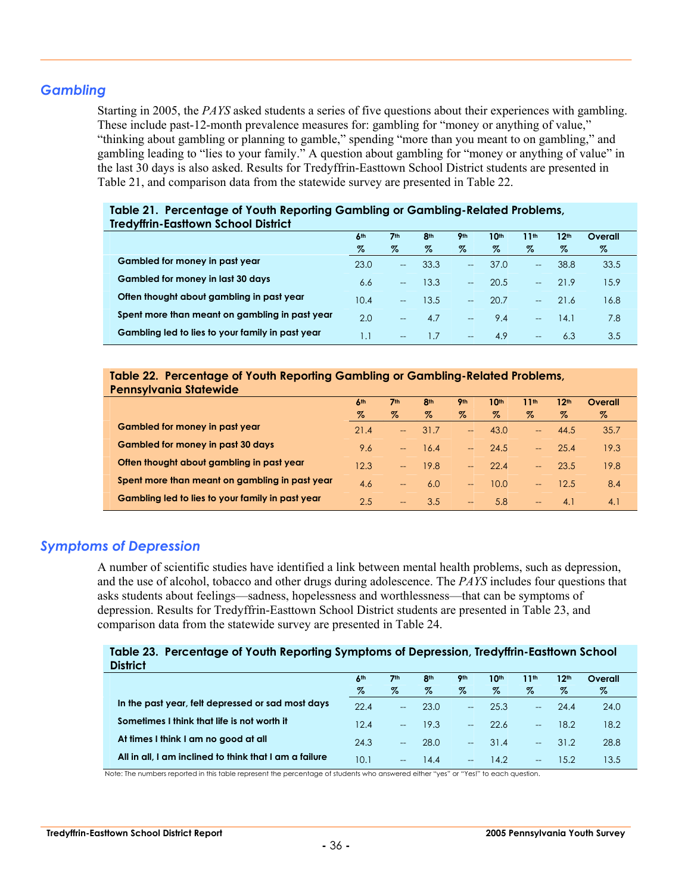## Gambling

Starting in 2005, the *PAYS* asked students a series of five questions about their experiences with gambling. These include past-12-month prevalence measures for: gambling for "money or anything of value," "thinking about gambling or planning to gamble," spending "more than you meant to on gambling," and gambling leading to "lies to your family." A question about gambling for "money or anything of value" in the last 30 days is also asked. Results for Tredyffrin-Easttown School District students are presented in Table 21, and comparison data from the statewide survey are presented in Table 22.

**Table 21. Percentage of Youth Reporting Gambling or Gambling-Related Problems, Tredyffrin-Easttown School District**

| | 6th % | 7th % | 8th % | 9th % | 10th % | 11th % | 12th % | Overall % |
|---|---|---|---|---|---|---|---|---|
| Gambled for money in past year | 23.0 | -- | 33.3 | -- | 37.0 | -- | 38.8 | 33.5 |
| Gambled for money in last 30 days | 6.6 | -- | 13.3 | -- | 20.5 | -- | 21.9 | 15.9 |
| Often thought about gambling in past year | 10.4 | -- | 13.5 | -- | 20.7 | -- | 21.6 | 16.8 |
| Spent more than meant on gambling in past year | 2.0 | -- | 4.7 | -- | 9.4 | -- | 14.1 | 7.8 |
| Gambling led to lies to your family in past year | 1.1 | -- | 1.7 | -- | 4.9 | -- | 6.3 | 3.5 |

**Table 22. Percentage of Youth Reporting Gambling or Gambling-Related Problems, Pennsylvania Statewide**

| | 6th % | 7th % | 8th % | 9th % | 10th % | 11th % | 12th % | Overall % |
|---|---|---|---|---|---|---|---|---|
| Gambled for money in past year | 21.4 | -- | 31.7 | -- | 43.0 | -- | 44.5 | 35.7 |
| Gambled for money in past 30 days | 9.6 | -- | 16.4 | -- | 24.5 | -- | 25.4 | 19.3 |
| Often thought about gambling in past year | 12.3 | -- | 19.8 | -- | 22.4 | -- | 23.5 | 19.8 |
| Spent more than meant on gambling in past year | 4.6 | -- | 6.0 | -- | 10.0 | -- | 12.5 | 8.4 |
| Gambling led to lies to your family in past year | 2.5 | -- | 3.5 | -- | 5.8 | -- | 4.1 | 4.1 |

## Symptoms of Depression

A number of scientific studies have identified a link between mental health problems, such as depression, and the use of alcohol, tobacco and other drugs during adolescence. The *PAYS* includes four questions that asks students about feelings—sadness, hopelessness and worthlessness—that can be symptoms of depression. Results for Tredyffrin-Easttown School District students are presented in Table 23, and comparison data from the statewide survey are presented in Table 24.

**Table 23. Percentage of Youth Reporting Symptoms of Depression, Tredyffrin-Easttown School District**

| | 6th % | 7th % | 8th % | 9th % | 10th % | 11th % | 12th % | Overall % |
|---|---|---|---|---|---|---|---|---|
| In the past year, felt depressed or sad most days | 22.4 | -- | 23.0 | -- | 25.3 | -- | 24.4 | 24.0 |
| Sometimes I think that life is not worth it | 12.4 | -- | 19.3 | -- | 22.6 | -- | 18.2 | 18.2 |
| At times I think I am no good at all | 24.3 | -- | 28.0 | -- | 31.4 | -- | 31.2 | 28.8 |
| All in all, I am inclined to think that I am a failure | 10.1 | -- | 14.4 | -- | 14.2 | -- | 15.2 | 13.5 |

Note: The numbers reported in this table represent the percentage of students who answered either "yes" or "Yes!" to each question.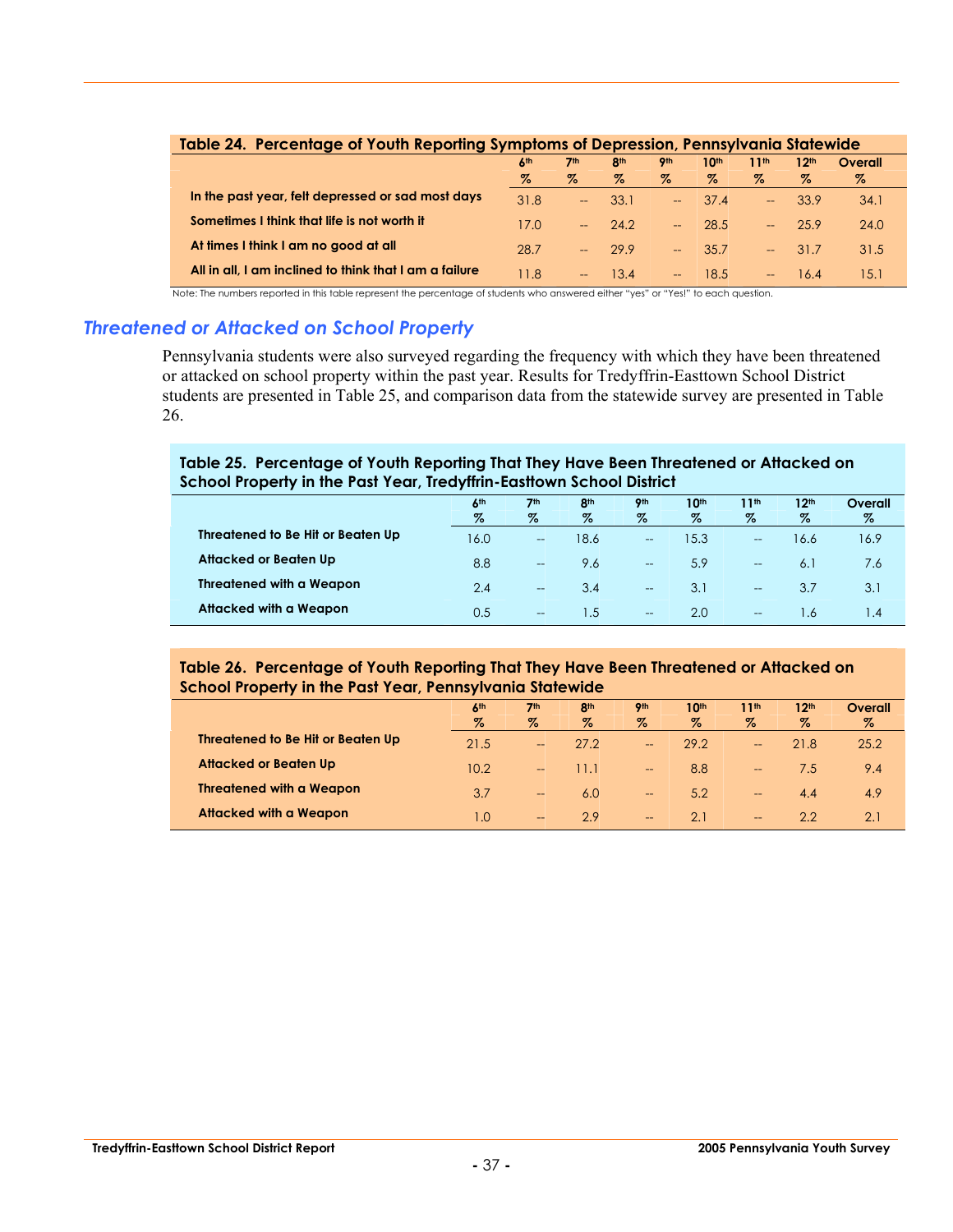**Table 24. Percentage of Youth Reporting Symptoms of Depression, Pennsylvania Statewide**

| | 6th % | 7th % | 8th % | 9th % | 10th % | 11th % | 12th % | Overall % |
|---|---|---|---|---|---|---|---|---|
| In the past year, felt depressed or sad most days | 31.8 | -- | 33.1 | -- | 37.4 | -- | 33.9 | 34.1 |
| Sometimes I think that life is not worth it | 17.0 | -- | 24.2 | -- | 28.5 | -- | 25.9 | 24.0 |
| At times I think I am no good at all | 28.7 | -- | 29.9 | -- | 35.7 | -- | 31.7 | 31.5 |
| All in all, I am inclined to think that I am a failure | 11.8 | -- | 13.4 | -- | 18.5 | -- | 16.4 | 15.1 |

Note: The numbers reported in this table represent the percentage of students who answered either "yes" or "Yes!" to each question.

## *Threatened or Attacked on School Property*

Pennsylvania students were also surveyed regarding the frequency with which they have been threatened or attacked on school property within the past year. Results for Tredyffrin-Easttown School District students are presented in Table 25, and comparison data from the statewide survey are presented in Table 26.

**Table 25. Percentage of Youth Reporting That They Have Been Threatened or Attacked on School Property in the Past Year, Tredyffrin-Easttown School District**

| | 6th % | 7th % | 8th % | 9th % | 10th % | 11th % | 12th % | Overall % |
|---|---|---|---|---|---|---|---|---|
| Threatened to Be Hit or Beaten Up | 16.0 | -- | 18.6 | -- | 15.3 | -- | 16.6 | 16.9 |
| Attacked or Beaten Up | 8.8 | -- | 9.6 | -- | 5.9 | -- | 6.1 | 7.6 |
| Threatened with a Weapon | 2.4 | -- | 3.4 | -- | 3.1 | -- | 3.7 | 3.1 |
| Attacked with a Weapon | 0.5 | -- | 1.5 | -- | 2.0 | -- | 1.6 | 1.4 |

**Table 26. Percentage of Youth Reporting That They Have Been Threatened or Attacked on School Property in the Past Year, Pennsylvania Statewide**

| | 6th % | 7th % | 8th % | 9th % | 10th % | 11th % | 12th % | Overall % |
|---|---|---|---|---|---|---|---|---|
| Threatened to Be Hit or Beaten Up | 21.5 | -- | 27.2 | -- | 29.2 | -- | 21.8 | 25.2 |
| Attacked or Beaten Up | 10.2 | -- | 11.1 | -- | 8.8 | -- | 7.5 | 9.4 |
| Threatened with a Weapon | 3.7 | -- | 6.0 | -- | 5.2 | -- | 4.4 | 4.9 |
| Attacked with a Weapon | 1.0 | -- | 2.9 | -- | 2.1 | -- | 2.2 | 2.1 |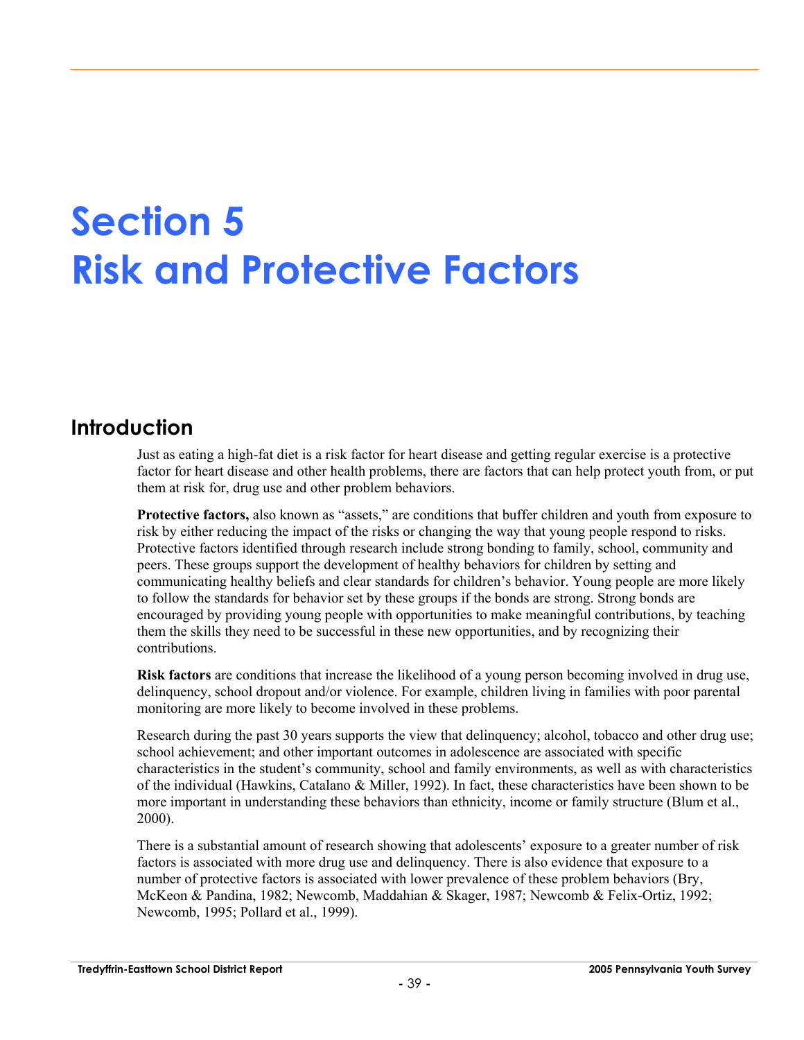# Section 5
# Risk and Protective Factors

## Introduction

Just as eating a high-fat diet is a risk factor for heart disease and getting regular exercise is a protective factor for heart disease and other health problems, there are factors that can help protect youth from, or put them at risk for, drug use and other problem behaviors.

**Protective factors,** also known as "assets," are conditions that buffer children and youth from exposure to risk by either reducing the impact of the risks or changing the way that young people respond to risks. Protective factors identified through research include strong bonding to family, school, community and peers. These groups support the development of healthy behaviors for children by setting and communicating healthy beliefs and clear standards for children's behavior. Young people are more likely to follow the standards for behavior set by these groups if the bonds are strong. Strong bonds are encouraged by providing young people with opportunities to make meaningful contributions, by teaching them the skills they need to be successful in these new opportunities, and by recognizing their contributions.

**Risk factors** are conditions that increase the likelihood of a young person becoming involved in drug use, delinquency, school dropout and/or violence. For example, children living in families with poor parental monitoring are more likely to become involved in these problems.

Research during the past 30 years supports the view that delinquency; alcohol, tobacco and other drug use; school achievement; and other important outcomes in adolescence are associated with specific characteristics in the student's community, school and family environments, as well as with characteristics of the individual (Hawkins, Catalano & Miller, 1992). In fact, these characteristics have been shown to be more important in understanding these behaviors than ethnicity, income or family structure (Blum et al., 2000).

There is a substantial amount of research showing that adolescents' exposure to a greater number of risk factors is associated with more drug use and delinquency. There is also evidence that exposure to a number of protective factors is associated with lower prevalence of these problem behaviors (Bry, McKeon & Pandina, 1982; Newcomb, Maddahian & Skager, 1987; Newcomb & Felix-Ortiz, 1992; Newcomb, 1995; Pollard et al., 1999).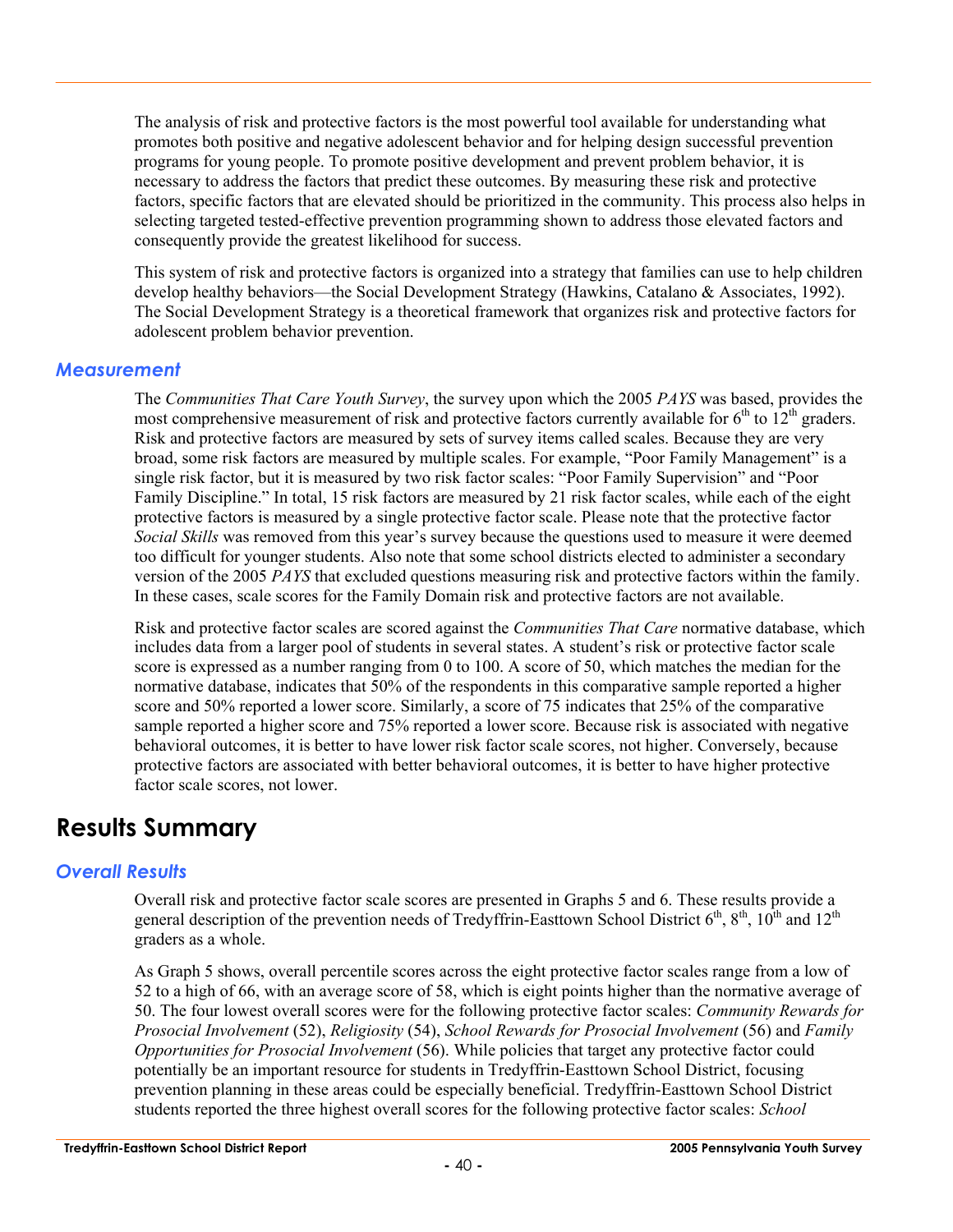The analysis of risk and protective factors is the most powerful tool available for understanding what promotes both positive and negative adolescent behavior and for helping design successful prevention programs for young people. To promote positive development and prevent problem behavior, it is necessary to address the factors that predict these outcomes. By measuring these risk and protective factors, specific factors that are elevated should be prioritized in the community. This process also helps in selecting targeted tested-effective prevention programming shown to address those elevated factors and consequently provide the greatest likelihood for success.

This system of risk and protective factors is organized into a strategy that families can use to help children develop healthy behaviors—the Social Development Strategy (Hawkins, Catalano & Associates, 1992). The Social Development Strategy is a theoretical framework that organizes risk and protective factors for adolescent problem behavior prevention.

### *Measurement*

The *Communities That Care Youth Survey*, the survey upon which the 2005 *PAYS* was based, provides the most comprehensive measurement of risk and protective factors currently available for 6th to 12th graders. Risk and protective factors are measured by sets of survey items called scales. Because they are very broad, some risk factors are measured by multiple scales. For example, "Poor Family Management" is a single risk factor, but it is measured by two risk factor scales: "Poor Family Supervision" and "Poor Family Discipline." In total, 15 risk factors are measured by 21 risk factor scales, while each of the eight protective factors is measured by a single protective factor scale. Please note that the protective factor *Social Skills* was removed from this year's survey because the questions used to measure it were deemed too difficult for younger students. Also note that some school districts elected to administer a secondary version of the 2005 *PAYS* that excluded questions measuring risk and protective factors within the family. In these cases, scale scores for the Family Domain risk and protective factors are not available.

Risk and protective factor scales are scored against the *Communities That Care* normative database, which includes data from a larger pool of students in several states. A student's risk or protective factor scale score is expressed as a number ranging from 0 to 100. A score of 50, which matches the median for the normative database, indicates that 50% of the respondents in this comparative sample reported a higher score and 50% reported a lower score. Similarly, a score of 75 indicates that 25% of the comparative sample reported a higher score and 75% reported a lower score. Because risk is associated with negative behavioral outcomes, it is better to have lower risk factor scale scores, not higher. Conversely, because protective factors are associated with better behavioral outcomes, it is better to have higher protective factor scale scores, not lower.

## Results Summary

### *Overall Results*

Overall risk and protective factor scale scores are presented in Graphs 5 and 6. These results provide a general description of the prevention needs of Tredyffrin-Easttown School District 6th, 8th, 10th and 12th graders as a whole.

As Graph 5 shows, overall percentile scores across the eight protective factor scales range from a low of 52 to a high of 66, with an average score of 58, which is eight points higher than the normative average of 50. The four lowest overall scores were for the following protective factor scales: *Community Rewards for Prosocial Involvement* (52), *Religiosity* (54), *School Rewards for Prosocial Involvement* (56) and *Family Opportunities for Prosocial Involvement* (56). While policies that target any protective factor could potentially be an important resource for students in Tredyffrin-Easttown School District, focusing prevention planning in these areas could be especially beneficial. Tredyffrin-Easttown School District students reported the three highest overall scores for the following protective factor scales: *School*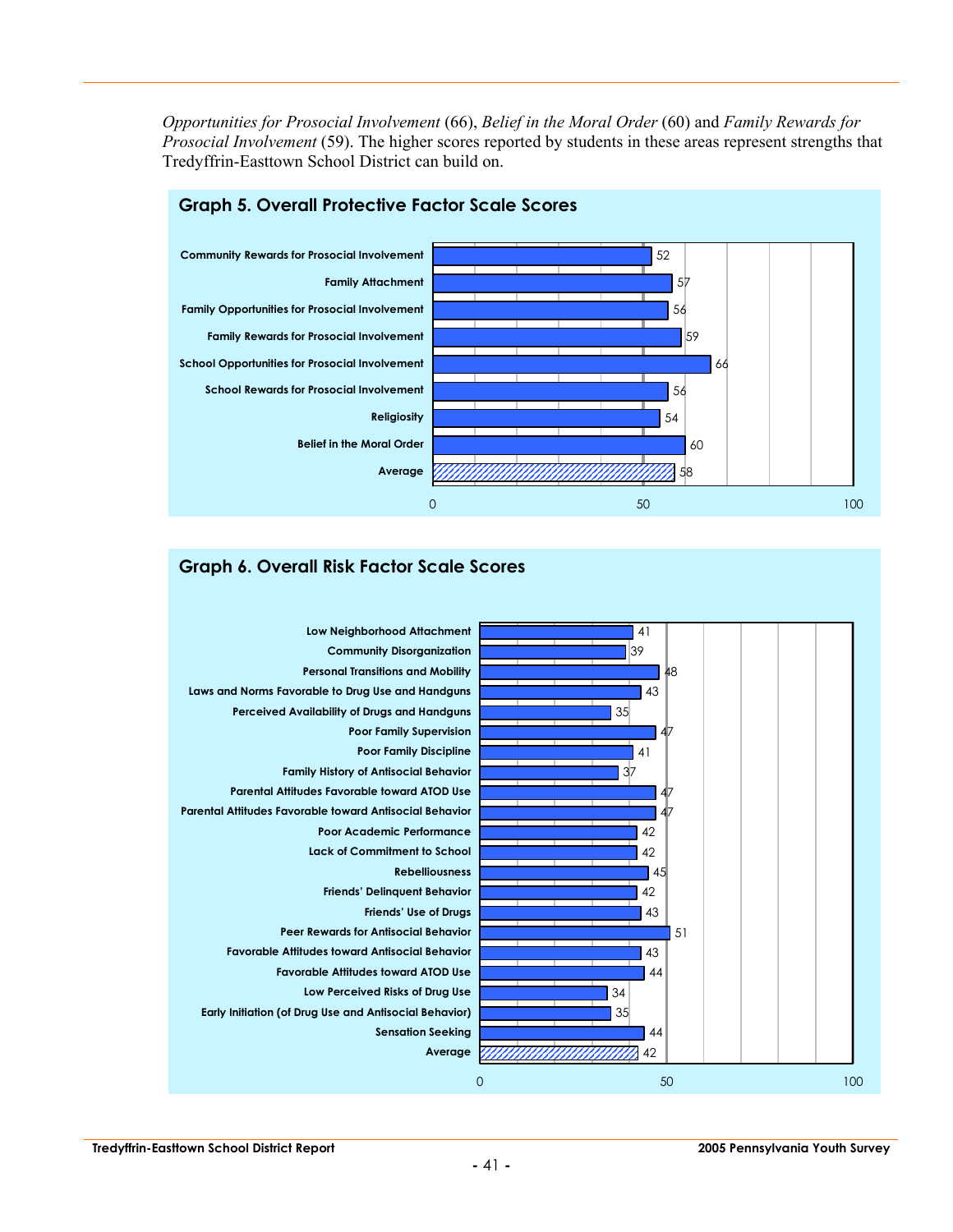*Opportunities for Prosocial Involvement* (66), *Belief in the Moral Order* (60) and *Family Rewards for Prosocial Involvement* (59). The higher scores reported by students in these areas represent strengths that Tredyffrin-Easttown School District can build on.

## Graph 5. Overall Protective Factor Scale Scores

| Protective Factor | Score |
|---|---|
| Community Rewards for Prosocial Involvement | 52 |
| Family Attachment | 57 |
| Family Opportunities for Prosocial Involvement | 56 |
| Family Rewards for Prosocial Involvement | 59 |
| School Opportunities for Prosocial Involvement | 66 |
| School Rewards for Prosocial Involvement | 56 |
| Religiosity | 54 |
| Belief in the Moral Order | 60 |
| Average | 58 |

## Graph 6. Overall Risk Factor Scale Scores

| Risk Factor | Score |
|---|---|
| Low Neighborhood Attachment | 41 |
| Community Disorganization | 39 |
| Personal Transitions and Mobility | 48 |
| Laws and Norms Favorable to Drug Use and Handguns | 43 |
| Perceived Availability of Drugs and Handguns | 35 |
| Poor Family Supervision | 47 |
| Poor Family Discipline | 41 |
| Family History of Antisocial Behavior | 37 |
| Parental Attitudes Favorable toward ATOD Use | 47 |
| Parental Attitudes Favorable toward Antisocial Behavior | 47 |
| Poor Academic Performance | 42 |
| Lack of Commitment to School | 42 |
| Rebelliousness | 45 |
| Friends' Delinquent Behavior | 42 |
| Friends' Use of Drugs | 43 |
| Peer Rewards for Antisocial Behavior | 51 |
| Favorable Attitudes toward Antisocial Behavior | 43 |
| Favorable Attitudes toward ATOD Use | 44 |
| Low Perceived Risks of Drug Use | 34 |
| Early Initiation (of Drug Use and Antisocial Behavior) | 35 |
| Sensation Seeking | 44 |
| Average | 42 |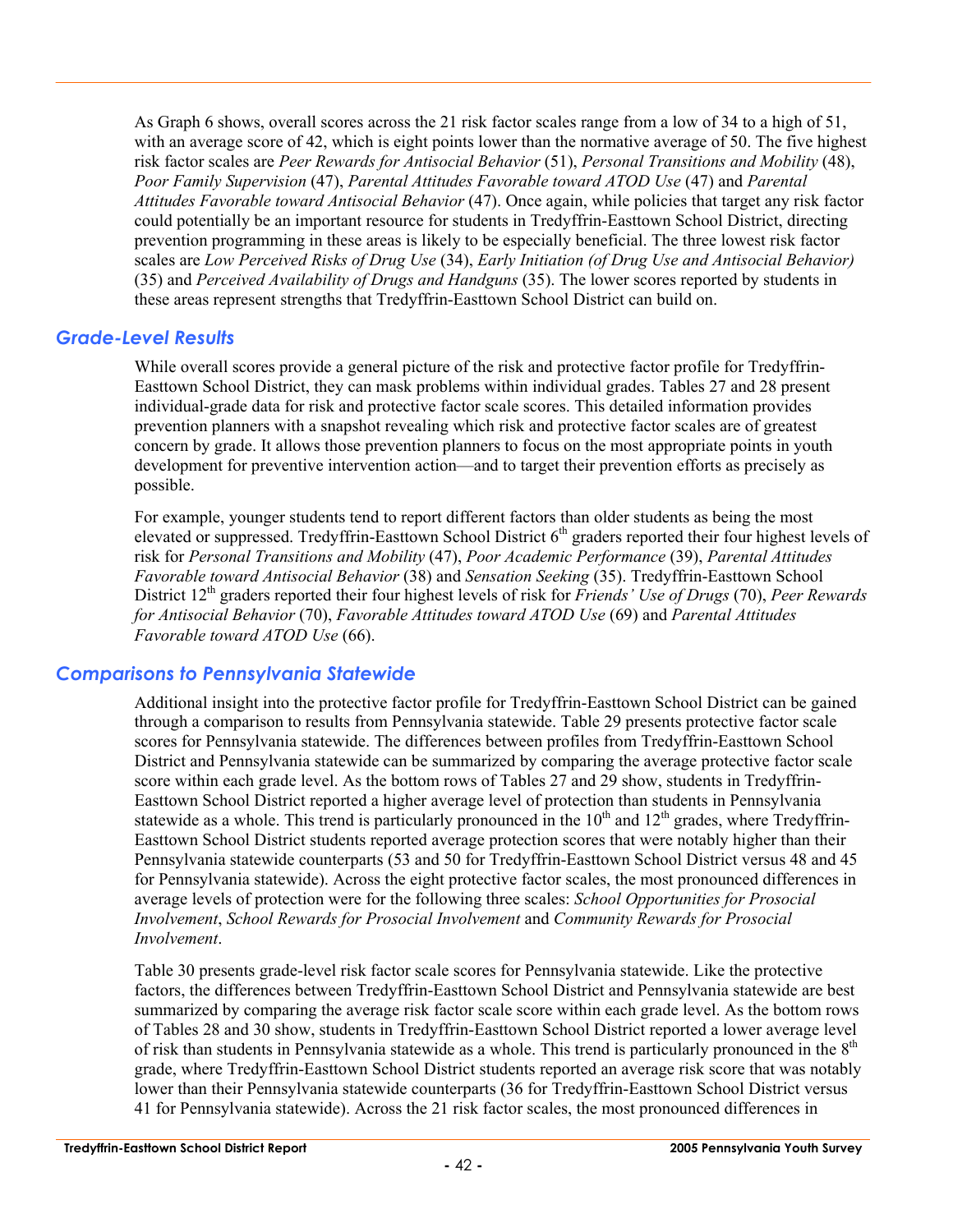As Graph 6 shows, overall scores across the 21 risk factor scales range from a low of 34 to a high of 51, with an average score of 42, which is eight points lower than the normative average of 50. The five highest risk factor scales are *Peer Rewards for Antisocial Behavior* (51), *Personal Transitions and Mobility* (48), *Poor Family Supervision* (47), *Parental Attitudes Favorable toward ATOD Use* (47) and *Parental Attitudes Favorable toward Antisocial Behavior* (47). Once again, while policies that target any risk factor could potentially be an important resource for students in Tredyffrin-Easttown School District, directing prevention programming in these areas is likely to be especially beneficial. The three lowest risk factor scales are *Low Perceived Risks of Drug Use* (34), *Early Initiation (of Drug Use and Antisocial Behavior)* (35) and *Perceived Availability of Drugs and Handguns* (35). The lower scores reported by students in these areas represent strengths that Tredyffrin-Easttown School District can build on.

## Grade-Level Results

While overall scores provide a general picture of the risk and protective factor profile for Tredyffrin-Easttown School District, they can mask problems within individual grades. Tables 27 and 28 present individual-grade data for risk and protective factor scale scores. This detailed information provides prevention planners with a snapshot revealing which risk and protective factor scales are of greatest concern by grade. It allows those prevention planners to focus on the most appropriate points in youth development for preventive intervention action—and to target their prevention efforts as precisely as possible.

For example, younger students tend to report different factors than older students as being the most elevated or suppressed. Tredyffrin-Easttown School District 6th graders reported their four highest levels of risk for *Personal Transitions and Mobility* (47), *Poor Academic Performance* (39), *Parental Attitudes Favorable toward Antisocial Behavior* (38) and *Sensation Seeking* (35). Tredyffrin-Easttown School District 12th graders reported their four highest levels of risk for *Friends' Use of Drugs* (70), *Peer Rewards for Antisocial Behavior* (70), *Favorable Attitudes toward ATOD Use* (69) and *Parental Attitudes Favorable toward ATOD Use* (66).

## Comparisons to Pennsylvania Statewide

Additional insight into the protective factor profile for Tredyffrin-Easttown School District can be gained through a comparison to results from Pennsylvania statewide. Table 29 presents protective factor scale scores for Pennsylvania statewide. The differences between profiles from Tredyffrin-Easttown School District and Pennsylvania statewide can be summarized by comparing the average protective factor scale score within each grade level. As the bottom rows of Tables 27 and 29 show, students in Tredyffrin-Easttown School District reported a higher average level of protection than students in Pennsylvania statewide as a whole. This trend is particularly pronounced in the 10th and 12th grades, where Tredyffrin-Easttown School District students reported average protection scores that were notably higher than their Pennsylvania statewide counterparts (53 and 50 for Tredyffrin-Easttown School District versus 48 and 45 for Pennsylvania statewide). Across the eight protective factor scales, the most pronounced differences in average levels of protection were for the following three scales: *School Opportunities for Prosocial Involvement*, *School Rewards for Prosocial Involvement* and *Community Rewards for Prosocial Involvement*.

Table 30 presents grade-level risk factor scale scores for Pennsylvania statewide. Like the protective factors, the differences between Tredyffrin-Easttown School District and Pennsylvania statewide are best summarized by comparing the average risk factor scale score within each grade level. As the bottom rows of Tables 28 and 30 show, students in Tredyffrin-Easttown School District reported a lower average level of risk than students in Pennsylvania statewide as a whole. This trend is particularly pronounced in the 8th grade, where Tredyffrin-Easttown School District students reported an average risk score that was notably lower than their Pennsylvania statewide counterparts (36 for Tredyffrin-Easttown School District versus 41 for Pennsylvania statewide). Across the 21 risk factor scales, the most pronounced differences in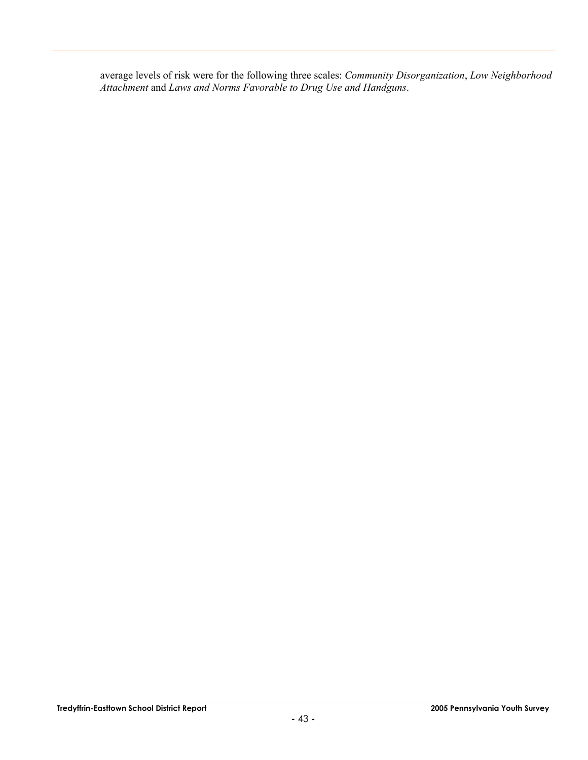average levels of risk were for the following three scales: *Community Disorganization*, *Low Neighborhood Attachment* and *Laws and Norms Favorable to Drug Use and Handguns*.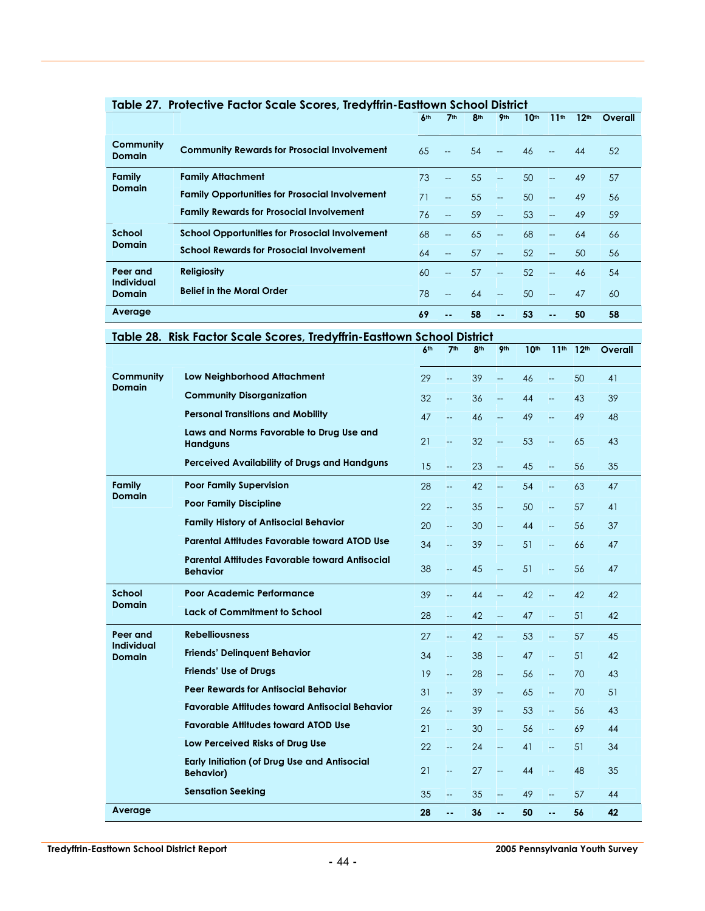## Table 27. Protective Factor Scale Scores, Tredyffrin-Easttown School District

| | | 6th | 7th | 8th | 9th | 10th | 11th | 12th | Overall |
|---|---|---|---|---|---|---|---|---|---|
| Community Domain | Community Rewards for Prosocial Involvement | 65 | -- | 54 | -- | 46 | -- | 44 | 52 |
| Family Domain | Family Attachment | 73 | -- | 55 | -- | 50 | -- | 49 | 57 |
| | Family Opportunities for Prosocial Involvement | 71 | -- | 55 | -- | 50 | -- | 49 | 56 |
| | Family Rewards for Prosocial Involvement | 76 | -- | 59 | -- | 53 | -- | 49 | 59 |
| School Domain | School Opportunities for Prosocial Involvement | 68 | -- | 65 | -- | 68 | -- | 64 | 66 |
| | School Rewards for Prosocial Involvement | 64 | -- | 57 | -- | 52 | -- | 50 | 56 |
| Peer and Individual Domain | Religiosity | 60 | -- | 57 | -- | 52 | -- | 46 | 54 |
| | Belief in the Moral Order | 78 | -- | 64 | -- | 50 | -- | 47 | 60 |
| **Average** | | **69** | **--** | **58** | **--** | **53** | **--** | **50** | **58** |

## Table 28. Risk Factor Scale Scores, Tredyffrin-Easttown School District

| | | 6th | 7th | 8th | 9th | 10th | 11th | 12th | Overall |
|---|---|---|---|---|---|---|---|---|---|
| Community Domain | Low Neighborhood Attachment | 29 | -- | 39 | -- | 46 | -- | 50 | 41 |
| | Community Disorganization | 32 | -- | 36 | -- | 44 | -- | 43 | 39 |
| | Personal Transitions and Mobility | 47 | -- | 46 | -- | 49 | -- | 49 | 48 |
| | Laws and Norms Favorable to Drug Use and Handguns | 21 | -- | 32 | -- | 53 | -- | 65 | 43 |
| | Perceived Availability of Drugs and Handguns | 15 | -- | 23 | -- | 45 | -- | 56 | 35 |
| Family Domain | Poor Family Supervision | 28 | -- | 42 | -- | 54 | -- | 63 | 47 |
| | Poor Family Discipline | 22 | -- | 35 | -- | 50 | -- | 57 | 41 |
| | Family History of Antisocial Behavior | 20 | -- | 30 | -- | 44 | -- | 56 | 37 |
| | Parental Attitudes Favorable toward ATOD Use | 34 | -- | 39 | -- | 51 | -- | 66 | 47 |
| | Parental Attitudes Favorable toward Antisocial Behavior | 38 | -- | 45 | -- | 51 | -- | 56 | 47 |
| School Domain | Poor Academic Performance | 39 | -- | 44 | -- | 42 | -- | 42 | 42 |
| | Lack of Commitment to School | 28 | -- | 42 | -- | 47 | -- | 51 | 42 |
| Peer and Individual Domain | Rebelliousness | 27 | -- | 42 | -- | 53 | -- | 57 | 45 |
| | Friends' Delinquent Behavior | 34 | -- | 38 | -- | 47 | -- | 51 | 42 |
| | Friends' Use of Drugs | 19 | -- | 28 | -- | 56 | -- | 70 | 43 |
| | Peer Rewards for Antisocial Behavior | 31 | -- | 39 | -- | 65 | -- | 70 | 51 |
| | Favorable Attitudes toward Antisocial Behavior | 26 | -- | 39 | -- | 53 | -- | 56 | 43 |
| | Favorable Attitudes toward ATOD Use | 21 | -- | 30 | -- | 56 | -- | 69 | 44 |
| | Low Perceived Risks of Drug Use | 22 | -- | 24 | -- | 41 | -- | 51 | 34 |
| | Early Initiation (of Drug Use and Antisocial Behavior) | 21 | -- | 27 | -- | 44 | -- | 48 | 35 |
| | Sensation Seeking | 35 | -- | 35 | -- | 49 | -- | 57 | 44 |
| **Average** | | **28** | **--** | **36** | **--** | **50** | **--** | **56** | **42** |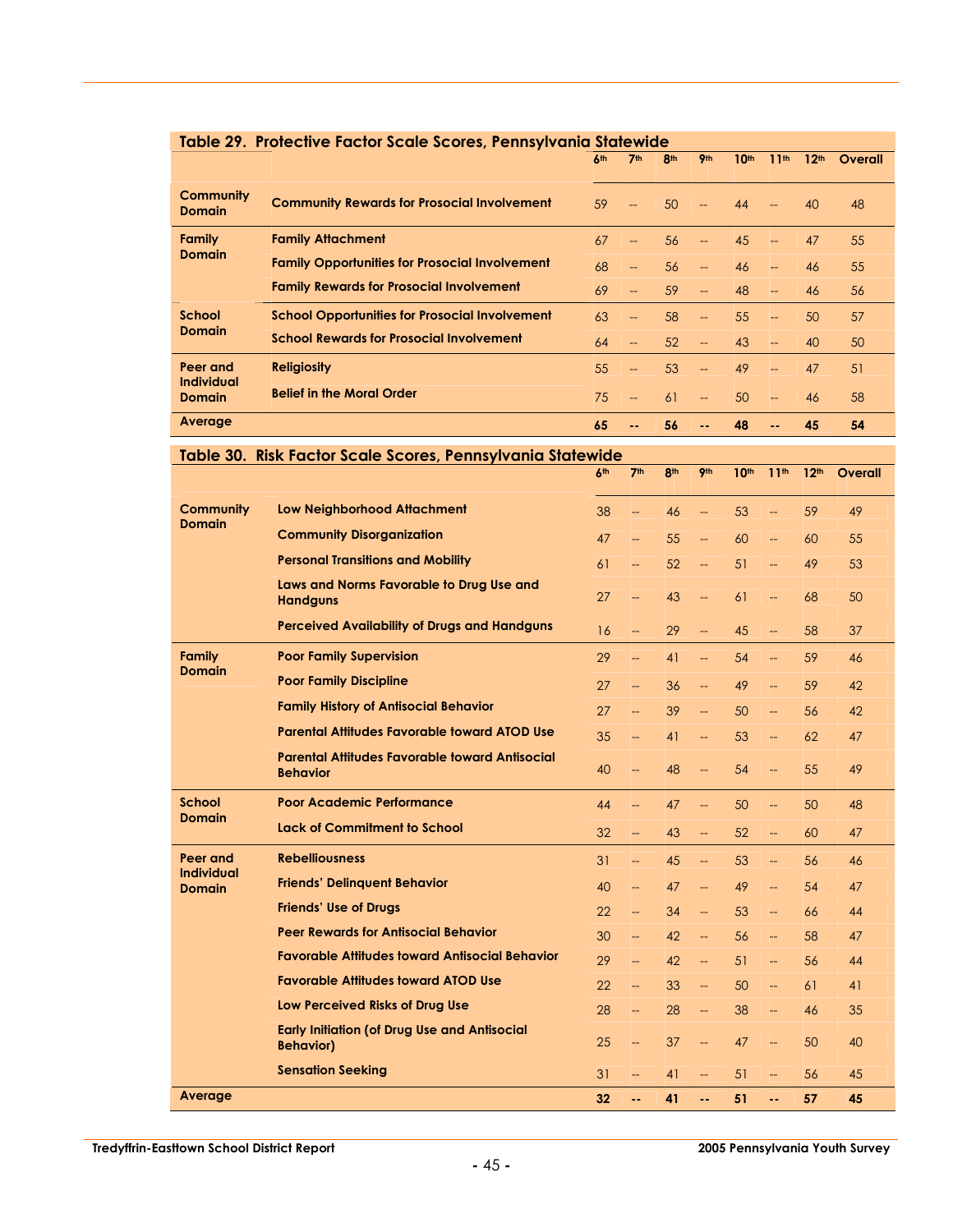## Table 29. Protective Factor Scale Scores, Pennsylvania Statewide

| | | 6th | 7th | 8th | 9th | 10th | 11th | 12th | Overall |
|---|---|---|---|---|---|---|---|---|---|
| Community Domain | Community Rewards for Prosocial Involvement | 59 | -- | 50 | -- | 44 | -- | 40 | 48 |
| Family Domain | Family Attachment | 67 | -- | 56 | -- | 45 | -- | 47 | 55 |
| | Family Opportunities for Prosocial Involvement | 68 | -- | 56 | -- | 46 | -- | 46 | 55 |
| | Family Rewards for Prosocial Involvement | 69 | -- | 59 | -- | 48 | -- | 46 | 56 |
| School Domain | School Opportunities for Prosocial Involvement | 63 | -- | 58 | -- | 55 | -- | 50 | 57 |
| | School Rewards for Prosocial Involvement | 64 | -- | 52 | -- | 43 | -- | 40 | 50 |
| Peer and Individual Domain | Religiosity | 55 | -- | 53 | -- | 49 | -- | 47 | 51 |
| | Belief in the Moral Order | 75 | -- | 61 | -- | 50 | -- | 46 | 58 |
| **Average** | | **65** | **--** | **56** | **--** | **48** | **--** | **45** | **54** |

## Table 30. Risk Factor Scale Scores, Pennsylvania Statewide

| | | 6th | 7th | 8th | 9th | 10th | 11th | 12th | Overall |
|---|---|---|---|---|---|---|---|---|---|
| Community Domain | Low Neighborhood Attachment | 38 | -- | 46 | -- | 53 | -- | 59 | 49 |
| | Community Disorganization | 47 | -- | 55 | -- | 60 | -- | 60 | 55 |
| | Personal Transitions and Mobility | 61 | -- | 52 | -- | 51 | -- | 49 | 53 |
| | Laws and Norms Favorable to Drug Use and Handguns | 27 | -- | 43 | -- | 61 | -- | 68 | 50 |
| | Perceived Availability of Drugs and Handguns | 16 | -- | 29 | -- | 45 | -- | 58 | 37 |
| Family Domain | Poor Family Supervision | 29 | -- | 41 | -- | 54 | -- | 59 | 46 |
| | Poor Family Discipline | 27 | -- | 36 | -- | 49 | -- | 59 | 42 |
| | Family History of Antisocial Behavior | 27 | -- | 39 | -- | 50 | -- | 56 | 42 |
| | Parental Attitudes Favorable toward ATOD Use | 35 | -- | 41 | -- | 53 | -- | 62 | 47 |
| | Parental Attitudes Favorable toward Antisocial Behavior | 40 | -- | 48 | -- | 54 | -- | 55 | 49 |
| School Domain | Poor Academic Performance | 44 | -- | 47 | -- | 50 | -- | 50 | 48 |
| | Lack of Commitment to School | 32 | -- | 43 | -- | 52 | -- | 60 | 47 |
| Peer and Individual Domain | Rebelliousness | 31 | -- | 45 | -- | 53 | -- | 56 | 46 |
| | Friends' Delinquent Behavior | 40 | -- | 47 | -- | 49 | -- | 54 | 47 |
| | Friends' Use of Drugs | 22 | -- | 34 | -- | 53 | -- | 66 | 44 |
| | Peer Rewards for Antisocial Behavior | 30 | -- | 42 | -- | 56 | -- | 58 | 47 |
| | Favorable Attitudes toward Antisocial Behavior | 29 | -- | 42 | -- | 51 | -- | 56 | 44 |
| | Favorable Attitudes toward ATOD Use | 22 | -- | 33 | -- | 50 | -- | 61 | 41 |
| | Low Perceived Risks of Drug Use | 28 | -- | 28 | -- | 38 | -- | 46 | 35 |
| | Early Initiation (of Drug Use and Antisocial Behavior) | 25 | -- | 37 | -- | 47 | -- | 50 | 40 |
| | Sensation Seeking | 31 | -- | 41 | -- | 51 | -- | 56 | 45 |
| **Average** | | **32** | **--** | **41** | **--** | **51** | **--** | **57** | **45** |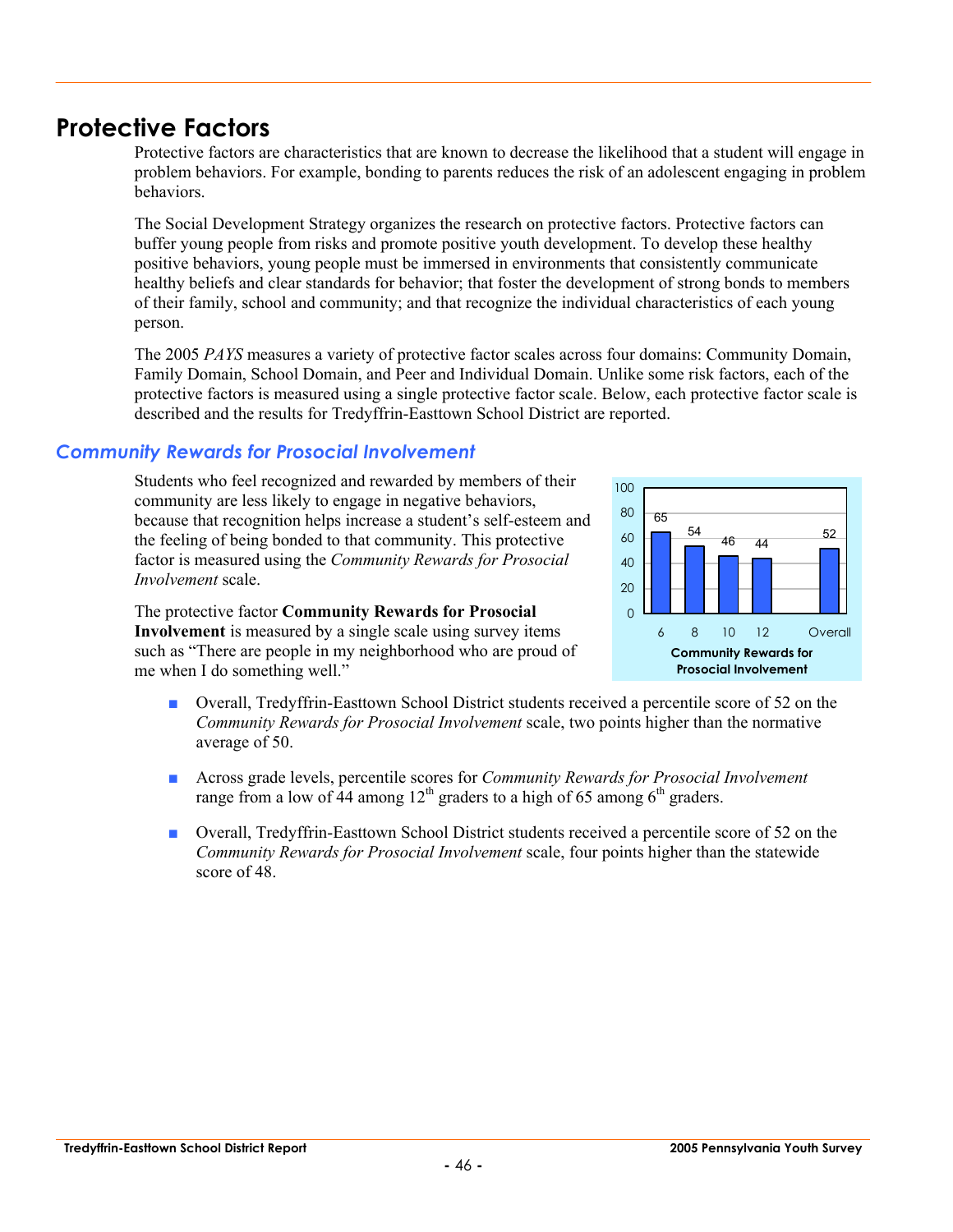# Protective Factors

Protective factors are characteristics that are known to decrease the likelihood that a student will engage in problem behaviors. For example, bonding to parents reduces the risk of an adolescent engaging in problem behaviors.

The Social Development Strategy organizes the research on protective factors. Protective factors can buffer young people from risks and promote positive youth development. To develop these healthy positive behaviors, young people must be immersed in environments that consistently communicate healthy beliefs and clear standards for behavior; that foster the development of strong bonds to members of their family, school and community; and that recognize the individual characteristics of each young person.

The 2005 *PAYS* measures a variety of protective factor scales across four domains: Community Domain, Family Domain, School Domain, and Peer and Individual Domain. Unlike some risk factors, each of the protective factors is measured using a single protective factor scale. Below, each protective factor scale is described and the results for Tredyffrin-Easttown School District are reported.

## *Community Rewards for Prosocial Involvement*

Students who feel recognized and rewarded by members of their community are less likely to engage in negative behaviors, because that recognition helps increase a student's self-esteem and the feeling of being bonded to that community. This protective factor is measured using the *Community Rewards for Prosocial Involvement* scale.

The protective factor **Community Rewards for Prosocial Involvement** is measured by a single scale using survey items such as "There are people in my neighborhood who are proud of me when I do something well."

| Grade | 6 | 8 | 10 | 12 | Overall |
|---|---|---|---|---|---|
| Community Rewards for Prosocial Involvement | 65 | 54 | 46 | 44 | 52 |

- Overall, Tredyffrin-Easttown School District students received a percentile score of 52 on the *Community Rewards for Prosocial Involvement* scale, two points higher than the normative average of 50.
- Across grade levels, percentile scores for *Community Rewards for Prosocial Involvement* range from a low of 44 among 12th graders to a high of 65 among 6th graders.
- Overall, Tredyffrin-Easttown School District students received a percentile score of 52 on the *Community Rewards for Prosocial Involvement* scale, four points higher than the statewide score of 48.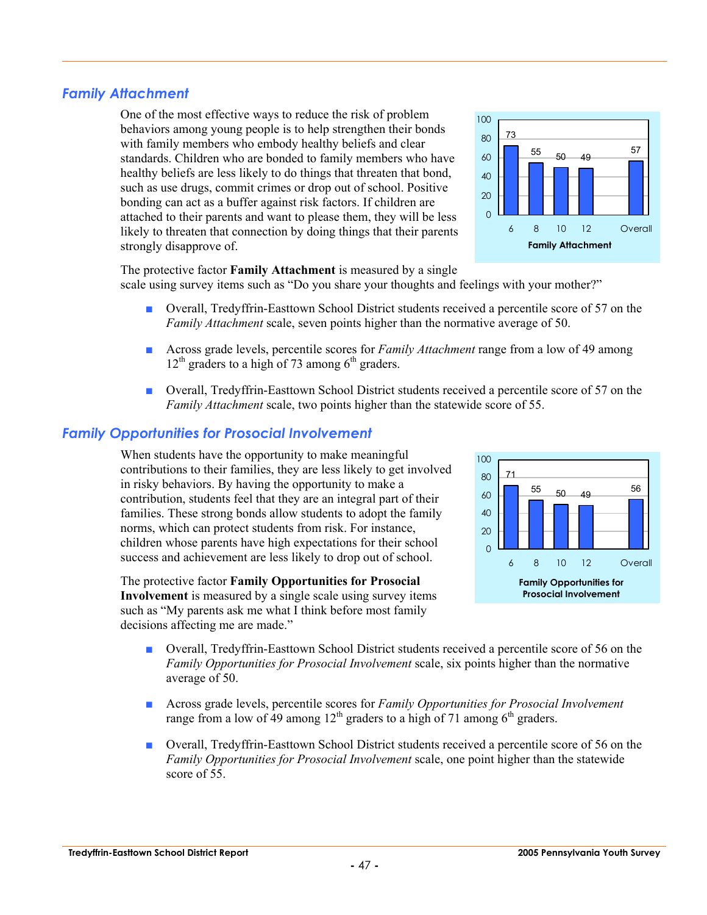## Family Attachment

One of the most effective ways to reduce the risk of problem behaviors among young people is to help strengthen their bonds with family members who embody healthy beliefs and clear standards. Children who are bonded to family members who have healthy beliefs are less likely to do things that threaten that bond, such as use drugs, commit crimes or drop out of school. Positive bonding can act as a buffer against risk factors. If children are attached to their parents and want to please them, they will be less likely to threaten that connection by doing things that their parents strongly disapprove of.

| Grade | 6 | 8 | 10 | 12 | Overall |
|---|---|---|---|---|---|
| Family Attachment | 73 | 55 | 50 | 49 | 57 |

The protective factor **Family Attachment** is measured by a single scale using survey items such as "Do you share your thoughts and feelings with your mother?"

- Overall, Tredyffrin-Easttown School District students received a percentile score of 57 on the *Family Attachment* scale, seven points higher than the normative average of 50.
- Across grade levels, percentile scores for *Family Attachment* range from a low of 49 among 12th graders to a high of 73 among 6th graders.
- Overall, Tredyffrin-Easttown School District students received a percentile score of 57 on the *Family Attachment* scale, two points higher than the statewide score of 55.

## Family Opportunities for Prosocial Involvement

When students have the opportunity to make meaningful contributions to their families, they are less likely to get involved in risky behaviors. By having the opportunity to make a contribution, students feel that they are an integral part of their families. These strong bonds allow students to adopt the family norms, which can protect students from risk. For instance, children whose parents have high expectations for their school success and achievement are less likely to drop out of school.

| Grade | 6 | 8 | 10 | 12 | Overall |
|---|---|---|---|---|---|
| Family Opportunities for Prosocial Involvement | 71 | 55 | 50 | 49 | 56 |

The protective factor **Family Opportunities for Prosocial Involvement** is measured by a single scale using survey items such as "My parents ask me what I think before most family decisions affecting me are made."

- Overall, Tredyffrin-Easttown School District students received a percentile score of 56 on the *Family Opportunities for Prosocial Involvement* scale, six points higher than the normative average of 50.
- Across grade levels, percentile scores for *Family Opportunities for Prosocial Involvement* range from a low of 49 among 12th graders to a high of 71 among 6th graders.
- Overall, Tredyffrin-Easttown School District students received a percentile score of 56 on the *Family Opportunities for Prosocial Involvement* scale, one point higher than the statewide score of 55.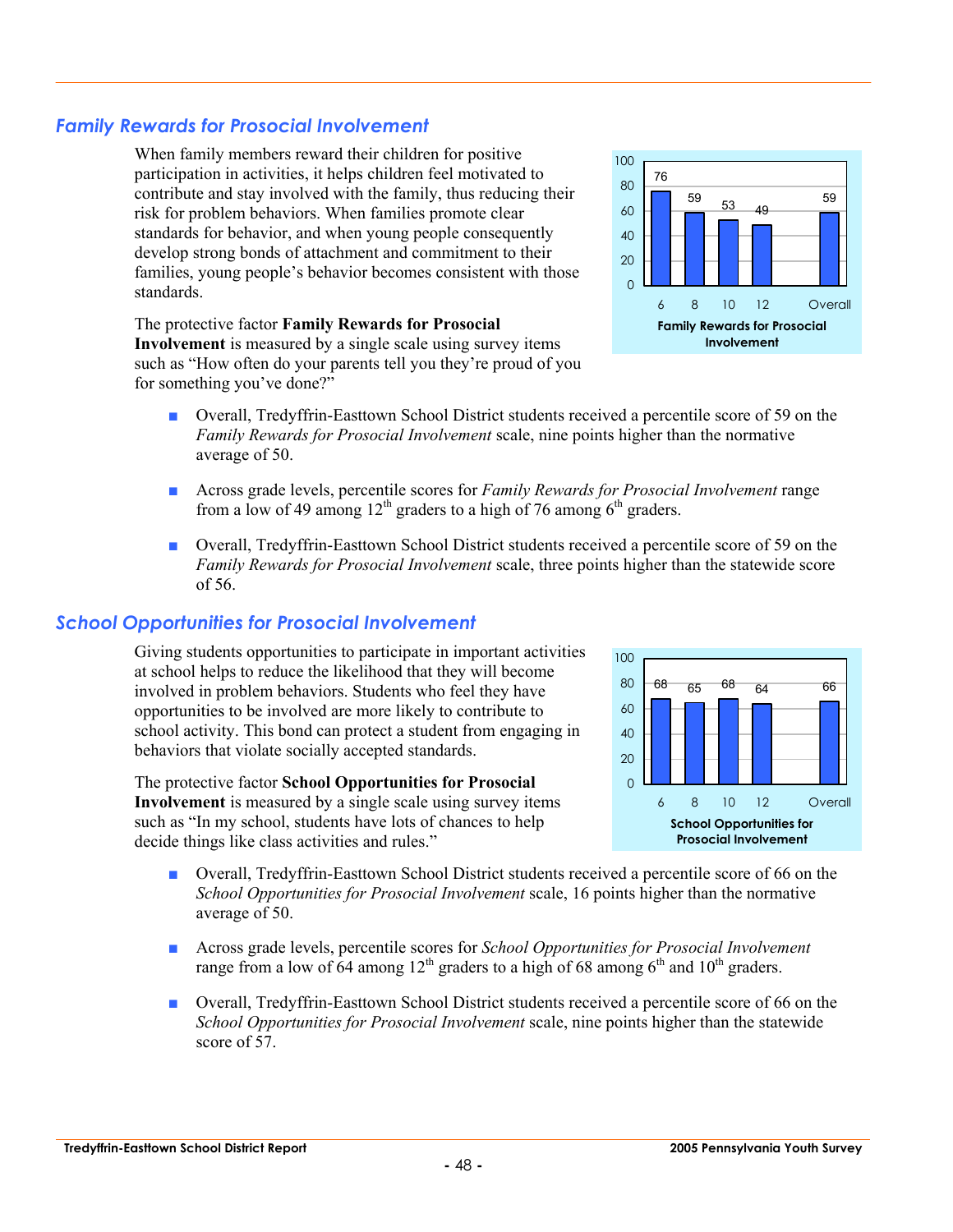## Family Rewards for Prosocial Involvement

When family members reward their children for positive participation in activities, it helps children feel motivated to contribute and stay involved with the family, thus reducing their risk for problem behaviors. When families promote clear standards for behavior, and when young people consequently develop strong bonds of attachment and commitment to their families, young people's behavior becomes consistent with those standards.

The protective factor **Family Rewards for Prosocial Involvement** is measured by a single scale using survey items such as "How often do your parents tell you they're proud of you for something you've done?"

| Grade | 6 | 8 | 10 | 12 | Overall |
|---|---|---|---|---|---|
| Family Rewards for Prosocial Involvement | 76 | 59 | 53 | 49 | 59 |

- Overall, Tredyffrin-Easttown School District students received a percentile score of 59 on the *Family Rewards for Prosocial Involvement* scale, nine points higher than the normative average of 50.
- Across grade levels, percentile scores for *Family Rewards for Prosocial Involvement* range from a low of 49 among 12th graders to a high of 76 among 6th graders.
- Overall, Tredyffrin-Easttown School District students received a percentile score of 59 on the *Family Rewards for Prosocial Involvement* scale, three points higher than the statewide score of 56.

## School Opportunities for Prosocial Involvement

Giving students opportunities to participate in important activities at school helps to reduce the likelihood that they will become involved in problem behaviors. Students who feel they have opportunities to be involved are more likely to contribute to school activity. This bond can protect a student from engaging in behaviors that violate socially accepted standards.

The protective factor **School Opportunities for Prosocial Involvement** is measured by a single scale using survey items such as "In my school, students have lots of chances to help decide things like class activities and rules."

| Grade | 6 | 8 | 10 | 12 | Overall |
|---|---|---|---|---|---|
| School Opportunities for Prosocial Involvement | 68 | 65 | 68 | 64 | 66 |

- Overall, Tredyffrin-Easttown School District students received a percentile score of 66 on the *School Opportunities for Prosocial Involvement* scale, 16 points higher than the normative average of 50.
- Across grade levels, percentile scores for *School Opportunities for Prosocial Involvement* range from a low of 64 among 12th graders to a high of 68 among 6th and 10th graders.
- Overall, Tredyffrin-Easttown School District students received a percentile score of 66 on the *School Opportunities for Prosocial Involvement* scale, nine points higher than the statewide score of 57.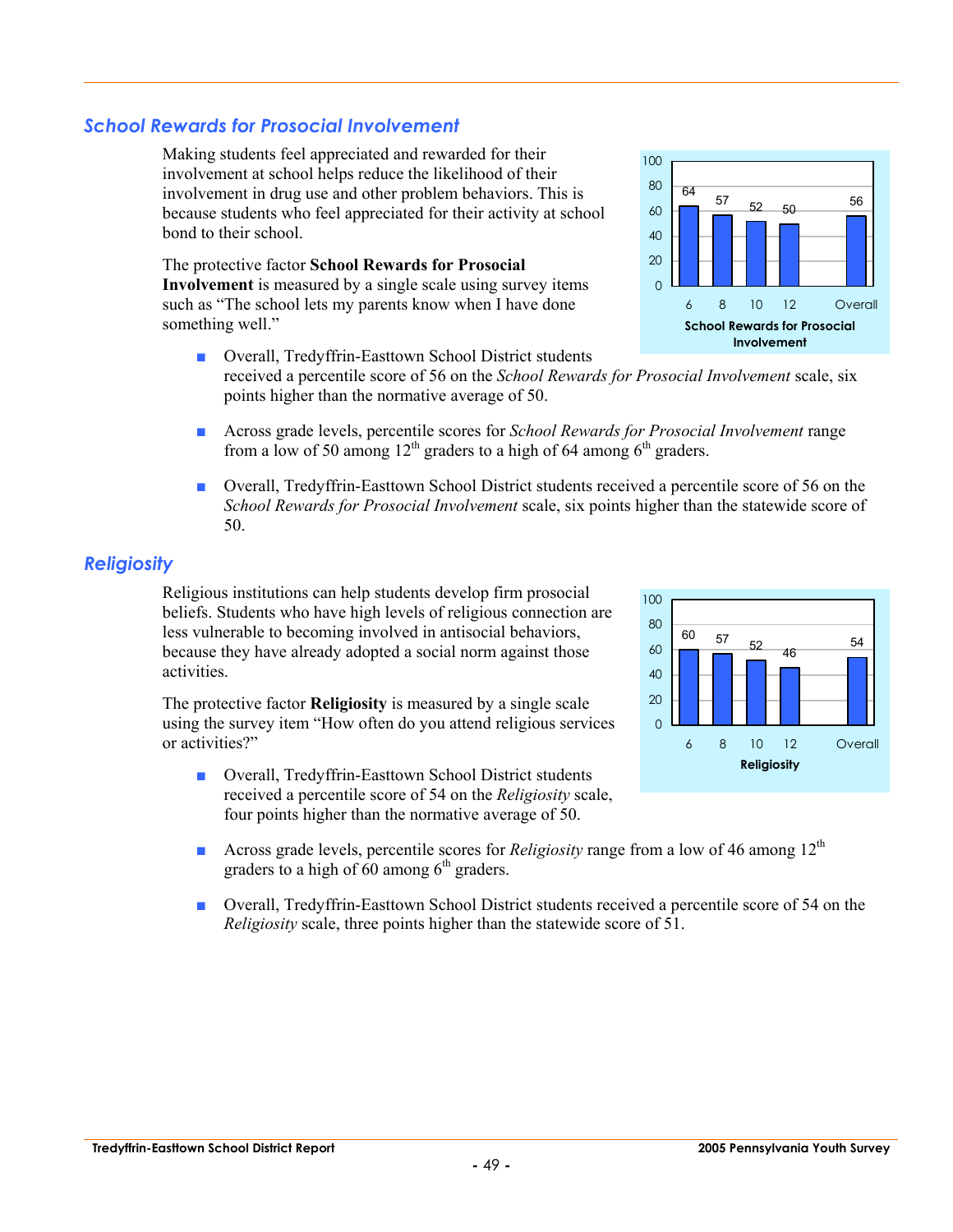## School Rewards for Prosocial Involvement

Making students feel appreciated and rewarded for their involvement at school helps reduce the likelihood of their involvement in drug use and other problem behaviors. This is because students who feel appreciated for their activity at school bond to their school.

The protective factor **School Rewards for Prosocial Involvement** is measured by a single scale using survey items such as "The school lets my parents know when I have done something well."

| | 6 | 8 | 10 | 12 | Overall |
|---|---|---|---|---|---|
| School Rewards for Prosocial Involvement | 64 | 57 | 52 | 50 | 56 |

- Overall, Tredyffrin-Easttown School District students received a percentile score of 56 on the *School Rewards for Prosocial Involvement* scale, six points higher than the normative average of 50.

- Across grade levels, percentile scores for *School Rewards for Prosocial Involvement* range from a low of 50 among 12th graders to a high of 64 among 6th graders.

- Overall, Tredyffrin-Easttown School District students received a percentile score of 56 on the *School Rewards for Prosocial Involvement* scale, six points higher than the statewide score of 50.

## Religiosity

Religious institutions can help students develop firm prosocial beliefs. Students who have high levels of religious connection are less vulnerable to becoming involved in antisocial behaviors, because they have already adopted a social norm against those activities.

The protective factor **Religiosity** is measured by a single scale using the survey item "How often do you attend religious services or activities?"

| | 6 | 8 | 10 | 12 | Overall |
|---|---|---|---|---|---|
| Religiosity | 60 | 57 | 52 | 46 | 54 |

- Overall, Tredyffrin-Easttown School District students received a percentile score of 54 on the *Religiosity* scale, four points higher than the normative average of 50.

- Across grade levels, percentile scores for *Religiosity* range from a low of 46 among 12th graders to a high of 60 among 6th graders.

- Overall, Tredyffrin-Easttown School District students received a percentile score of 54 on the *Religiosity* scale, three points higher than the statewide score of 51.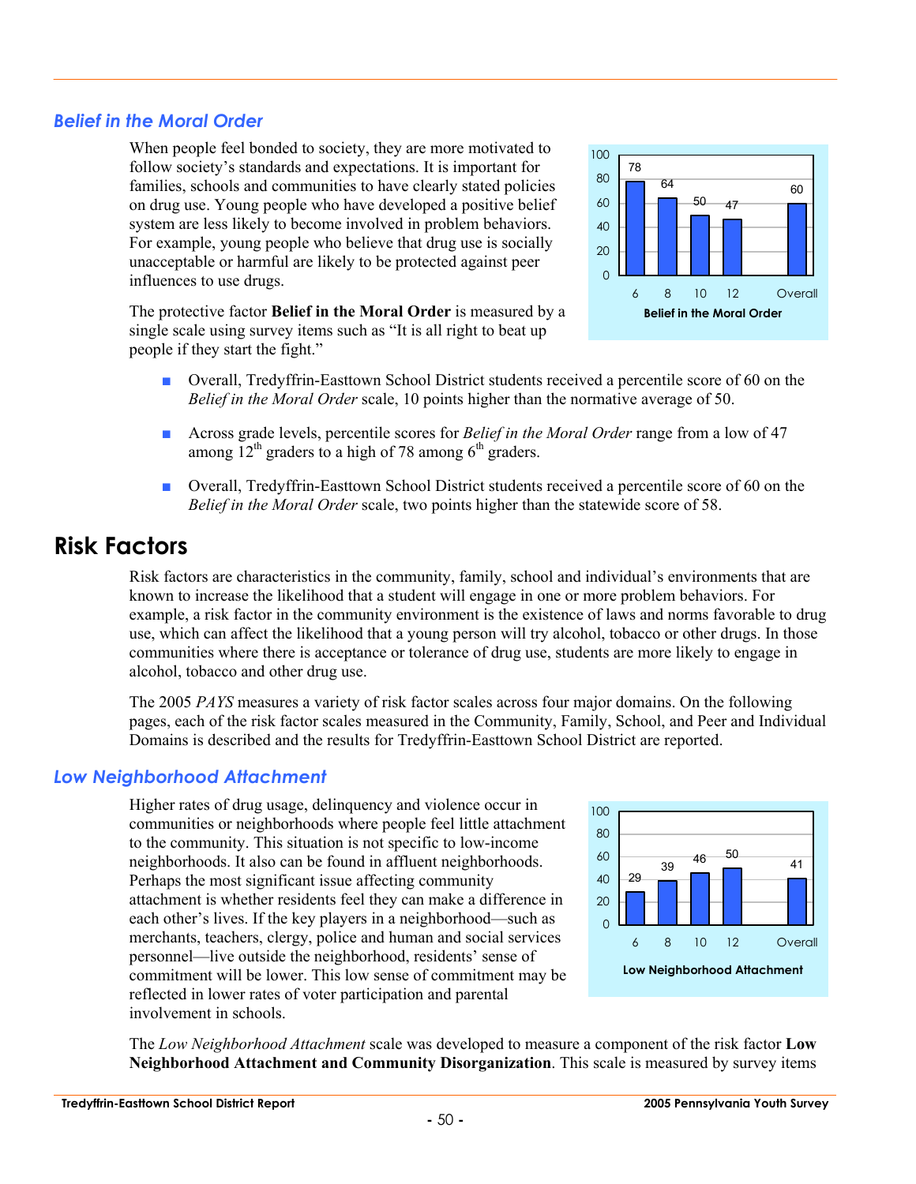### *Belief in the Moral Order*

When people feel bonded to society, they are more motivated to follow society's standards and expectations. It is important for families, schools and communities to have clearly stated policies on drug use. Young people who have developed a positive belief system are less likely to become involved in problem behaviors. For example, young people who believe that drug use is socially unacceptable or harmful are likely to be protected against peer influences to use drugs.

| Grade | 6 | 8 | 10 | 12 | Overall |
|---|---|---|---|---|---|
| Belief in the Moral Order | 78 | 64 | 50 | 47 | 60 |

The protective factor **Belief in the Moral Order** is measured by a single scale using survey items such as "It is all right to beat up people if they start the fight."

- Overall, Tredyffrin-Easttown School District students received a percentile score of 60 on the *Belief in the Moral Order* scale, 10 points higher than the normative average of 50.
- Across grade levels, percentile scores for *Belief in the Moral Order* range from a low of 47 among 12th graders to a high of 78 among 6th graders.
- Overall, Tredyffrin-Easttown School District students received a percentile score of 60 on the *Belief in the Moral Order* scale, two points higher than the statewide score of 58.

## Risk Factors

Risk factors are characteristics in the community, family, school and individual's environments that are known to increase the likelihood that a student will engage in one or more problem behaviors. For example, a risk factor in the community environment is the existence of laws and norms favorable to drug use, which can affect the likelihood that a young person will try alcohol, tobacco or other drugs. In those communities where there is acceptance or tolerance of drug use, students are more likely to engage in alcohol, tobacco and other drug use.

The 2005 *PAYS* measures a variety of risk factor scales across four major domains. On the following pages, each of the risk factor scales measured in the Community, Family, School, and Peer and Individual Domains is described and the results for Tredyffrin-Easttown School District are reported.

### *Low Neighborhood Attachment*

Higher rates of drug usage, delinquency and violence occur in communities or neighborhoods where people feel little attachment to the community. This situation is not specific to low-income neighborhoods. It also can be found in affluent neighborhoods. Perhaps the most significant issue affecting community attachment is whether residents feel they can make a difference in each other's lives. If the key players in a neighborhood—such as merchants, teachers, clergy, police and human and social services personnel—live outside the neighborhood, residents' sense of commitment will be lower. This low sense of commitment may be reflected in lower rates of voter participation and parental involvement in schools.

| Grade | 6 | 8 | 10 | 12 | Overall |
|---|---|---|---|---|---|
| Low Neighborhood Attachment | 29 | 39 | 46 | 50 | 41 |

The *Low Neighborhood Attachment* scale was developed to measure a component of the risk factor **Low Neighborhood Attachment and Community Disorganization**. This scale is measured by survey items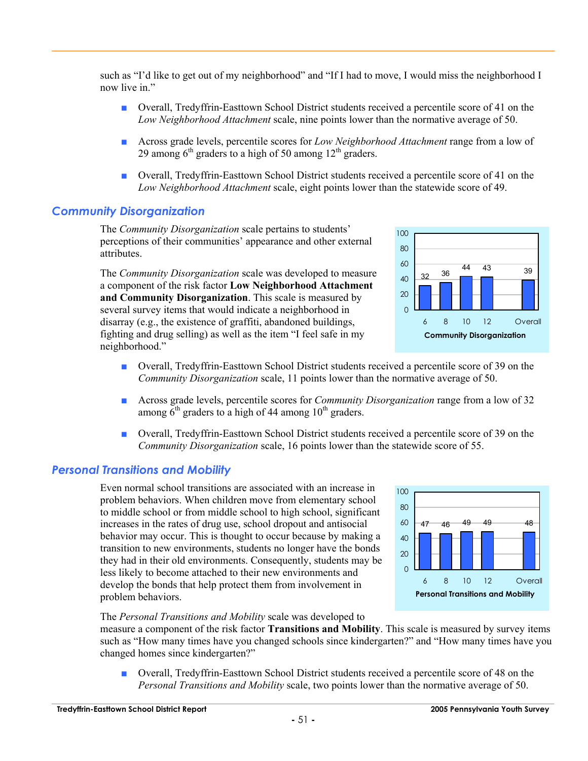such as “I’d like to get out of my neighborhood” and “If I had to move, I would miss the neighborhood I now live in.”

- Overall, Tredyffrin-Easttown School District students received a percentile score of 41 on the *Low Neighborhood Attachment* scale, nine points lower than the normative average of 50.
- Across grade levels, percentile scores for *Low Neighborhood Attachment* range from a low of 29 among 6th graders to a high of 50 among 12th graders.
- Overall, Tredyffrin-Easttown School District students received a percentile score of 41 on the *Low Neighborhood Attachment* scale, eight points lower than the statewide score of 49.

## Community Disorganization

The *Community Disorganization* scale pertains to students’ perceptions of their communities’ appearance and other external attributes.

The *Community Disorganization* scale was developed to measure a component of the risk factor **Low Neighborhood Attachment and Community Disorganization**. This scale is measured by several survey items that would indicate a neighborhood in disarray (e.g., the existence of graffiti, abandoned buildings, fighting and drug selling) as well as the item “I feel safe in my neighborhood.”

**Community Disorganization**

| Grade | 6 | 8 | 10 | 12 | Overall |
|---|---|---|---|---|---|
| Percentile score | 32 | 36 | 44 | 43 | 39 |

- Overall, Tredyffrin-Easttown School District students received a percentile score of 39 on the *Community Disorganization* scale, 11 points lower than the normative average of 50.
- Across grade levels, percentile scores for *Community Disorganization* range from a low of 32 among 6th graders to a high of 44 among 10th graders.
- Overall, Tredyffrin-Easttown School District students received a percentile score of 39 on the *Community Disorganization* scale, 16 points lower than the statewide score of 55.

## Personal Transitions and Mobility

Even normal school transitions are associated with an increase in problem behaviors. When children move from elementary school to middle school or from middle school to high school, significant increases in the rates of drug use, school dropout and antisocial behavior may occur. This is thought to occur because by making a transition to new environments, students no longer have the bonds they had in their old environments. Consequently, students may be less likely to become attached to their new environments and develop the bonds that help protect them from involvement in problem behaviors.

**Personal Transitions and Mobility**

| Grade | 6 | 8 | 10 | 12 | Overall |
|---|---|---|---|---|---|
| Percentile score | 47 | 46 | 49 | 49 | 48 |

The *Personal Transitions and Mobility* scale was developed to measure a component of the risk factor **Transitions and Mobility**. This scale is measured by survey items such as “How many times have you changed schools since kindergarten?” and “How many times have you changed homes since kindergarten?”

- Overall, Tredyffrin-Easttown School District students received a percentile score of 48 on the *Personal Transitions and Mobility* scale, two points lower than the normative average of 50.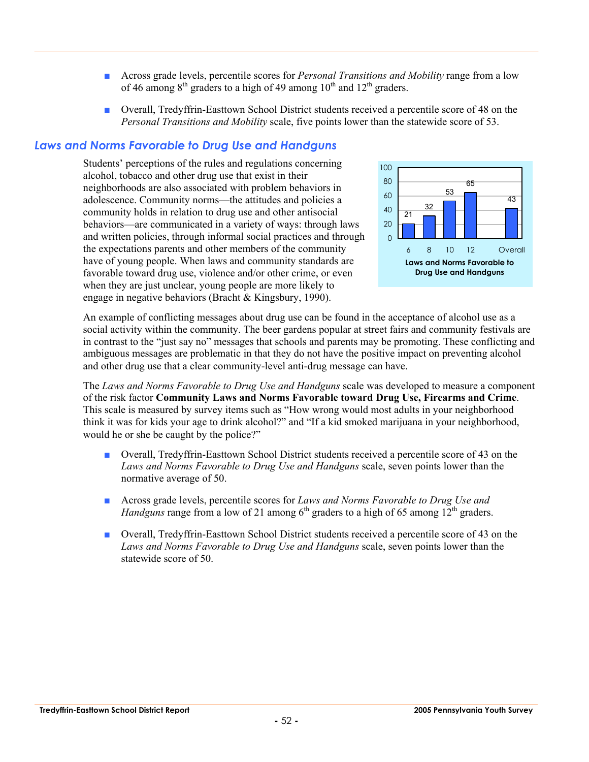- Across grade levels, percentile scores for *Personal Transitions and Mobility* range from a low of 46 among 8th graders to a high of 49 among 10th and 12th graders.

- Overall, Tredyffrin-Easttown School District students received a percentile score of 48 on the *Personal Transitions and Mobility* scale, five points lower than the statewide score of 53.

## Laws and Norms Favorable to Drug Use and Handguns

Students' perceptions of the rules and regulations concerning alcohol, tobacco and other drug use that exist in their neighborhoods are also associated with problem behaviors in adolescence. Community norms—the attitudes and policies a community holds in relation to drug use and other antisocial behaviors—are communicated in a variety of ways: through laws and written policies, through informal social practices and through the expectations parents and other members of the community have of young people. When laws and community standards are favorable toward drug use, violence and/or other crime, or even when they are just unclear, young people are more likely to engage in negative behaviors (Bracht & Kingsbury, 1990).

| Grade | 6 | 8 | 10 | 12 | Overall |
|---|---|---|---|---|---|
| Laws and Norms Favorable to Drug Use and Handguns | 21 | 32 | 53 | 65 | 43 |

An example of conflicting messages about drug use can be found in the acceptance of alcohol use as a social activity within the community. The beer gardens popular at street fairs and community festivals are in contrast to the "just say no" messages that schools and parents may be promoting. These conflicting and ambiguous messages are problematic in that they do not have the positive impact on preventing alcohol and other drug use that a clear community-level anti-drug message can have.

The *Laws and Norms Favorable to Drug Use and Handguns* scale was developed to measure a component of the risk factor **Community Laws and Norms Favorable toward Drug Use, Firearms and Crime**. This scale is measured by survey items such as "How wrong would most adults in your neighborhood think it was for kids your age to drink alcohol?" and "If a kid smoked marijuana in your neighborhood, would he or she be caught by the police?"

- Overall, Tredyffrin-Easttown School District students received a percentile score of 43 on the *Laws and Norms Favorable to Drug Use and Handguns* scale, seven points lower than the normative average of 50.

- Across grade levels, percentile scores for *Laws and Norms Favorable to Drug Use and Handguns* range from a low of 21 among 6th graders to a high of 65 among 12th graders.

- Overall, Tredyffrin-Easttown School District students received a percentile score of 43 on the *Laws and Norms Favorable to Drug Use and Handguns* scale, seven points lower than the statewide score of 50.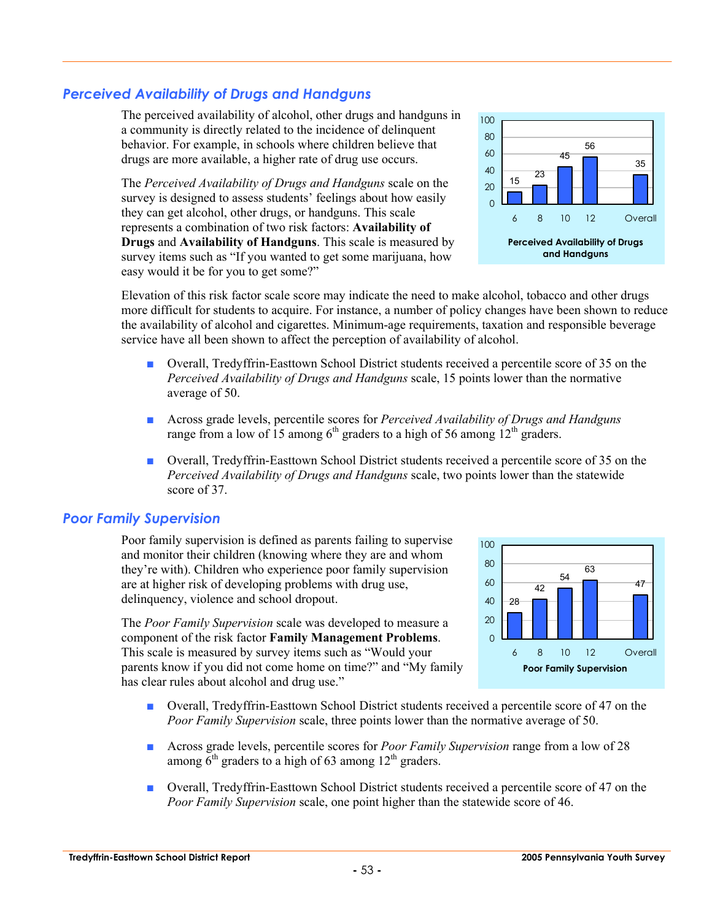## *Perceived Availability of Drugs and Handguns*

The perceived availability of alcohol, other drugs and handguns in a community is directly related to the incidence of delinquent behavior. For example, in schools where children believe that drugs are more available, a higher rate of drug use occurs.

The *Perceived Availability of Drugs and Handguns* scale on the survey is designed to assess students' feelings about how easily they can get alcohol, other drugs, or handguns. This scale represents a combination of two risk factors: **Availability of Drugs** and **Availability of Handguns**. This scale is measured by survey items such as "If you wanted to get some marijuana, how easy would it be for you to get some?"

| Grade | 6 | 8 | 10 | 12 | Overall |
|---|---|---|---|---|---|
| Percentile score | 15 | 23 | 45 | 56 | 35 |

**Perceived Availability of Drugs and Handguns**

Elevation of this risk factor scale score may indicate the need to make alcohol, tobacco and other drugs more difficult for students to acquire. For instance, a number of policy changes have been shown to reduce the availability of alcohol and cigarettes. Minimum-age requirements, taxation and responsible beverage service have all been shown to affect the perception of availability of alcohol.

- Overall, Tredyffrin-Easttown School District students received a percentile score of 35 on the *Perceived Availability of Drugs and Handguns* scale, 15 points lower than the normative average of 50.
- Across grade levels, percentile scores for *Perceived Availability of Drugs and Handguns* range from a low of 15 among 6th graders to a high of 56 among 12th graders.
- Overall, Tredyffrin-Easttown School District students received a percentile score of 35 on the *Perceived Availability of Drugs and Handguns* scale, two points lower than the statewide score of 37.

## *Poor Family Supervision*

Poor family supervision is defined as parents failing to supervise and monitor their children (knowing where they are and whom they're with). Children who experience poor family supervision are at higher risk of developing problems with drug use, delinquency, violence and school dropout.

The *Poor Family Supervision* scale was developed to measure a component of the risk factor **Family Management Problems**. This scale is measured by survey items such as "Would your parents know if you did not come home on time?" and "My family has clear rules about alcohol and drug use."

| Grade | 6 | 8 | 10 | 12 | Overall |
|---|---|---|---|---|---|
| Percentile score | 28 | 42 | 54 | 63 | 47 |

**Poor Family Supervision**

- Overall, Tredyffrin-Easttown School District students received a percentile score of 47 on the *Poor Family Supervision* scale, three points lower than the normative average of 50.
- Across grade levels, percentile scores for *Poor Family Supervision* range from a low of 28 among 6th graders to a high of 63 among 12th graders.
- Overall, Tredyffrin-Easttown School District students received a percentile score of 47 on the *Poor Family Supervision* scale, one point higher than the statewide score of 46.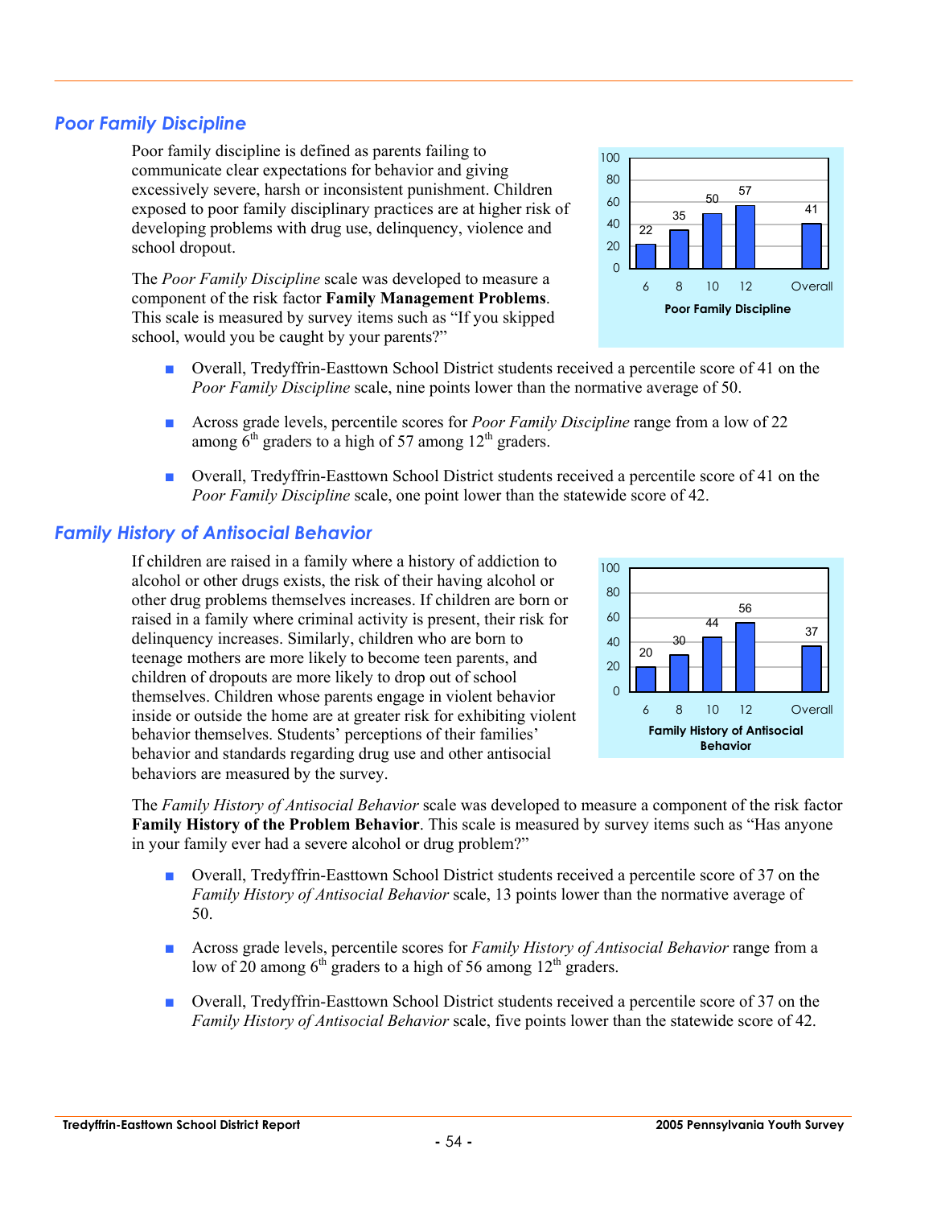## Poor Family Discipline

Poor family discipline is defined as parents failing to communicate clear expectations for behavior and giving excessively severe, harsh or inconsistent punishment. Children exposed to poor family disciplinary practices are at higher risk of developing problems with drug use, delinquency, violence and school dropout.

The *Poor Family Discipline* scale was developed to measure a component of the risk factor **Family Management Problems**. This scale is measured by survey items such as "If you skipped school, would you be caught by your parents?"

| Grade | 6 | 8 | 10 | 12 | Overall |
|---|---|---|---|---|---|
| Poor Family Discipline | 22 | 35 | 50 | 57 | 41 |

- Overall, Tredyffrin-Easttown School District students received a percentile score of 41 on the *Poor Family Discipline* scale, nine points lower than the normative average of 50.
- Across grade levels, percentile scores for *Poor Family Discipline* range from a low of 22 among 6th graders to a high of 57 among 12th graders.
- Overall, Tredyffrin-Easttown School District students received a percentile score of 41 on the *Poor Family Discipline* scale, one point lower than the statewide score of 42.

## Family History of Antisocial Behavior

If children are raised in a family where a history of addiction to alcohol or other drugs exists, the risk of their having alcohol or other drug problems themselves increases. If children are born or raised in a family where criminal activity is present, their risk for delinquency increases. Similarly, children who are born to teenage mothers are more likely to become teen parents, and children of dropouts are more likely to drop out of school themselves. Children whose parents engage in violent behavior inside or outside the home are at greater risk for exhibiting violent behavior themselves. Students' perceptions of their families' behavior and standards regarding drug use and other antisocial behaviors are measured by the survey.

| Grade | 6 | 8 | 10 | 12 | Overall |
|---|---|---|---|---|---|
| Family History of Antisocial Behavior | 20 | 30 | 44 | 56 | 37 |

The *Family History of Antisocial Behavior* scale was developed to measure a component of the risk factor **Family History of the Problem Behavior**. This scale is measured by survey items such as "Has anyone in your family ever had a severe alcohol or drug problem?"

- Overall, Tredyffrin-Easttown School District students received a percentile score of 37 on the *Family History of Antisocial Behavior* scale, 13 points lower than the normative average of 50.
- Across grade levels, percentile scores for *Family History of Antisocial Behavior* range from a low of 20 among 6th graders to a high of 56 among 12th graders.
- Overall, Tredyffrin-Easttown School District students received a percentile score of 37 on the *Family History of Antisocial Behavior* scale, five points lower than the statewide score of 42.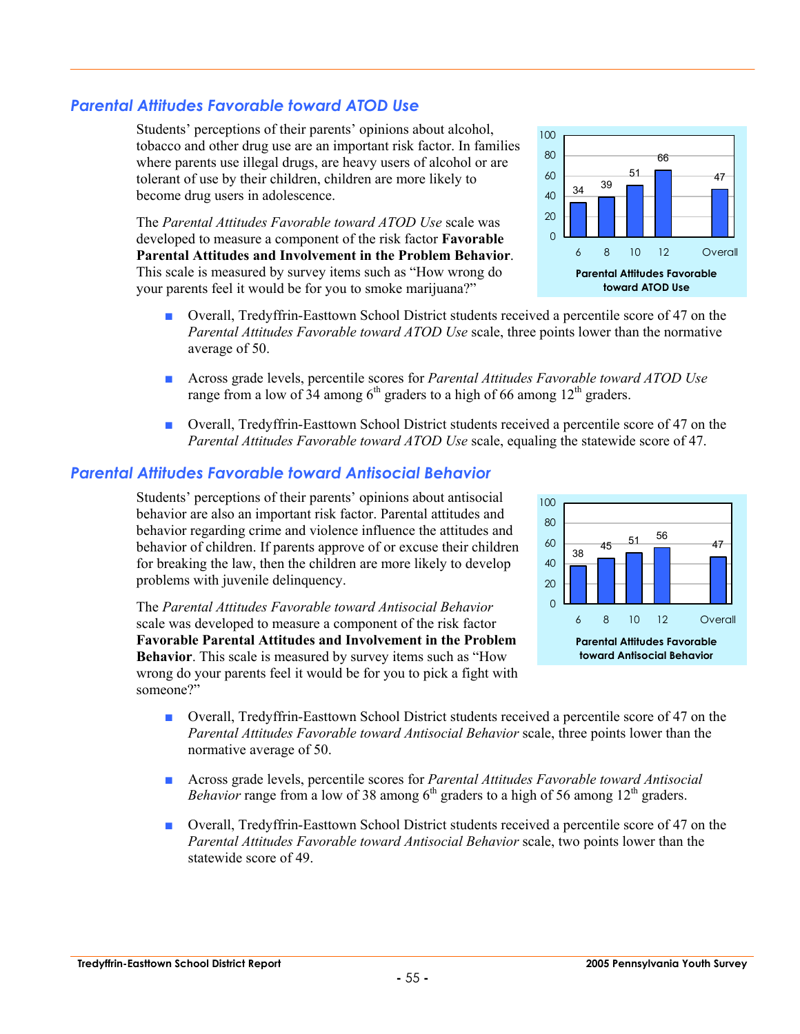## *Parental Attitudes Favorable toward ATOD Use*

Students' perceptions of their parents' opinions about alcohol, tobacco and other drug use are an important risk factor. In families where parents use illegal drugs, are heavy users of alcohol or are tolerant of use by their children, children are more likely to become drug users in adolescence.

The *Parental Attitudes Favorable toward ATOD Use* scale was developed to measure a component of the risk factor **Favorable Parental Attitudes and Involvement in the Problem Behavior**. This scale is measured by survey items such as "How wrong do your parents feel it would be for you to smoke marijuana?"

| | 6 | 8 | 10 | 12 | Overall |
|---|---|---|---|---|---|
| Parental Attitudes Favorable toward ATOD Use | 34 | 39 | 51 | 66 | 47 |

- Overall, Tredyffrin-Easttown School District students received a percentile score of 47 on the *Parental Attitudes Favorable toward ATOD Use* scale, three points lower than the normative average of 50.
- Across grade levels, percentile scores for *Parental Attitudes Favorable toward ATOD Use* range from a low of 34 among 6th graders to a high of 66 among 12th graders.
- Overall, Tredyffrin-Easttown School District students received a percentile score of 47 on the *Parental Attitudes Favorable toward ATOD Use* scale, equaling the statewide score of 47.

## *Parental Attitudes Favorable toward Antisocial Behavior*

Students' perceptions of their parents' opinions about antisocial behavior are also an important risk factor. Parental attitudes and behavior regarding crime and violence influence the attitudes and behavior of children. If parents approve of or excuse their children for breaking the law, then the children are more likely to develop problems with juvenile delinquency.

The *Parental Attitudes Favorable toward Antisocial Behavior* scale was developed to measure a component of the risk factor **Favorable Parental Attitudes and Involvement in the Problem Behavior**. This scale is measured by survey items such as "How wrong do your parents feel it would be for you to pick a fight with someone?"

| | 6 | 8 | 10 | 12 | Overall |
|---|---|---|---|---|---|
| Parental Attitudes Favorable toward Antisocial Behavior | 38 | 45 | 51 | 56 | 47 |

- Overall, Tredyffrin-Easttown School District students received a percentile score of 47 on the *Parental Attitudes Favorable toward Antisocial Behavior* scale, three points lower than the normative average of 50.
- Across grade levels, percentile scores for *Parental Attitudes Favorable toward Antisocial Behavior* range from a low of 38 among 6th graders to a high of 56 among 12th graders.
- Overall, Tredyffrin-Easttown School District students received a percentile score of 47 on the *Parental Attitudes Favorable toward Antisocial Behavior* scale, two points lower than the statewide score of 49.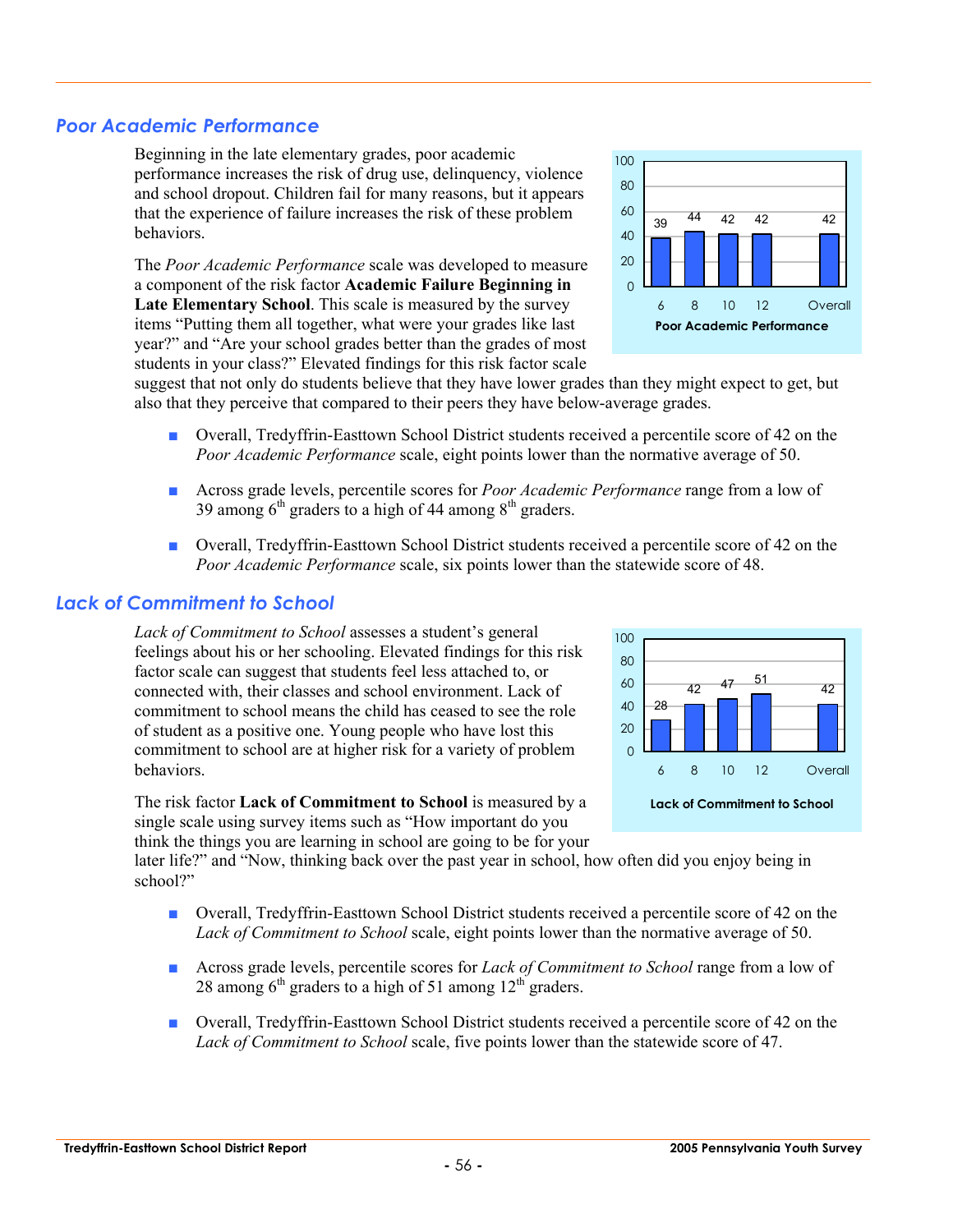## *Poor Academic Performance*

Beginning in the late elementary grades, poor academic performance increases the risk of drug use, delinquency, violence and school dropout. Children fail for many reasons, but it appears that the experience of failure increases the risk of these problem behaviors.

The *Poor Academic Performance* scale was developed to measure a component of the risk factor **Academic Failure Beginning in Late Elementary School**. This scale is measured by the survey items “Putting them all together, what were your grades like last year?” and “Are your school grades better than the grades of most students in your class?” Elevated findings for this risk factor scale suggest that not only do students believe that they have lower grades than they might expect to get, but also that they perceive that compared to their peers they have below-average grades.

| Grade | 6 | 8 | 10 | 12 | Overall |
|---|---|---|---|---|---|
| Poor Academic Performance | 39 | 44 | 42 | 42 | 42 |

- Overall, Tredyffrin-Easttown School District students received a percentile score of 42 on the *Poor Academic Performance* scale, eight points lower than the normative average of 50.
- Across grade levels, percentile scores for *Poor Academic Performance* range from a low of 39 among 6th graders to a high of 44 among 8th graders.
- Overall, Tredyffrin-Easttown School District students received a percentile score of 42 on the *Poor Academic Performance* scale, six points lower than the statewide score of 48.

## *Lack of Commitment to School*

*Lack of Commitment to School* assesses a student’s general feelings about his or her schooling. Elevated findings for this risk factor scale can suggest that students feel less attached to, or connected with, their classes and school environment. Lack of commitment to school means the child has ceased to see the role of student as a positive one. Young people who have lost this commitment to school are at higher risk for a variety of problem behaviors.

The risk factor **Lack of Commitment to School** is measured by a single scale using survey items such as “How important do you think the things you are learning in school are going to be for your later life?” and “Now, thinking back over the past year in school, how often did you enjoy being in school?”

| Grade | 6 | 8 | 10 | 12 | Overall |
|---|---|---|---|---|---|
| Lack of Commitment to School | 28 | 42 | 47 | 51 | 42 |

- Overall, Tredyffrin-Easttown School District students received a percentile score of 42 on the *Lack of Commitment to School* scale, eight points lower than the normative average of 50.
- Across grade levels, percentile scores for *Lack of Commitment to School* range from a low of 28 among 6th graders to a high of 51 among 12th graders.
- Overall, Tredyffrin-Easttown School District students received a percentile score of 42 on the *Lack of Commitment to School* scale, five points lower than the statewide score of 47.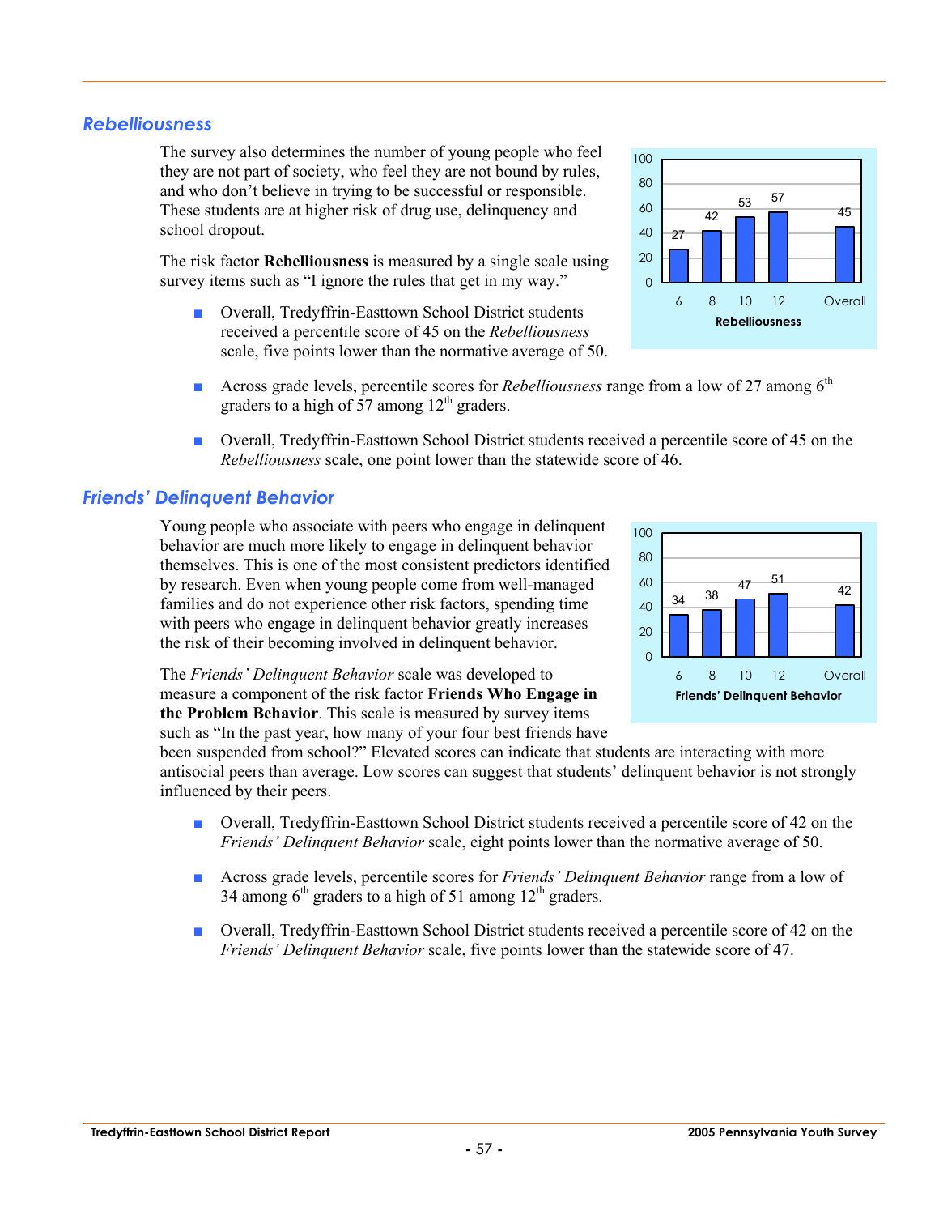## *Rebelliousness*

The survey also determines the number of young people who feel they are not part of society, who feel they are not bound by rules, and who don't believe in trying to be successful or responsible. These students are at higher risk of drug use, delinquency and school dropout.

The risk factor **Rebelliousness** is measured by a single scale using survey items such as "I ignore the rules that get in my way."

| Grade | 6 | 8 | 10 | 12 | Overall |
|---|---|---|---|---|---|
| Rebelliousness | 27 | 42 | 53 | 57 | 45 |

- Overall, Tredyffrin-Easttown School District students received a percentile score of 45 on the *Rebelliousness* scale, five points lower than the normative average of 50.
- Across grade levels, percentile scores for *Rebelliousness* range from a low of 27 among 6th graders to a high of 57 among 12th graders.
- Overall, Tredyffrin-Easttown School District students received a percentile score of 45 on the *Rebelliousness* scale, one point lower than the statewide score of 46.

## *Friends' Delinquent Behavior*

Young people who associate with peers who engage in delinquent behavior are much more likely to engage in delinquent behavior themselves. This is one of the most consistent predictors identified by research. Even when young people come from well-managed families and do not experience other risk factors, spending time with peers who engage in delinquent behavior greatly increases the risk of their becoming involved in delinquent behavior.

The *Friends' Delinquent Behavior* scale was developed to measure a component of the risk factor **Friends Who Engage in the Problem Behavior**. This scale is measured by survey items such as "In the past year, how many of your four best friends have been suspended from school?" Elevated scores can indicate that students are interacting with more antisocial peers than average. Low scores can suggest that students' delinquent behavior is not strongly influenced by their peers.

| Grade | 6 | 8 | 10 | 12 | Overall |
|---|---|---|---|---|---|
| Friends' Delinquent Behavior | 34 | 38 | 47 | 51 | 42 |

- Overall, Tredyffrin-Easttown School District students received a percentile score of 42 on the *Friends' Delinquent Behavior* scale, eight points lower than the normative average of 50.
- Across grade levels, percentile scores for *Friends' Delinquent Behavior* range from a low of 34 among 6th graders to a high of 51 among 12th graders.
- Overall, Tredyffrin-Easttown School District students received a percentile score of 42 on the *Friends' Delinquent Behavior* scale, five points lower than the statewide score of 47.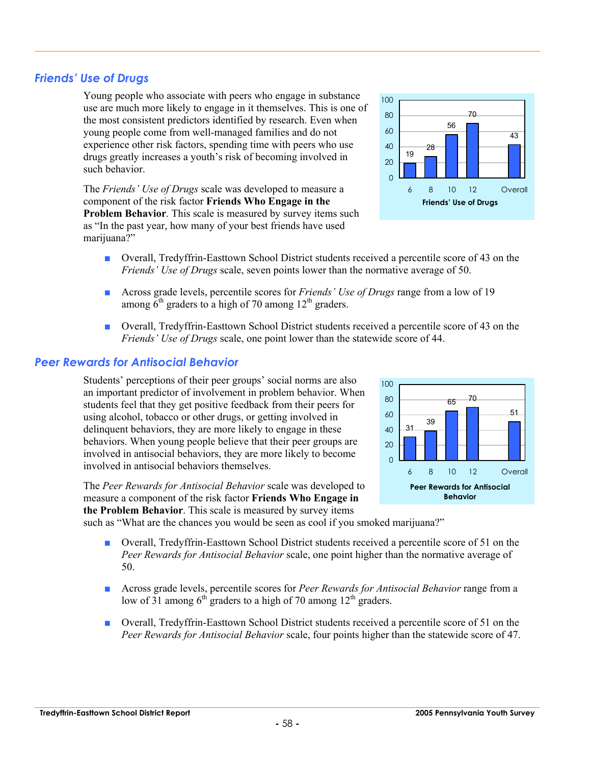## *Friends' Use of Drugs*

Young people who associate with peers who engage in substance use are much more likely to engage in it themselves. This is one of the most consistent predictors identified by research. Even when young people come from well-managed families and do not experience other risk factors, spending time with peers who use drugs greatly increases a youth's risk of becoming involved in such behavior.

The *Friends' Use of Drugs* scale was developed to measure a component of the risk factor **Friends Who Engage in the Problem Behavior**. This scale is measured by survey items such as "In the past year, how many of your best friends have used marijuana?"

| Grade | 6 | 8 | 10 | 12 | Overall |
|---|---|---|---|---|---|
| Friends' Use of Drugs | 19 | 28 | 56 | 70 | 43 |

- Overall, Tredyffrin-Easttown School District students received a percentile score of 43 on the *Friends' Use of Drugs* scale, seven points lower than the normative average of 50.
- Across grade levels, percentile scores for *Friends' Use of Drugs* range from a low of 19 among 6th graders to a high of 70 among 12th graders.
- Overall, Tredyffrin-Easttown School District students received a percentile score of 43 on the *Friends' Use of Drugs* scale, one point lower than the statewide score of 44.

## *Peer Rewards for Antisocial Behavior*

Students' perceptions of their peer groups' social norms are also an important predictor of involvement in problem behavior. When students feel that they get positive feedback from their peers for using alcohol, tobacco or other drugs, or getting involved in delinquent behaviors, they are more likely to engage in these behaviors. When young people believe that their peer groups are involved in antisocial behaviors, they are more likely to become involved in antisocial behaviors themselves.

The *Peer Rewards for Antisocial Behavior* scale was developed to measure a component of the risk factor **Friends Who Engage in the Problem Behavior**. This scale is measured by survey items such as "What are the chances you would be seen as cool if you smoked marijuana?"

| Grade | 6 | 8 | 10 | 12 | Overall |
|---|---|---|---|---|---|
| Peer Rewards for Antisocial Behavior | 31 | 39 | 65 | 70 | 51 |

- Overall, Tredyffrin-Easttown School District students received a percentile score of 51 on the *Peer Rewards for Antisocial Behavior* scale, one point higher than the normative average of 50.
- Across grade levels, percentile scores for *Peer Rewards for Antisocial Behavior* range from a low of 31 among 6th graders to a high of 70 among 12th graders.
- Overall, Tredyffrin-Easttown School District students received a percentile score of 51 on the *Peer Rewards for Antisocial Behavior* scale, four points higher than the statewide score of 47.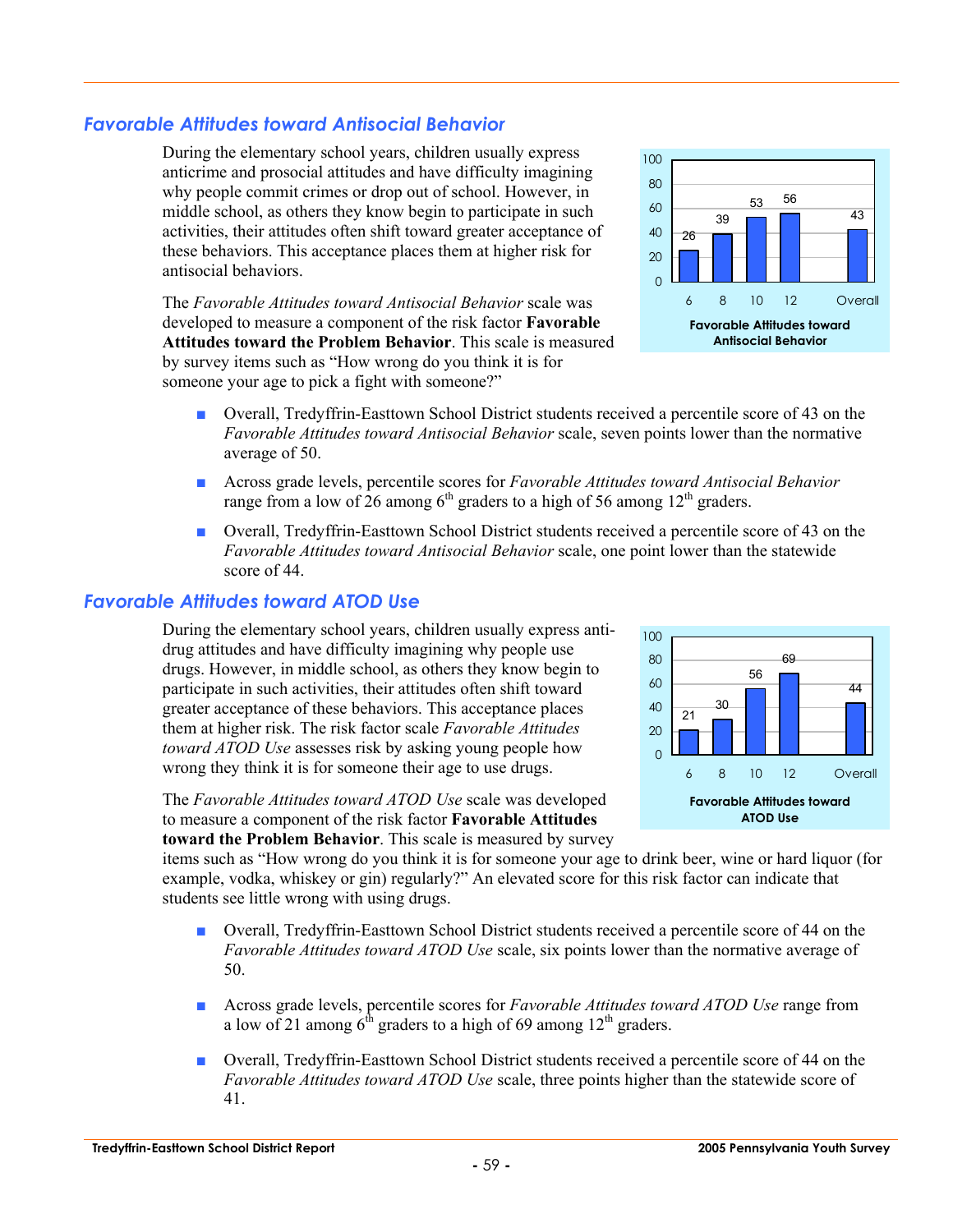## *Favorable Attitudes toward Antisocial Behavior*

During the elementary school years, children usually express anticrime and prosocial attitudes and have difficulty imagining why people commit crimes or drop out of school. However, in middle school, as others they know begin to participate in such activities, their attitudes often shift toward greater acceptance of these behaviors. This acceptance places them at higher risk for antisocial behaviors.

The *Favorable Attitudes toward Antisocial Behavior* scale was developed to measure a component of the risk factor **Favorable Attitudes toward the Problem Behavior**. This scale is measured by survey items such as "How wrong do you think it is for someone your age to pick a fight with someone?"

| Grade | 6 | 8 | 10 | 12 | Overall |
|---|---|---|---|---|---|
| Favorable Attitudes toward Antisocial Behavior | 26 | 39 | 53 | 56 | 43 |

- Overall, Tredyffrin-Easttown School District students received a percentile score of 43 on the *Favorable Attitudes toward Antisocial Behavior* scale, seven points lower than the normative average of 50.
- Across grade levels, percentile scores for *Favorable Attitudes toward Antisocial Behavior* range from a low of 26 among 6th graders to a high of 56 among 12th graders.
- Overall, Tredyffrin-Easttown School District students received a percentile score of 43 on the *Favorable Attitudes toward Antisocial Behavior* scale, one point lower than the statewide score of 44.

## *Favorable Attitudes toward ATOD Use*

During the elementary school years, children usually express anti-drug attitudes and have difficulty imagining why people use drugs. However, in middle school, as others they know begin to participate in such activities, their attitudes often shift toward greater acceptance of these behaviors. This acceptance places them at higher risk. The risk factor scale *Favorable Attitudes toward ATOD Use* assesses risk by asking young people how wrong they think it is for someone their age to use drugs.

The *Favorable Attitudes toward ATOD Use* scale was developed to measure a component of the risk factor **Favorable Attitudes toward the Problem Behavior**. This scale is measured by survey items such as "How wrong do you think it is for someone your age to drink beer, wine or hard liquor (for example, vodka, whiskey or gin) regularly?" An elevated score for this risk factor can indicate that students see little wrong with using drugs.

| Grade | 6 | 8 | 10 | 12 | Overall |
|---|---|---|---|---|---|
| Favorable Attitudes toward ATOD Use | 21 | 30 | 56 | 69 | 44 |

- Overall, Tredyffrin-Easttown School District students received a percentile score of 44 on the *Favorable Attitudes toward ATOD Use* scale, six points lower than the normative average of 50.
- Across grade levels, percentile scores for *Favorable Attitudes toward ATOD Use* range from a low of 21 among 6th graders to a high of 69 among 12th graders.
- Overall, Tredyffrin-Easttown School District students received a percentile score of 44 on the *Favorable Attitudes toward ATOD Use* scale, three points higher than the statewide score of 41.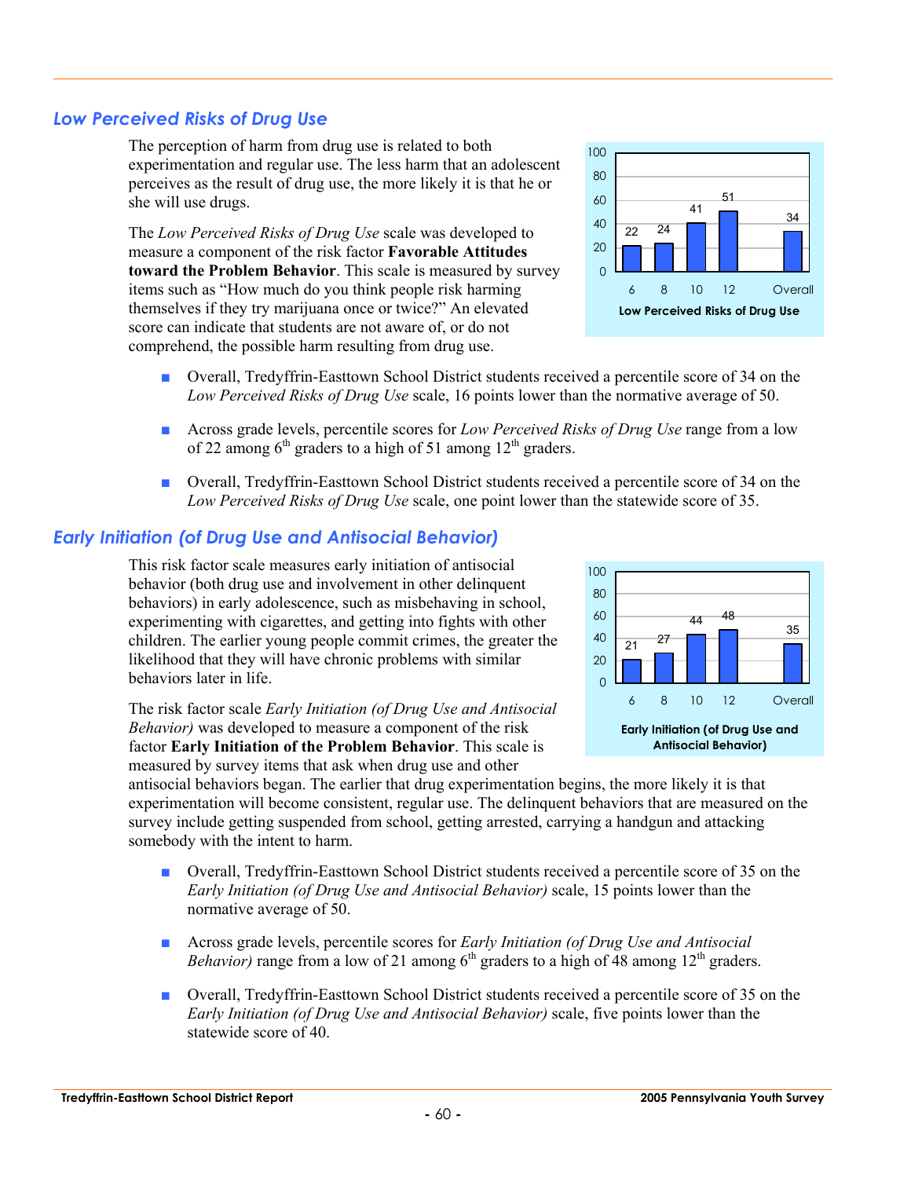## *Low Perceived Risks of Drug Use*

The perception of harm from drug use is related to both experimentation and regular use. The less harm that an adolescent perceives as the result of drug use, the more likely it is that he or she will use drugs.

The *Low Perceived Risks of Drug Use* scale was developed to measure a component of the risk factor **Favorable Attitudes toward the Problem Behavior**. This scale is measured by survey items such as "How much do you think people risk harming themselves if they try marijuana once or twice?" An elevated score can indicate that students are not aware of, or do not comprehend, the possible harm resulting from drug use.

| Grade | 6 | 8 | 10 | 12 | Overall |
|---|---|---|---|---|---|
| Low Perceived Risks of Drug Use | 22 | 24 | 41 | 51 | 34 |

**Low Perceived Risks of Drug Use**

- Overall, Tredyffrin-Easttown School District students received a percentile score of 34 on the *Low Perceived Risks of Drug Use* scale, 16 points lower than the normative average of 50.
- Across grade levels, percentile scores for *Low Perceived Risks of Drug Use* range from a low of 22 among 6th graders to a high of 51 among 12th graders.
- Overall, Tredyffrin-Easttown School District students received a percentile score of 34 on the *Low Perceived Risks of Drug Use* scale, one point lower than the statewide score of 35.

## *Early Initiation (of Drug Use and Antisocial Behavior)*

This risk factor scale measures early initiation of antisocial behavior (both drug use and involvement in other delinquent behaviors) in early adolescence, such as misbehaving in school, experimenting with cigarettes, and getting into fights with other children. The earlier young people commit crimes, the greater the likelihood that they will have chronic problems with similar behaviors later in life.

The risk factor scale *Early Initiation (of Drug Use and Antisocial Behavior)* was developed to measure a component of the risk factor **Early Initiation of the Problem Behavior**. This scale is measured by survey items that ask when drug use and other antisocial behaviors began. The earlier that drug experimentation begins, the more likely it is that experimentation will become consistent, regular use. The delinquent behaviors that are measured on the survey include getting suspended from school, getting arrested, carrying a handgun and attacking somebody with the intent to harm.

| Grade | 6 | 8 | 10 | 12 | Overall |
|---|---|---|---|---|---|
| Early Initiation (of Drug Use and Antisocial Behavior) | 21 | 27 | 44 | 48 | 35 |

**Early Initiation (of Drug Use and Antisocial Behavior)**

- Overall, Tredyffrin-Easttown School District students received a percentile score of 35 on the *Early Initiation (of Drug Use and Antisocial Behavior)* scale, 15 points lower than the normative average of 50.
- Across grade levels, percentile scores for *Early Initiation (of Drug Use and Antisocial Behavior)* range from a low of 21 among 6th graders to a high of 48 among 12th graders.
- Overall, Tredyffrin-Easttown School District students received a percentile score of 35 on the *Early Initiation (of Drug Use and Antisocial Behavior)* scale, five points lower than the statewide score of 40.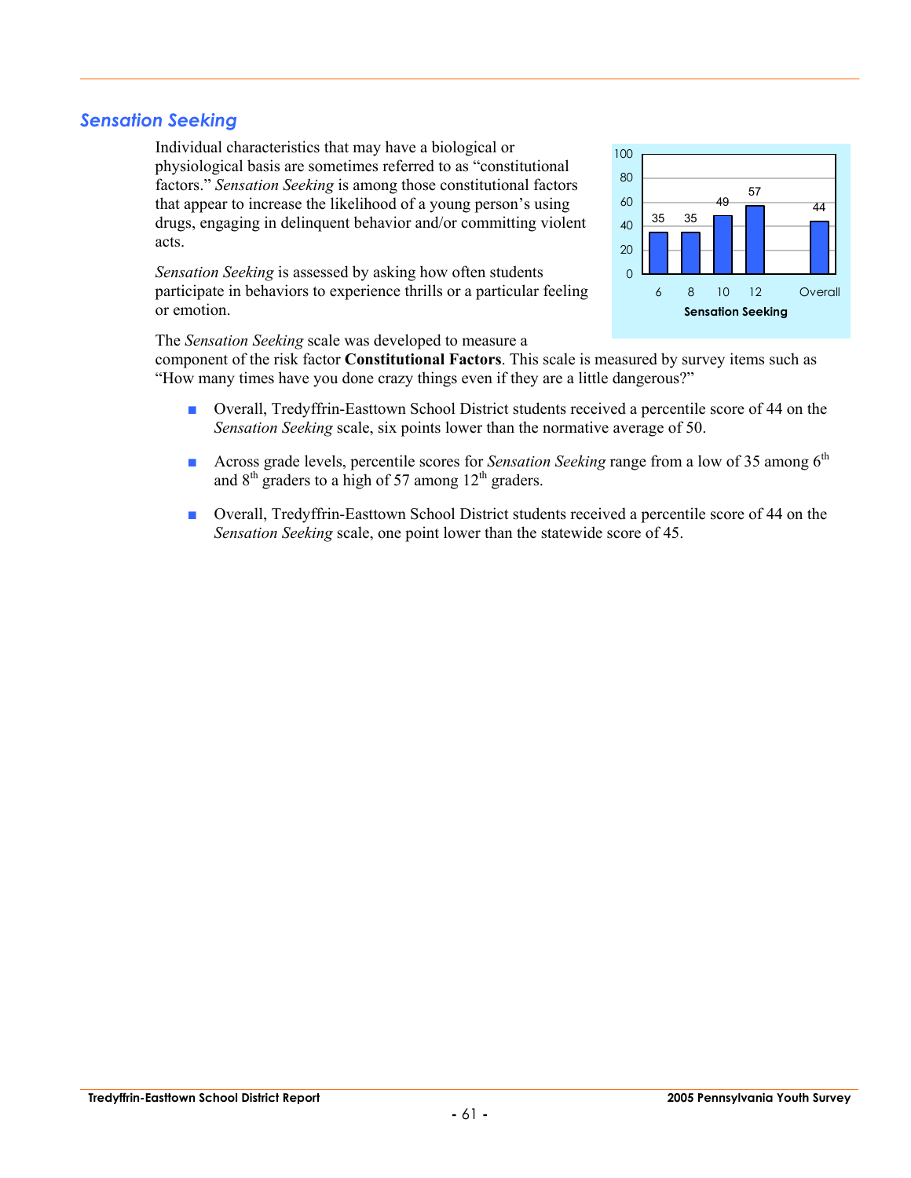## *Sensation Seeking*

Individual characteristics that may have a biological or physiological basis are sometimes referred to as "constitutional factors." *Sensation Seeking* is among those constitutional factors that appear to increase the likelihood of a young person's using drugs, engaging in delinquent behavior and/or committing violent acts.

*Sensation Seeking* is assessed by asking how often students participate in behaviors to experience thrills or a particular feeling or emotion.

| Sensation Seeking | 6 | 8 | 10 | 12 | Overall |
|---|---|---|---|---|---|
| Percentile score | 35 | 35 | 49 | 57 | 44 |

The *Sensation Seeking* scale was developed to measure a component of the risk factor **Constitutional Factors**. This scale is measured by survey items such as "How many times have you done crazy things even if they are a little dangerous?"

- Overall, Tredyffrin-Easttown School District students received a percentile score of 44 on the *Sensation Seeking* scale, six points lower than the normative average of 50.
- Across grade levels, percentile scores for *Sensation Seeking* range from a low of 35 among 6th and 8th graders to a high of 57 among 12th graders.
- Overall, Tredyffrin-Easttown School District students received a percentile score of 44 on the *Sensation Seeking* scale, one point lower than the statewide score of 45.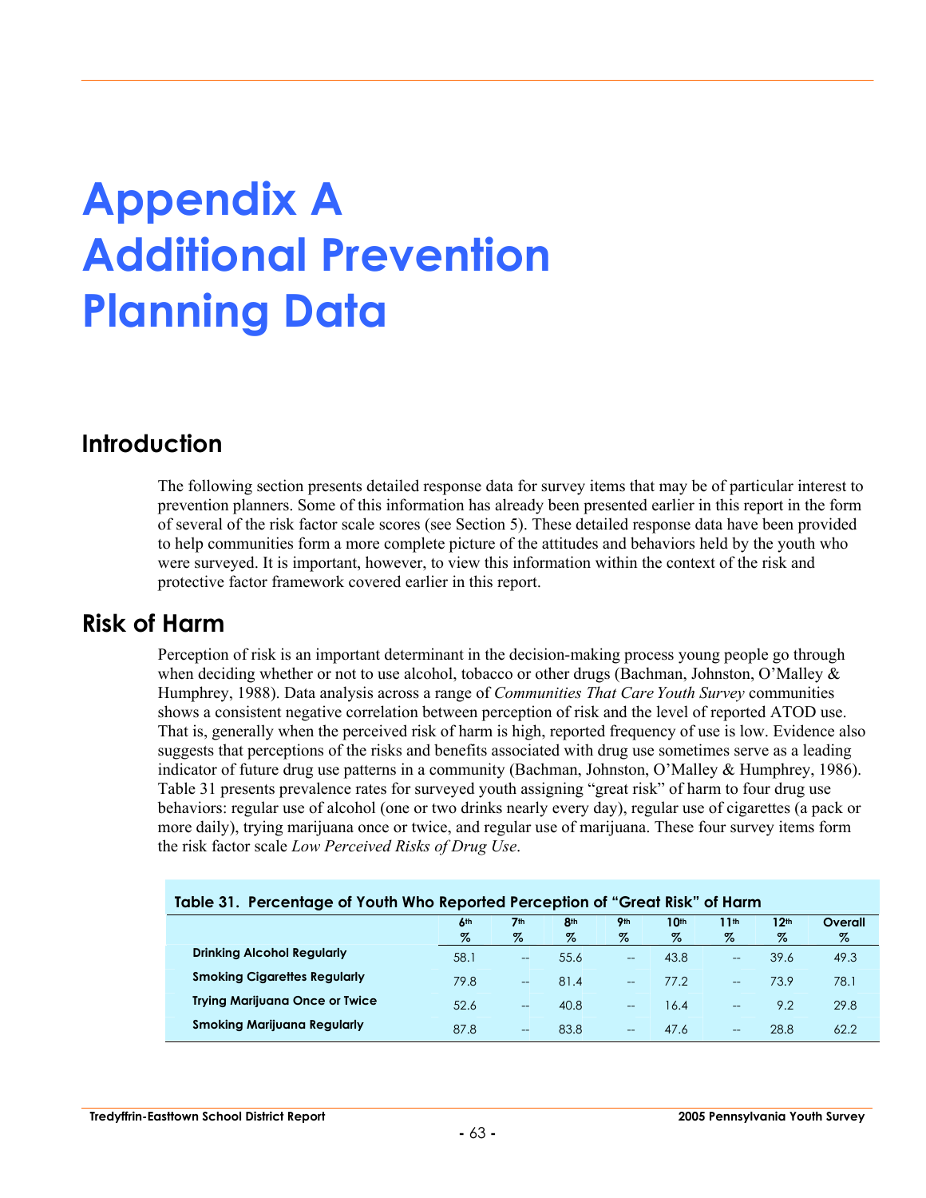# Appendix A Additional Prevention Planning Data

## Introduction

The following section presents detailed response data for survey items that may be of particular interest to prevention planners. Some of this information has already been presented earlier in this report in the form of several of the risk factor scale scores (see Section 5). These detailed response data have been provided to help communities form a more complete picture of the attitudes and behaviors held by the youth who were surveyed. It is important, however, to view this information within the context of the risk and protective factor framework covered earlier in this report.

## Risk of Harm

Perception of risk is an important determinant in the decision-making process young people go through when deciding whether or not to use alcohol, tobacco or other drugs (Bachman, Johnston, O'Malley & Humphrey, 1988). Data analysis across a range of *Communities That Care Youth Survey* communities shows a consistent negative correlation between perception of risk and the level of reported ATOD use. That is, generally when the perceived risk of harm is high, reported frequency of use is low. Evidence also suggests that perceptions of the risks and benefits associated with drug use sometimes serve as a leading indicator of future drug use patterns in a community (Bachman, Johnston, O'Malley & Humphrey, 1986). Table 31 presents prevalence rates for surveyed youth assigning "great risk" of harm to four drug use behaviors: regular use of alcohol (one or two drinks nearly every day), regular use of cigarettes (a pack or more daily), trying marijuana once or twice, and regular use of marijuana. These four survey items form the risk factor scale *Low Perceived Risks of Drug Use*.

**Table 31. Percentage of Youth Who Reported Perception of "Great Risk" of Harm**

| | 6th % | 7th % | 8th % | 9th % | 10th % | 11th % | 12th % | Overall % |
|---|---|---|---|---|---|---|---|---|
| Drinking Alcohol Regularly | 58.1 | -- | 55.6 | -- | 43.8 | -- | 39.6 | 49.3 |
| Smoking Cigarettes Regularly | 79.8 | -- | 81.4 | -- | 77.2 | -- | 73.9 | 78.1 |
| Trying Marijuana Once or Twice | 52.6 | -- | 40.8 | -- | 16.4 | -- | 9.2 | 29.8 |
| Smoking Marijuana Regularly | 87.8 | -- | 83.8 | -- | 47.6 | -- | 28.8 | 62.2 |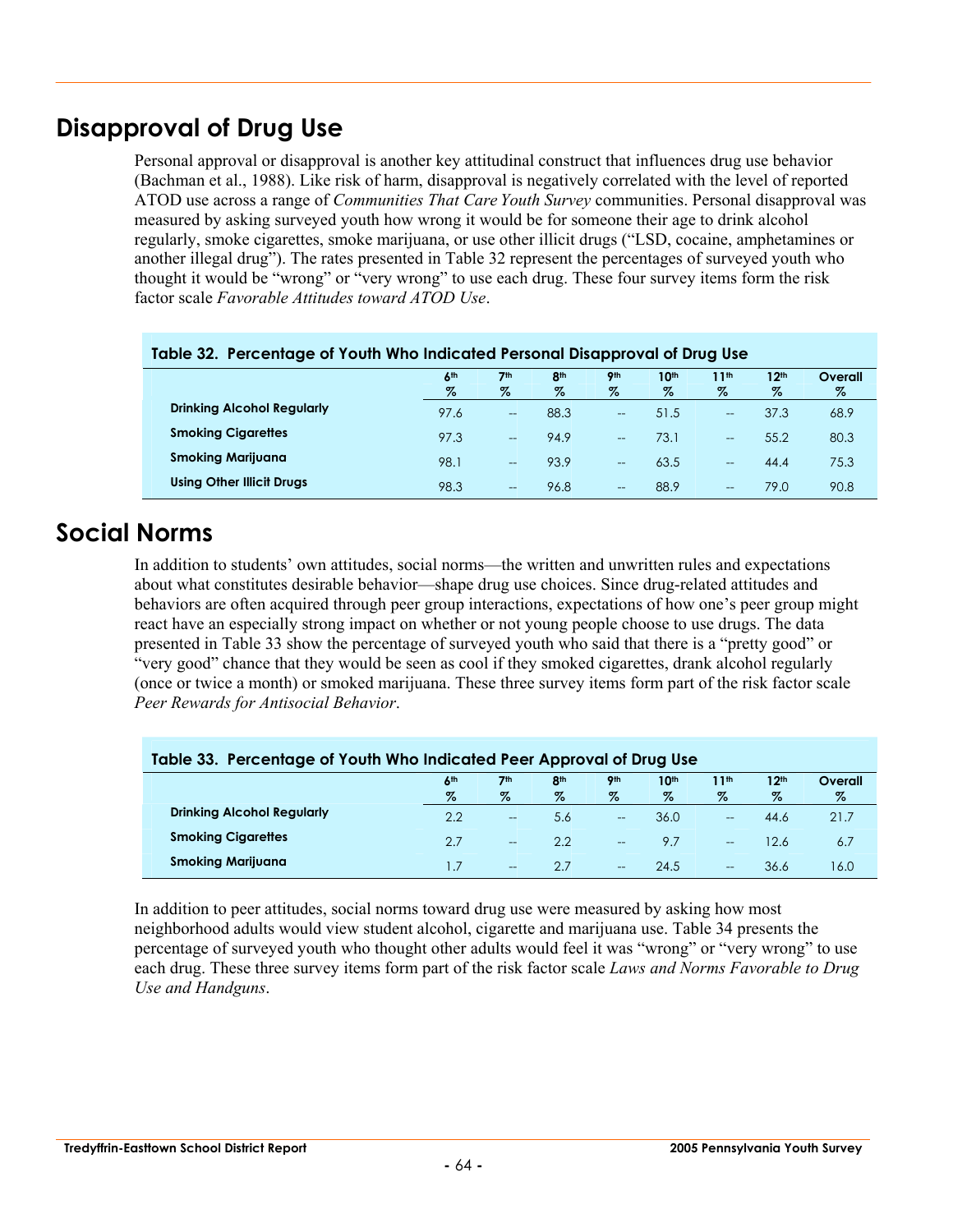## Disapproval of Drug Use

Personal approval or disapproval is another key attitudinal construct that influences drug use behavior (Bachman et al., 1988). Like risk of harm, disapproval is negatively correlated with the level of reported ATOD use across a range of *Communities That Care Youth Survey* communities. Personal disapproval was measured by asking surveyed youth how wrong it would be for someone their age to drink alcohol regularly, smoke cigarettes, smoke marijuana, or use other illicit drugs ("LSD, cocaine, amphetamines or another illegal drug"). The rates presented in Table 32 represent the percentages of surveyed youth who thought it would be "wrong" or "very wrong" to use each drug. These four survey items form the risk factor scale *Favorable Attitudes toward ATOD Use*.

**Table 32. Percentage of Youth Who Indicated Personal Disapproval of Drug Use**

| | 6th % | 7th % | 8th % | 9th % | 10th % | 11th % | 12th % | Overall % |
|---|---|---|---|---|---|---|---|---|
| **Drinking Alcohol Regularly** | 97.6 | -- | 88.3 | -- | 51.5 | -- | 37.3 | 68.9 |
| **Smoking Cigarettes** | 97.3 | -- | 94.9 | -- | 73.1 | -- | 55.2 | 80.3 |
| **Smoking Marijuana** | 98.1 | -- | 93.9 | -- | 63.5 | -- | 44.4 | 75.3 |
| **Using Other Illicit Drugs** | 98.3 | -- | 96.8 | -- | 88.9 | -- | 79.0 | 90.8 |

## Social Norms

In addition to students' own attitudes, social norms—the written and unwritten rules and expectations about what constitutes desirable behavior—shape drug use choices. Since drug-related attitudes and behaviors are often acquired through peer group interactions, expectations of how one's peer group might react have an especially strong impact on whether or not young people choose to use drugs. The data presented in Table 33 show the percentage of surveyed youth who said that there is a "pretty good" or "very good" chance that they would be seen as cool if they smoked cigarettes, drank alcohol regularly (once or twice a month) or smoked marijuana. These three survey items form part of the risk factor scale *Peer Rewards for Antisocial Behavior*.

**Table 33. Percentage of Youth Who Indicated Peer Approval of Drug Use**

| | 6th % | 7th % | 8th % | 9th % | 10th % | 11th % | 12th % | Overall % |
|---|---|---|---|---|---|---|---|---|
| **Drinking Alcohol Regularly** | 2.2 | -- | 5.6 | -- | 36.0 | -- | 44.6 | 21.7 |
| **Smoking Cigarettes** | 2.7 | -- | 2.2 | -- | 9.7 | -- | 12.6 | 6.7 |
| **Smoking Marijuana** | 1.7 | -- | 2.7 | -- | 24.5 | -- | 36.6 | 16.0 |

In addition to peer attitudes, social norms toward drug use were measured by asking how most neighborhood adults would view student alcohol, cigarette and marijuana use. Table 34 presents the percentage of surveyed youth who thought other adults would feel it was "wrong" or "very wrong" to use each drug. These three survey items form part of the risk factor scale *Laws and Norms Favorable to Drug Use and Handguns*.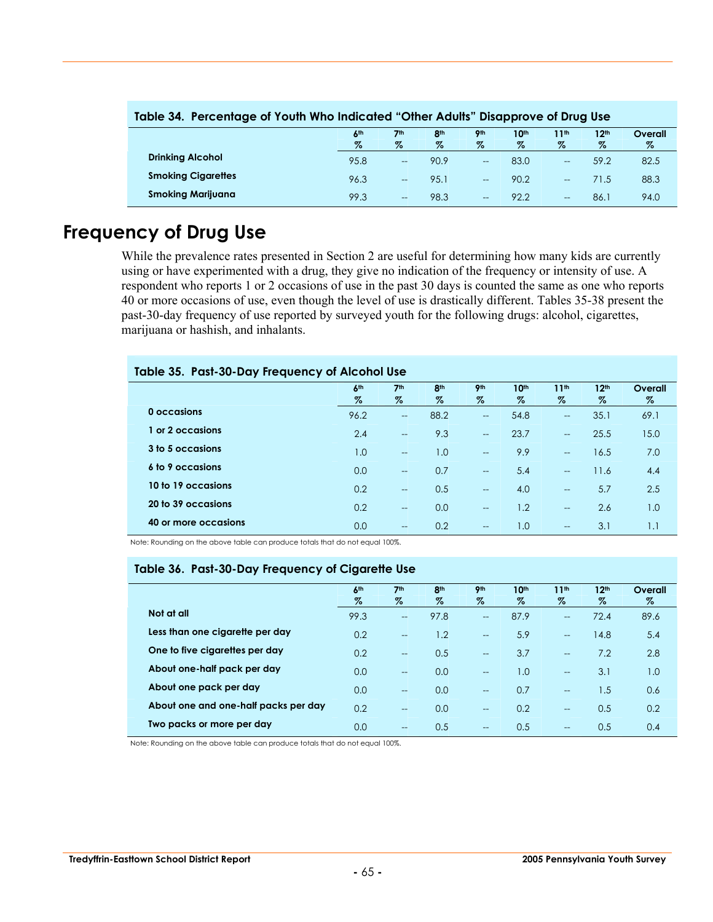**Table 34. Percentage of Youth Who Indicated "Other Adults" Disapprove of Drug Use**

| | 6th % | 7th % | 8th % | 9th % | 10th % | 11th % | 12th % | Overall % |
|---|---|---|---|---|---|---|---|---|
| **Drinking Alcohol** | 95.8 | -- | 90.9 | -- | 83.0 | -- | 59.2 | 82.5 |
| **Smoking Cigarettes** | 96.3 | -- | 95.1 | -- | 90.2 | -- | 71.5 | 88.3 |
| **Smoking Marijuana** | 99.3 | -- | 98.3 | -- | 92.2 | -- | 86.1 | 94.0 |

# Frequency of Drug Use

While the prevalence rates presented in Section 2 are useful for determining how many kids are currently using or have experimented with a drug, they give no indication of the frequency or intensity of use. A respondent who reports 1 or 2 occasions of use in the past 30 days is counted the same as one who reports 40 or more occasions of use, even though the level of use is drastically different. Tables 35-38 present the past-30-day frequency of use reported by surveyed youth for the following drugs: alcohol, cigarettes, marijuana or hashish, and inhalants.

**Table 35. Past-30-Day Frequency of Alcohol Use**

| | 6th % | 7th % | 8th % | 9th % | 10th % | 11th % | 12th % | Overall % |
|---|---|---|---|---|---|---|---|---|
| **0 occasions** | 96.2 | -- | 88.2 | -- | 54.8 | -- | 35.1 | 69.1 |
| **1 or 2 occasions** | 2.4 | -- | 9.3 | -- | 23.7 | -- | 25.5 | 15.0 |
| **3 to 5 occasions** | 1.0 | -- | 1.0 | -- | 9.9 | -- | 16.5 | 7.0 |
| **6 to 9 occasions** | 0.0 | -- | 0.7 | -- | 5.4 | -- | 11.6 | 4.4 |
| **10 to 19 occasions** | 0.2 | -- | 0.5 | -- | 4.0 | -- | 5.7 | 2.5 |
| **20 to 39 occasions** | 0.2 | -- | 0.0 | -- | 1.2 | -- | 2.6 | 1.0 |
| **40 or more occasions** | 0.0 | -- | 0.2 | -- | 1.0 | -- | 3.1 | 1.1 |

Note: Rounding on the above table can produce totals that do not equal 100%.

**Table 36. Past-30-Day Frequency of Cigarette Use**

| | 6th % | 7th % | 8th % | 9th % | 10th % | 11th % | 12th % | Overall % |
|---|---|---|---|---|---|---|---|---|
| **Not at all** | 99.3 | -- | 97.8 | -- | 87.9 | -- | 72.4 | 89.6 |
| **Less than one cigarette per day** | 0.2 | -- | 1.2 | -- | 5.9 | -- | 14.8 | 5.4 |
| **One to five cigarettes per day** | 0.2 | -- | 0.5 | -- | 3.7 | -- | 7.2 | 2.8 |
| **About one-half pack per day** | 0.0 | -- | 0.0 | -- | 1.0 | -- | 3.1 | 1.0 |
| **About one pack per day** | 0.0 | -- | 0.0 | -- | 0.7 | -- | 1.5 | 0.6 |
| **About one and one-half packs per day** | 0.2 | -- | 0.0 | -- | 0.2 | -- | 0.5 | 0.2 |
| **Two packs or more per day** | 0.0 | -- | 0.5 | -- | 0.5 | -- | 0.5 | 0.4 |

Note: Rounding on the above table can produce totals that do not equal 100%.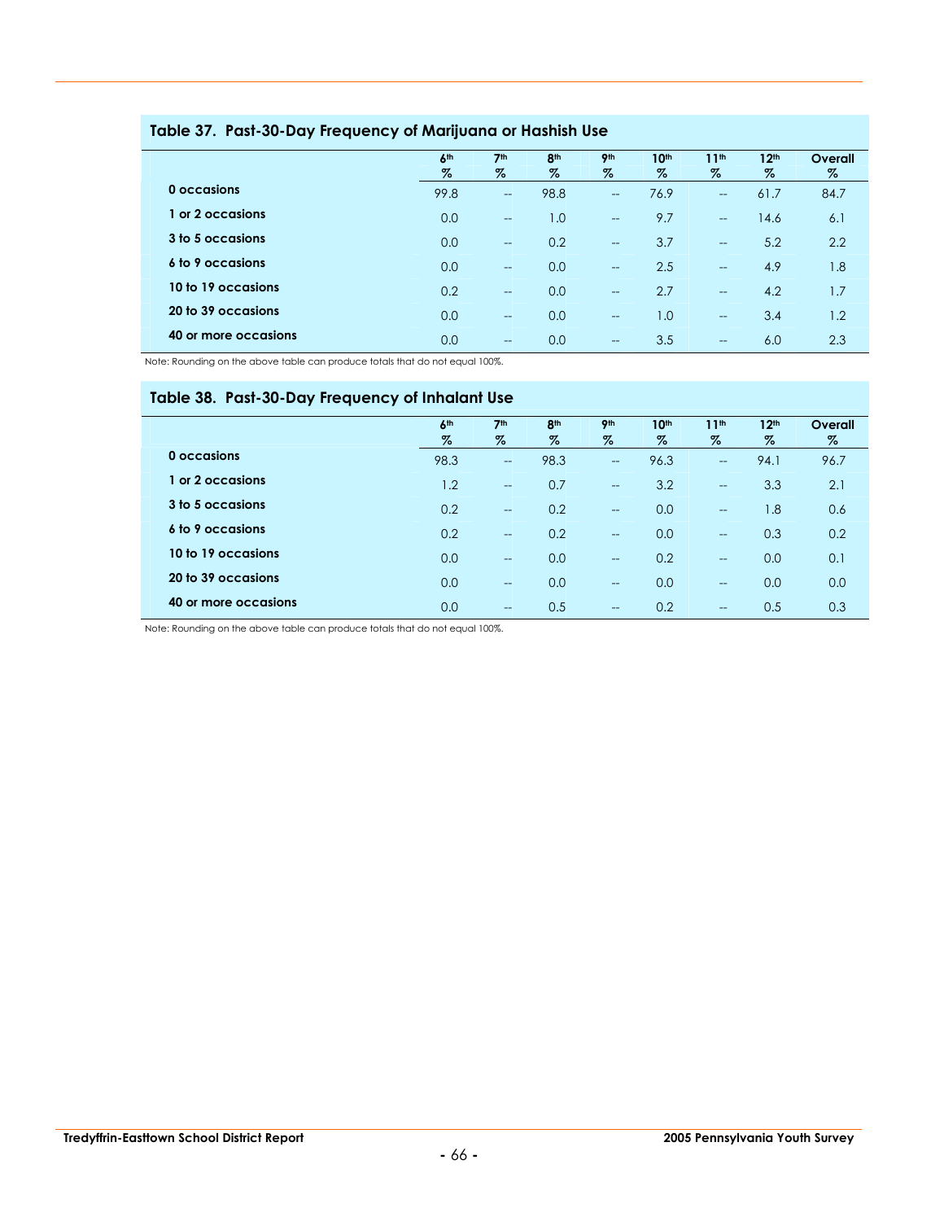## Table 37. Past-30-Day Frequency of Marijuana or Hashish Use

| | 6th % | 7th % | 8th % | 9th % | 10th % | 11th % | 12th % | Overall % |
|---|---|---|---|---|---|---|---|---|
| **0 occasions** | 99.8 | -- | 98.8 | -- | 76.9 | -- | 61.7 | 84.7 |
| **1 or 2 occasions** | 0.0 | -- | 1.0 | -- | 9.7 | -- | 14.6 | 6.1 |
| **3 to 5 occasions** | 0.0 | -- | 0.2 | -- | 3.7 | -- | 5.2 | 2.2 |
| **6 to 9 occasions** | 0.0 | -- | 0.0 | -- | 2.5 | -- | 4.9 | 1.8 |
| **10 to 19 occasions** | 0.2 | -- | 0.0 | -- | 2.7 | -- | 4.2 | 1.7 |
| **20 to 39 occasions** | 0.0 | -- | 0.0 | -- | 1.0 | -- | 3.4 | 1.2 |
| **40 or more occasions** | 0.0 | -- | 0.0 | -- | 3.5 | -- | 6.0 | 2.3 |

Note: Rounding on the above table can produce totals that do not equal 100%.

## Table 38. Past-30-Day Frequency of Inhalant Use

| | 6th % | 7th % | 8th % | 9th % | 10th % | 11th % | 12th % | Overall % |
|---|---|---|---|---|---|---|---|---|
| **0 occasions** | 98.3 | -- | 98.3 | -- | 96.3 | -- | 94.1 | 96.7 |
| **1 or 2 occasions** | 1.2 | -- | 0.7 | -- | 3.2 | -- | 3.3 | 2.1 |
| **3 to 5 occasions** | 0.2 | -- | 0.2 | -- | 0.0 | -- | 1.8 | 0.6 |
| **6 to 9 occasions** | 0.2 | -- | 0.2 | -- | 0.0 | -- | 0.3 | 0.2 |
| **10 to 19 occasions** | 0.0 | -- | 0.0 | -- | 0.2 | -- | 0.0 | 0.1 |
| **20 to 39 occasions** | 0.0 | -- | 0.0 | -- | 0.0 | -- | 0.0 | 0.0 |
| **40 or more occasions** | 0.0 | -- | 0.5 | -- | 0.2 | -- | 0.5 | 0.3 |

Note: Rounding on the above table can produce totals that do not equal 100%.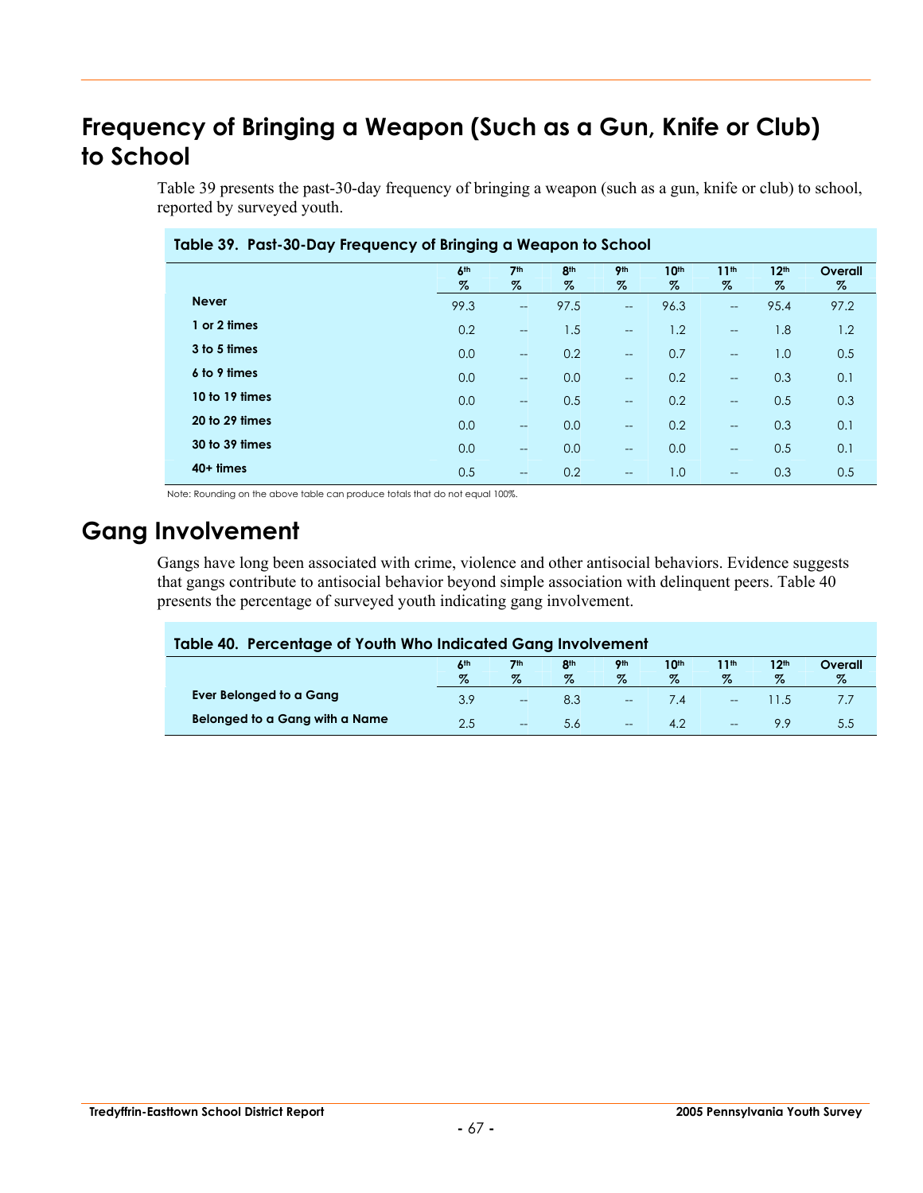# Frequency of Bringing a Weapon (Such as a Gun, Knife or Club) to School

Table 39 presents the past-30-day frequency of bringing a weapon (such as a gun, knife or club) to school, reported by surveyed youth.

**Table 39. Past-30-Day Frequency of Bringing a Weapon to School**

| | 6th % | 7th % | 8th % | 9th % | 10th % | 11th % | 12th % | Overall % |
|---|---|---|---|---|---|---|---|---|
| **Never** | 99.3 | -- | 97.5 | -- | 96.3 | -- | 95.4 | 97.2 |
| **1 or 2 times** | 0.2 | -- | 1.5 | -- | 1.2 | -- | 1.8 | 1.2 |
| **3 to 5 times** | 0.0 | -- | 0.2 | -- | 0.7 | -- | 1.0 | 0.5 |
| **6 to 9 times** | 0.0 | -- | 0.0 | -- | 0.2 | -- | 0.3 | 0.1 |
| **10 to 19 times** | 0.0 | -- | 0.5 | -- | 0.2 | -- | 0.5 | 0.3 |
| **20 to 29 times** | 0.0 | -- | 0.0 | -- | 0.2 | -- | 0.3 | 0.1 |
| **30 to 39 times** | 0.0 | -- | 0.0 | -- | 0.0 | -- | 0.5 | 0.1 |
| **40+ times** | 0.5 | -- | 0.2 | -- | 1.0 | -- | 0.3 | 0.5 |

Note: Rounding on the above table can produce totals that do not equal 100%.

# Gang Involvement

Gangs have long been associated with crime, violence and other antisocial behaviors. Evidence suggests that gangs contribute to antisocial behavior beyond simple association with delinquent peers. Table 40 presents the percentage of surveyed youth indicating gang involvement.

**Table 40. Percentage of Youth Who Indicated Gang Involvement**

| | 6th % | 7th % | 8th % | 9th % | 10th % | 11th % | 12th % | Overall % |
|---|---|---|---|---|---|---|---|---|
| **Ever Belonged to a Gang** | 3.9 | -- | 8.3 | -- | 7.4 | -- | 11.5 | 7.7 |
| **Belonged to a Gang with a Name** | 2.5 | -- | 5.6 | -- | 4.2 | -- | 9.9 | 5.5 |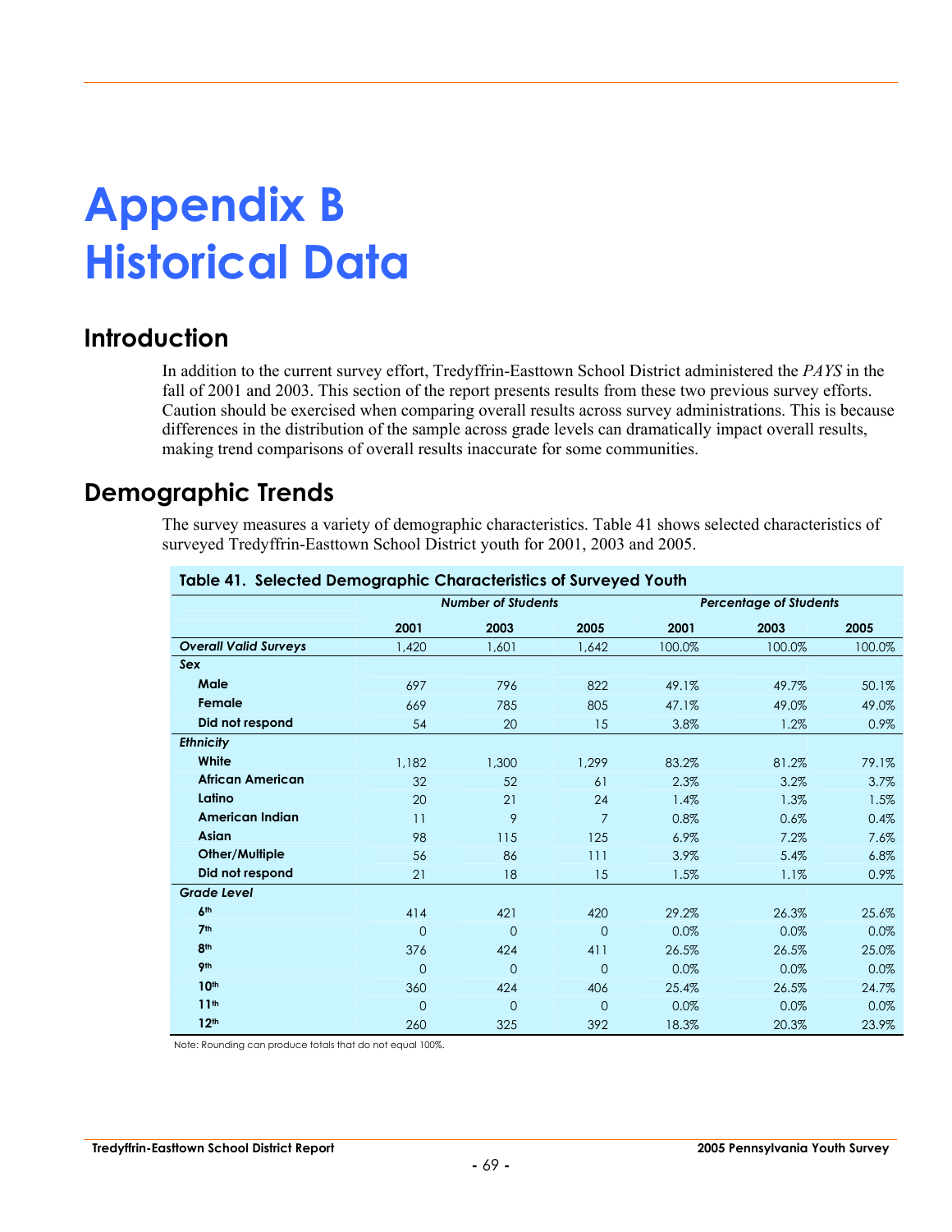# Appendix B
# Historical Data

## Introduction

In addition to the current survey effort, Tredyffrin-Easttown School District administered the *PAYS* in the fall of 2001 and 2003. This section of the report presents results from these two previous survey efforts. Caution should be exercised when comparing overall results across survey administrations. This is because differences in the distribution of the sample across grade levels can dramatically impact overall results, making trend comparisons of overall results inaccurate for some communities.

## Demographic Trends

The survey measures a variety of demographic characteristics. Table 41 shows selected characteristics of surveyed Tredyffrin-Easttown School District youth for 2001, 2003 and 2005.

**Table 41. Selected Demographic Characteristics of Surveyed Youth**

| | *Number of Students* | | | *Percentage of Students* | | |
|---|---|---|---|---|---|---|
| | **2001** | **2003** | **2005** | **2001** | **2003** | **2005** |
| ***Overall Valid Surveys*** | 1,420 | 1,601 | 1,642 | 100.0% | 100.0% | 100.0% |
| ***Sex*** | | | | | | |
| **Male** | 697 | 796 | 822 | 49.1% | 49.7% | 50.1% |
| **Female** | 669 | 785 | 805 | 47.1% | 49.0% | 49.0% |
| **Did not respond** | 54 | 20 | 15 | 3.8% | 1.2% | 0.9% |
| ***Ethnicity*** | | | | | | |
| **White** | 1,182 | 1,300 | 1,299 | 83.2% | 81.2% | 79.1% |
| **African American** | 32 | 52 | 61 | 2.3% | 3.2% | 3.7% |
| **Latino** | 20 | 21 | 24 | 1.4% | 1.3% | 1.5% |
| **American Indian** | 11 | 9 | 7 | 0.8% | 0.6% | 0.4% |
| **Asian** | 98 | 115 | 125 | 6.9% | 7.2% | 7.6% |
| **Other/Multiple** | 56 | 86 | 111 | 3.9% | 5.4% | 6.8% |
| **Did not respond** | 21 | 18 | 15 | 1.5% | 1.1% | 0.9% |
| ***Grade Level*** | | | | | | |
| **6th** | 414 | 421 | 420 | 29.2% | 26.3% | 25.6% |
| **7th** | 0 | 0 | 0 | 0.0% | 0.0% | 0.0% |
| **8th** | 376 | 424 | 411 | 26.5% | 26.5% | 25.0% |
| **9th** | 0 | 0 | 0 | 0.0% | 0.0% | 0.0% |
| **10th** | 360 | 424 | 406 | 25.4% | 26.5% | 24.7% |
| **11th** | 0 | 0 | 0 | 0.0% | 0.0% | 0.0% |
| **12th** | 260 | 325 | 392 | 18.3% | 20.3% | 23.9% |

Note: Rounding can produce totals that do not equal 100%.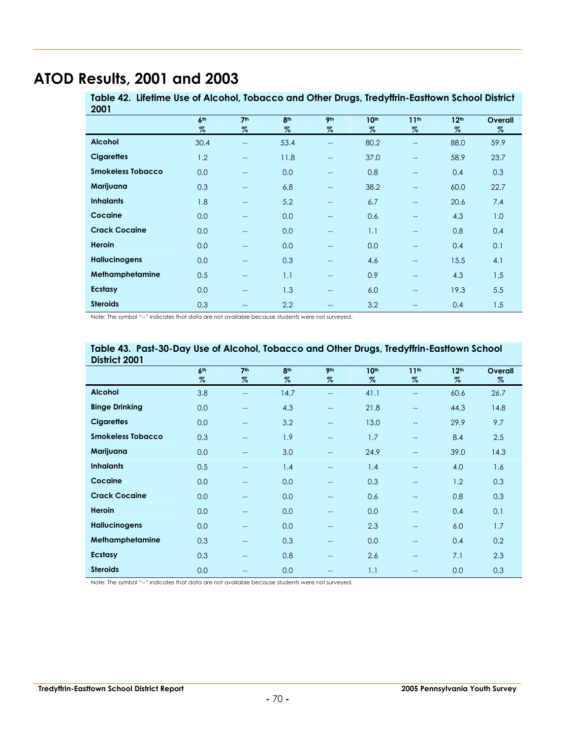# ATOD Results, 2001 and 2003

**Table 42. Lifetime Use of Alcohol, Tobacco and Other Drugs, Tredyffrin-Easttown School District 2001**

| | 6th % | 7th % | 8th % | 9th % | 10th % | 11th % | 12th % | Overall % |
|---|---|---|---|---|---|---|---|---|
| **Alcohol** | 30.4 | -- | 53.4 | -- | 80.2 | -- | 88.0 | 59.9 |
| **Cigarettes** | 1.2 | -- | 11.8 | -- | 37.0 | -- | 58.9 | 23.7 |
| **Smokeless Tobacco** | 0.0 | -- | 0.0 | -- | 0.8 | -- | 0.4 | 0.3 |
| **Marijuana** | 0.3 | -- | 6.8 | -- | 38.2 | -- | 60.0 | 22.7 |
| **Inhalants** | 1.8 | -- | 5.2 | -- | 6.7 | -- | 20.6 | 7.4 |
| **Cocaine** | 0.0 | -- | 0.0 | -- | 0.6 | -- | 4.3 | 1.0 |
| **Crack Cocaine** | 0.0 | -- | 0.0 | -- | 1.1 | -- | 0.8 | 0.4 |
| **Heroin** | 0.0 | -- | 0.0 | -- | 0.0 | -- | 0.4 | 0.1 |
| **Hallucinogens** | 0.0 | -- | 0.3 | -- | 4.6 | -- | 15.5 | 4.1 |
| **Methamphetamine** | 0.5 | -- | 1.1 | -- | 0.9 | -- | 4.3 | 1.5 |
| **Ecstasy** | 0.0 | -- | 1.3 | -- | 6.0 | -- | 19.3 | 5.5 |
| **Steroids** | 0.3 | -- | 2.2 | -- | 3.2 | -- | 0.4 | 1.5 |

Note: The symbol "--" indicates that data are not available because students were not surveyed.

**Table 43. Past-30-Day Use of Alcohol, Tobacco and Other Drugs, Tredyffrin-Easttown School District 2001**

| | 6th % | 7th % | 8th % | 9th % | 10th % | 11th % | 12th % | Overall % |
|---|---|---|---|---|---|---|---|---|
| **Alcohol** | 3.8 | -- | 14.7 | -- | 41.1 | -- | 60.6 | 26.7 |
| **Binge Drinking** | 0.0 | -- | 4.3 | -- | 21.8 | -- | 44.3 | 14.8 |
| **Cigarettes** | 0.0 | -- | 3.2 | -- | 13.0 | -- | 29.9 | 9.7 |
| **Smokeless Tobacco** | 0.3 | -- | 1.9 | -- | 1.7 | -- | 8.4 | 2.5 |
| **Marijuana** | 0.0 | -- | 3.0 | -- | 24.9 | -- | 39.0 | 14.3 |
| **Inhalants** | 0.5 | -- | 1.4 | -- | 1.4 | -- | 4.0 | 1.6 |
| **Cocaine** | 0.0 | -- | 0.0 | -- | 0.3 | -- | 1.2 | 0.3 |
| **Crack Cocaine** | 0.0 | -- | 0.0 | -- | 0.6 | -- | 0.8 | 0.3 |
| **Heroin** | 0.0 | -- | 0.0 | -- | 0.0 | -- | 0.4 | 0.1 |
| **Hallucinogens** | 0.0 | -- | 0.0 | -- | 2.3 | -- | 6.0 | 1.7 |
| **Methamphetamine** | 0.3 | -- | 0.3 | -- | 0.0 | -- | 0.4 | 0.2 |
| **Ecstasy** | 0.3 | -- | 0.8 | -- | 2.6 | -- | 7.1 | 2.3 |
| **Steroids** | 0.0 | -- | 0.0 | -- | 1.1 | -- | 0.0 | 0.3 |

Note: The symbol "--" indicates that data are not available because students were not surveyed.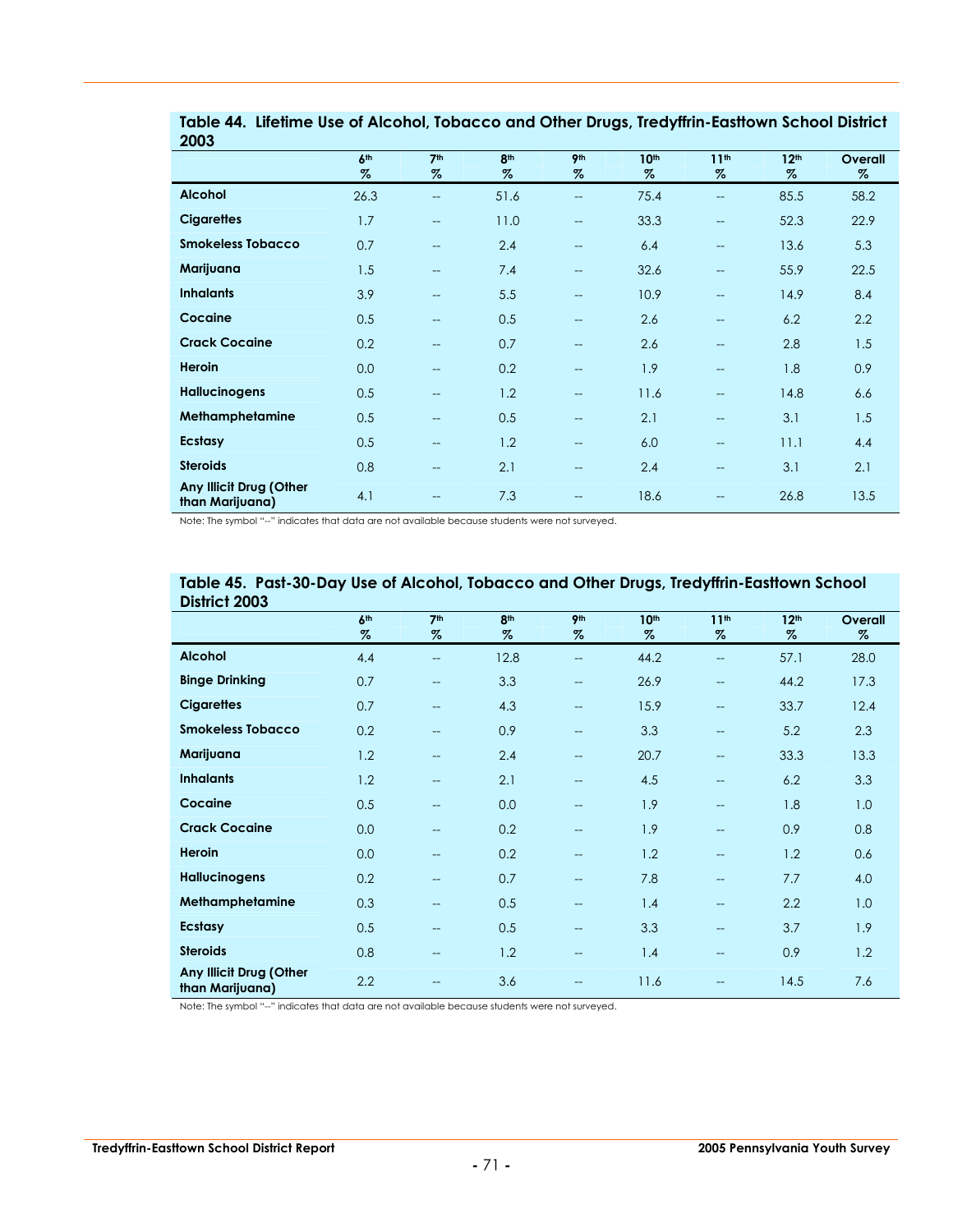**Table 44. Lifetime Use of Alcohol, Tobacco and Other Drugs, Tredyffrin-Easttown School District 2003**

| | 6th % | 7th % | 8th % | 9th % | 10th % | 11th % | 12th % | Overall % |
|---|---|---|---|---|---|---|---|---|
| **Alcohol** | 26.3 | -- | 51.6 | -- | 75.4 | -- | 85.5 | 58.2 |
| **Cigarettes** | 1.7 | -- | 11.0 | -- | 33.3 | -- | 52.3 | 22.9 |
| **Smokeless Tobacco** | 0.7 | -- | 2.4 | -- | 6.4 | -- | 13.6 | 5.3 |
| **Marijuana** | 1.5 | -- | 7.4 | -- | 32.6 | -- | 55.9 | 22.5 |
| **Inhalants** | 3.9 | -- | 5.5 | -- | 10.9 | -- | 14.9 | 8.4 |
| **Cocaine** | 0.5 | -- | 0.5 | -- | 2.6 | -- | 6.2 | 2.2 |
| **Crack Cocaine** | 0.2 | -- | 0.7 | -- | 2.6 | -- | 2.8 | 1.5 |
| **Heroin** | 0.0 | -- | 0.2 | -- | 1.9 | -- | 1.8 | 0.9 |
| **Hallucinogens** | 0.5 | -- | 1.2 | -- | 11.6 | -- | 14.8 | 6.6 |
| **Methamphetamine** | 0.5 | -- | 0.5 | -- | 2.1 | -- | 3.1 | 1.5 |
| **Ecstasy** | 0.5 | -- | 1.2 | -- | 6.0 | -- | 11.1 | 4.4 |
| **Steroids** | 0.8 | -- | 2.1 | -- | 2.4 | -- | 3.1 | 2.1 |
| **Any Illicit Drug (Other than Marijuana)** | 4.1 | -- | 7.3 | -- | 18.6 | -- | 26.8 | 13.5 |

Note: The symbol "--" indicates that data are not available because students were not surveyed.

**Table 45. Past-30-Day Use of Alcohol, Tobacco and Other Drugs, Tredyffrin-Easttown School District 2003**

| | 6th % | 7th % | 8th % | 9th % | 10th % | 11th % | 12th % | Overall % |
|---|---|---|---|---|---|---|---|---|
| **Alcohol** | 4.4 | -- | 12.8 | -- | 44.2 | -- | 57.1 | 28.0 |
| **Binge Drinking** | 0.7 | -- | 3.3 | -- | 26.9 | -- | 44.2 | 17.3 |
| **Cigarettes** | 0.7 | -- | 4.3 | -- | 15.9 | -- | 33.7 | 12.4 |
| **Smokeless Tobacco** | 0.2 | -- | 0.9 | -- | 3.3 | -- | 5.2 | 2.3 |
| **Marijuana** | 1.2 | -- | 2.4 | -- | 20.7 | -- | 33.3 | 13.3 |
| **Inhalants** | 1.2 | -- | 2.1 | -- | 4.5 | -- | 6.2 | 3.3 |
| **Cocaine** | 0.5 | -- | 0.0 | -- | 1.9 | -- | 1.8 | 1.0 |
| **Crack Cocaine** | 0.0 | -- | 0.2 | -- | 1.9 | -- | 0.9 | 0.8 |
| **Heroin** | 0.0 | -- | 0.2 | -- | 1.2 | -- | 1.2 | 0.6 |
| **Hallucinogens** | 0.2 | -- | 0.7 | -- | 7.8 | -- | 7.7 | 4.0 |
| **Methamphetamine** | 0.3 | -- | 0.5 | -- | 1.4 | -- | 2.2 | 1.0 |
| **Ecstasy** | 0.5 | -- | 0.5 | -- | 3.3 | -- | 3.7 | 1.9 |
| **Steroids** | 0.8 | -- | 1.2 | -- | 1.4 | -- | 0.9 | 1.2 |
| **Any Illicit Drug (Other than Marijuana)** | 2.2 | -- | 3.6 | -- | 11.6 | -- | 14.5 | 7.6 |

Note: The symbol "--" indicates that data are not available because students were not surveyed.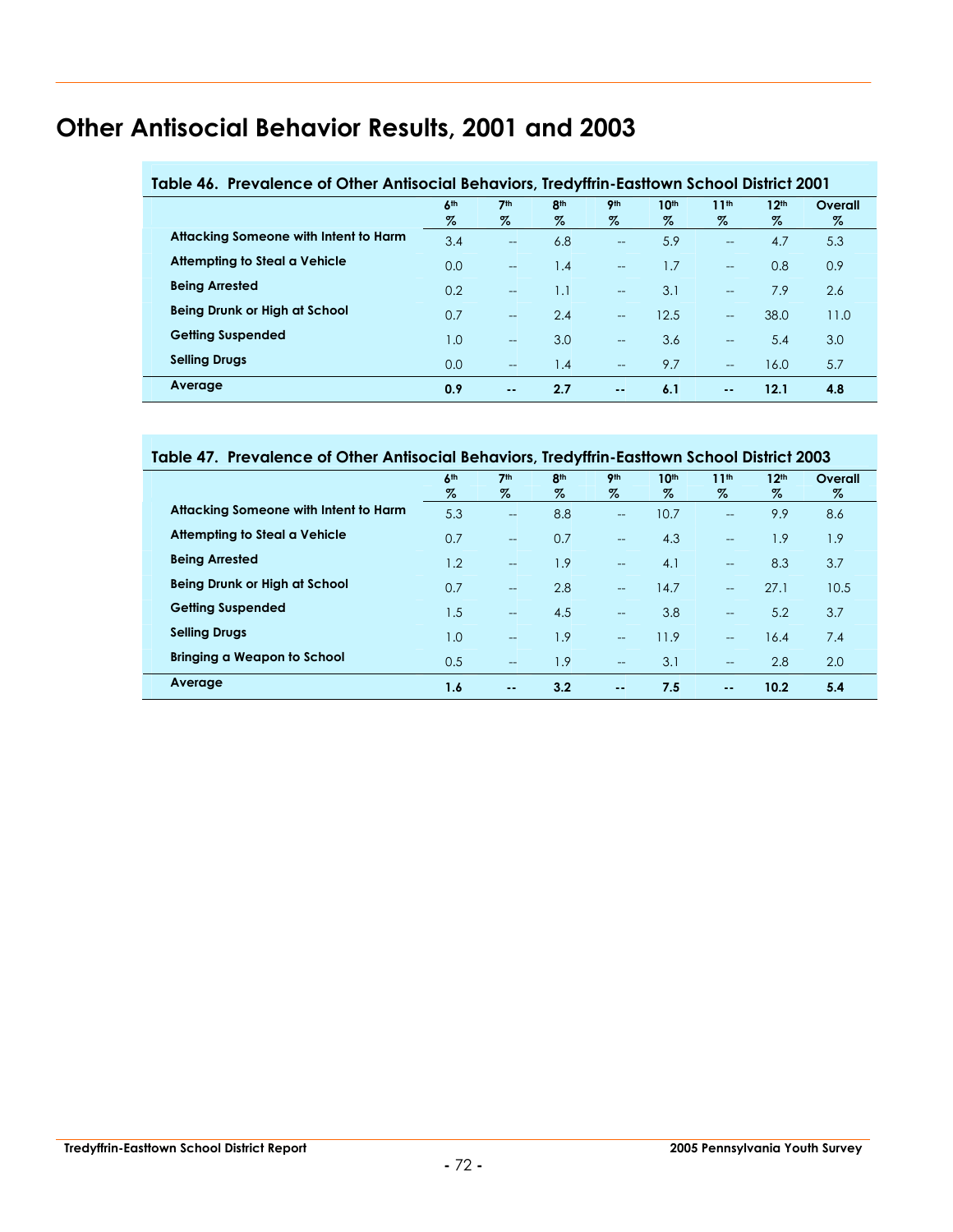# Other Antisocial Behavior Results, 2001 and 2003

**Table 46. Prevalence of Other Antisocial Behaviors, Tredyffrin-Easttown School District 2001**

| | 6th % | 7th % | 8th % | 9th % | 10th % | 11th % | 12th % | Overall % |
|---|---|---|---|---|---|---|---|---|
| **Attacking Someone with Intent to Harm** | 3.4 | -- | 6.8 | -- | 5.9 | -- | 4.7 | 5.3 |
| **Attempting to Steal a Vehicle** | 0.0 | -- | 1.4 | -- | 1.7 | -- | 0.8 | 0.9 |
| **Being Arrested** | 0.2 | -- | 1.1 | -- | 3.1 | -- | 7.9 | 2.6 |
| **Being Drunk or High at School** | 0.7 | -- | 2.4 | -- | 12.5 | -- | 38.0 | 11.0 |
| **Getting Suspended** | 1.0 | -- | 3.0 | -- | 3.6 | -- | 5.4 | 3.0 |
| **Selling Drugs** | 0.0 | -- | 1.4 | -- | 9.7 | -- | 16.0 | 5.7 |
| **Average** | **0.9** | **--** | **2.7** | **--** | **6.1** | **--** | **12.1** | **4.8** |

**Table 47. Prevalence of Other Antisocial Behaviors, Tredyffrin-Easttown School District 2003**

| | 6th % | 7th % | 8th % | 9th % | 10th % | 11th % | 12th % | Overall % |
|---|---|---|---|---|---|---|---|---|
| **Attacking Someone with Intent to Harm** | 5.3 | -- | 8.8 | -- | 10.7 | -- | 9.9 | 8.6 |
| **Attempting to Steal a Vehicle** | 0.7 | -- | 0.7 | -- | 4.3 | -- | 1.9 | 1.9 |
| **Being Arrested** | 1.2 | -- | 1.9 | -- | 4.1 | -- | 8.3 | 3.7 |
| **Being Drunk or High at School** | 0.7 | -- | 2.8 | -- | 14.7 | -- | 27.1 | 10.5 |
| **Getting Suspended** | 1.5 | -- | 4.5 | -- | 3.8 | -- | 5.2 | 3.7 |
| **Selling Drugs** | 1.0 | -- | 1.9 | -- | 11.9 | -- | 16.4 | 7.4 |
| **Bringing a Weapon to School** | 0.5 | -- | 1.9 | -- | 3.1 | -- | 2.8 | 2.0 |
| **Average** | **1.6** | **--** | **3.2** | **--** | **7.5** | **--** | **10.2** | **5.4** |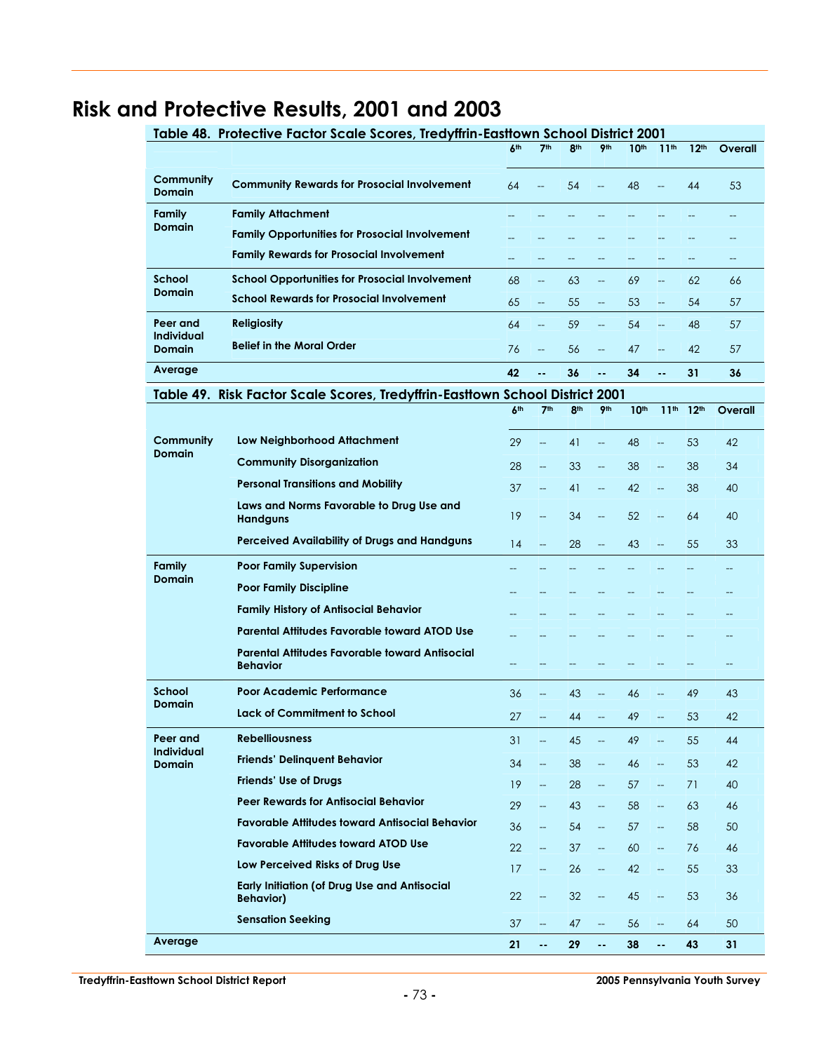# Risk and Protective Results, 2001 and 2003

**Table 48. Protective Factor Scale Scores, Tredyffrin-Easttown School District 2001**

| | | 6th | 7th | 8th | 9th | 10th | 11th | 12th | Overall |
|---|---|---|---|---|---|---|---|---|---|
| **Community Domain** | **Community Rewards for Prosocial Involvement** | 64 | -- | 54 | -- | 48 | -- | 44 | 53 |
| **Family Domain** | **Family Attachment** | -- | -- | -- | -- | -- | -- | -- | -- |
| | **Family Opportunities for Prosocial Involvement** | -- | -- | -- | -- | -- | -- | -- | -- |
| | **Family Rewards for Prosocial Involvement** | -- | -- | -- | -- | -- | -- | -- | -- |
| **School Domain** | **School Opportunities for Prosocial Involvement** | 68 | -- | 63 | -- | 69 | -- | 62 | 66 |
| | **School Rewards for Prosocial Involvement** | 65 | -- | 55 | -- | 53 | -- | 54 | 57 |
| **Peer and Individual Domain** | **Religiosity** | 64 | -- | 59 | -- | 54 | -- | 48 | 57 |
| | **Belief in the Moral Order** | 76 | -- | 56 | -- | 47 | -- | 42 | 57 |
| **Average** | | **42** | **--** | **36** | **--** | **34** | **--** | **31** | **36** |

**Table 49. Risk Factor Scale Scores, Tredyffrin-Easttown School District 2001**

| | | 6th | 7th | 8th | 9th | 10th | 11th | 12th | Overall |
|---|---|---|---|---|---|---|---|---|---|
| **Community Domain** | **Low Neighborhood Attachment** | 29 | -- | 41 | -- | 48 | -- | 53 | 42 |
| | **Community Disorganization** | 28 | -- | 33 | -- | 38 | -- | 38 | 34 |
| | **Personal Transitions and Mobility** | 37 | -- | 41 | -- | 42 | -- | 38 | 40 |
| | **Laws and Norms Favorable to Drug Use and Handguns** | 19 | -- | 34 | -- | 52 | -- | 64 | 40 |
| | **Perceived Availability of Drugs and Handguns** | 14 | -- | 28 | -- | 43 | -- | 55 | 33 |
| **Family Domain** | **Poor Family Supervision** | -- | -- | -- | -- | -- | -- | -- | -- |
| | **Poor Family Discipline** | -- | -- | -- | -- | -- | -- | -- | -- |
| | **Family History of Antisocial Behavior** | -- | -- | -- | -- | -- | -- | -- | -- |
| | **Parental Attitudes Favorable toward ATOD Use** | -- | -- | -- | -- | -- | -- | -- | -- |
| | **Parental Attitudes Favorable toward Antisocial Behavior** | -- | -- | -- | -- | -- | -- | -- | -- |
| **School Domain** | **Poor Academic Performance** | 36 | -- | 43 | -- | 46 | -- | 49 | 43 |
| | **Lack of Commitment to School** | 27 | -- | 44 | -- | 49 | -- | 53 | 42 |
| **Peer and Individual Domain** | **Rebelliousness** | 31 | -- | 45 | -- | 49 | -- | 55 | 44 |
| | **Friends' Delinquent Behavior** | 34 | -- | 38 | -- | 46 | -- | 53 | 42 |
| | **Friends' Use of Drugs** | 19 | -- | 28 | -- | 57 | -- | 71 | 40 |
| | **Peer Rewards for Antisocial Behavior** | 29 | -- | 43 | -- | 58 | -- | 63 | 46 |
| | **Favorable Attitudes toward Antisocial Behavior** | 36 | -- | 54 | -- | 57 | -- | 58 | 50 |
| | **Favorable Attitudes toward ATOD Use** | 22 | -- | 37 | -- | 60 | -- | 76 | 46 |
| | **Low Perceived Risks of Drug Use** | 17 | -- | 26 | -- | 42 | -- | 55 | 33 |
| | **Early Initiation (of Drug Use and Antisocial Behavior)** | 22 | -- | 32 | -- | 45 | -- | 53 | 36 |
| | **Sensation Seeking** | 37 | -- | 47 | -- | 56 | -- | 64 | 50 |
| **Average** | | **21** | **--** | **29** | **--** | **38** | **--** | **43** | **31** |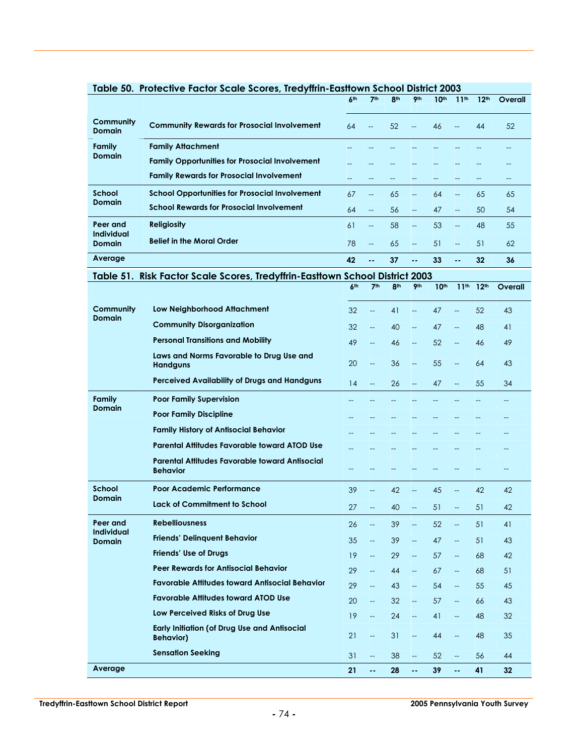## Table 50. Protective Factor Scale Scores, Tredyffrin-Easttown School District 2003

| | | 6th | 7th | 8th | 9th | 10th | 11th | 12th | Overall |
|---|---|---|---|---|---|---|---|---|---|
| **Community Domain** | **Community Rewards for Prosocial Involvement** | 64 | -- | 52 | -- | 46 | -- | 44 | 52 |
| **Family Domain** | **Family Attachment** | -- | -- | -- | -- | -- | -- | -- | -- |
| | **Family Opportunities for Prosocial Involvement** | -- | -- | -- | -- | -- | -- | -- | -- |
| | **Family Rewards for Prosocial Involvement** | -- | -- | -- | -- | -- | -- | -- | -- |
| **School Domain** | **School Opportunities for Prosocial Involvement** | 67 | -- | 65 | -- | 64 | -- | 65 | 65 |
| | **School Rewards for Prosocial Involvement** | 64 | -- | 56 | -- | 47 | -- | 50 | 54 |
| **Peer and Individual Domain** | **Religiosity** | 61 | -- | 58 | -- | 53 | -- | 48 | 55 |
| | **Belief in the Moral Order** | 78 | -- | 65 | -- | 51 | -- | 51 | 62 |
| **Average** | | **42** | **--** | **37** | **--** | **33** | **--** | **32** | **36** |

## Table 51. Risk Factor Scale Scores, Tredyffrin-Easttown School District 2003

| | | 6th | 7th | 8th | 9th | 10th | 11th | 12th | Overall |
|---|---|---|---|---|---|---|---|---|---|
| **Community Domain** | **Low Neighborhood Attachment** | 32 | -- | 41 | -- | 47 | -- | 52 | 43 |
| | **Community Disorganization** | 32 | -- | 40 | -- | 47 | -- | 48 | 41 |
| | **Personal Transitions and Mobility** | 49 | -- | 46 | -- | 52 | -- | 46 | 49 |
| | **Laws and Norms Favorable to Drug Use and Handguns** | 20 | -- | 36 | -- | 55 | -- | 64 | 43 |
| | **Perceived Availability of Drugs and Handguns** | 14 | -- | 26 | -- | 47 | -- | 55 | 34 |
| **Family Domain** | **Poor Family Supervision** | -- | -- | -- | -- | -- | -- | -- | -- |
| | **Poor Family Discipline** | -- | -- | -- | -- | -- | -- | -- | -- |
| | **Family History of Antisocial Behavior** | -- | -- | -- | -- | -- | -- | -- | -- |
| | **Parental Attitudes Favorable toward ATOD Use** | -- | -- | -- | -- | -- | -- | -- | -- |
| | **Parental Attitudes Favorable toward Antisocial Behavior** | -- | -- | -- | -- | -- | -- | -- | -- |
| **School Domain** | **Poor Academic Performance** | 39 | -- | 42 | -- | 45 | -- | 42 | 42 |
| | **Lack of Commitment to School** | 27 | -- | 40 | -- | 51 | -- | 51 | 42 |
| **Peer and Individual Domain** | **Rebelliousness** | 26 | -- | 39 | -- | 52 | -- | 51 | 41 |
| | **Friends' Delinquent Behavior** | 35 | -- | 39 | -- | 47 | -- | 51 | 43 |
| | **Friends' Use of Drugs** | 19 | -- | 29 | -- | 57 | -- | 68 | 42 |
| | **Peer Rewards for Antisocial Behavior** | 29 | -- | 44 | -- | 67 | -- | 68 | 51 |
| | **Favorable Attitudes toward Antisocial Behavior** | 29 | -- | 43 | -- | 54 | -- | 55 | 45 |
| | **Favorable Attitudes toward ATOD Use** | 20 | -- | 32 | -- | 57 | -- | 66 | 43 |
| | **Low Perceived Risks of Drug Use** | 19 | -- | 24 | -- | 41 | -- | 48 | 32 |
| | **Early Initiation (of Drug Use and Antisocial Behavior)** | 21 | -- | 31 | -- | 44 | -- | 48 | 35 |
| | **Sensation Seeking** | 31 | -- | 38 | -- | 52 | -- | 56 | 44 |
| **Average** | | **21** | **--** | **28** | **--** | **39** | **--** | **41** | **32** |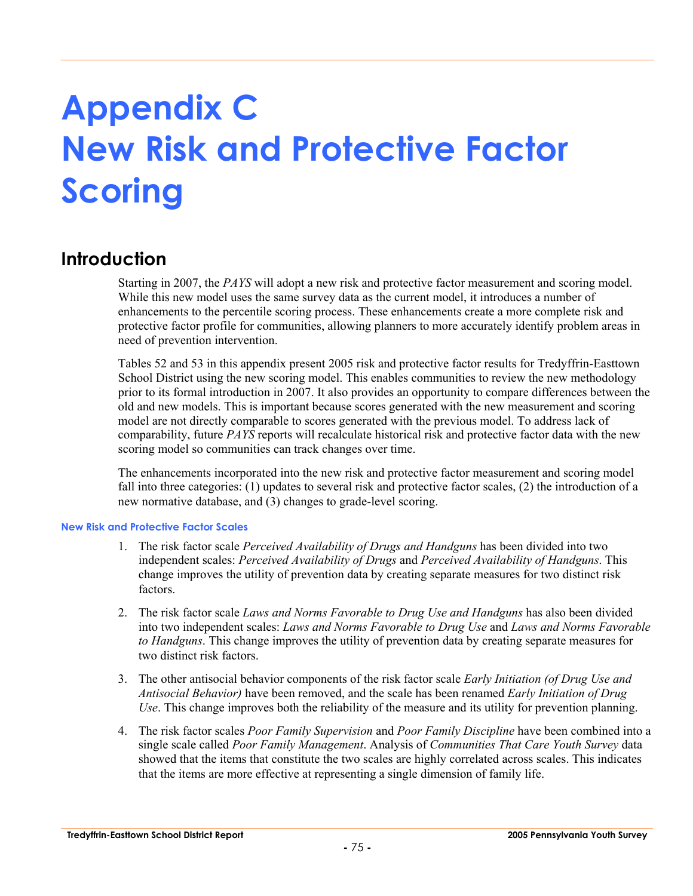# Appendix C
# New Risk and Protective Factor Scoring

## Introduction

Starting in 2007, the *PAYS* will adopt a new risk and protective factor measurement and scoring model. While this new model uses the same survey data as the current model, it introduces a number of enhancements to the percentile scoring process. These enhancements create a more complete risk and protective factor profile for communities, allowing planners to more accurately identify problem areas in need of prevention intervention.

Tables 52 and 53 in this appendix present 2005 risk and protective factor results for Tredyffrin-Easttown School District using the new scoring model. This enables communities to review the new methodology prior to its formal introduction in 2007. It also provides an opportunity to compare differences between the old and new models. This is important because scores generated with the new measurement and scoring model are not directly comparable to scores generated with the previous model. To address lack of comparability, future *PAYS* reports will recalculate historical risk and protective factor data with the new scoring model so communities can track changes over time.

The enhancements incorporated into the new risk and protective factor measurement and scoring model fall into three categories: (1) updates to several risk and protective factor scales, (2) the introduction of a new normative database, and (3) changes to grade-level scoring.

#### New Risk and Protective Factor Scales

1. The risk factor scale *Perceived Availability of Drugs and Handguns* has been divided into two independent scales: *Perceived Availability of Drugs* and *Perceived Availability of Handguns*. This change improves the utility of prevention data by creating separate measures for two distinct risk factors.

2. The risk factor scale *Laws and Norms Favorable to Drug Use and Handguns* has also been divided into two independent scales: *Laws and Norms Favorable to Drug Use* and *Laws and Norms Favorable to Handguns*. This change improves the utility of prevention data by creating separate measures for two distinct risk factors.

3. The other antisocial behavior components of the risk factor scale *Early Initiation (of Drug Use and Antisocial Behavior)* have been removed, and the scale has been renamed *Early Initiation of Drug Use*. This change improves both the reliability of the measure and its utility for prevention planning.

4. The risk factor scales *Poor Family Supervision* and *Poor Family Discipline* have been combined into a single scale called *Poor Family Management*. Analysis of *Communities That Care Youth Survey* data showed that the items that constitute the two scales are highly correlated across scales. This indicates that the items are more effective at representing a single dimension of family life.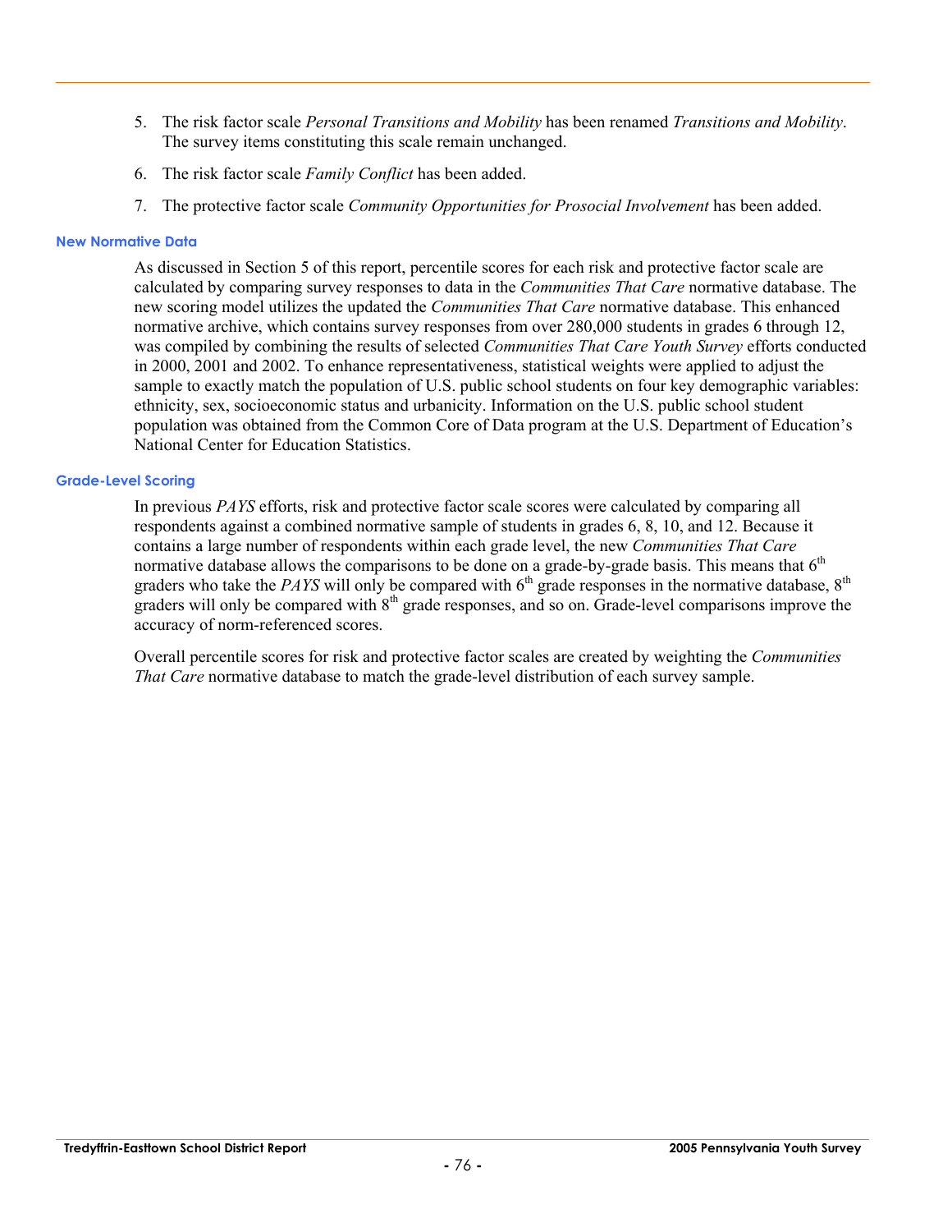5. The risk factor scale *Personal Transitions and Mobility* has been renamed *Transitions and Mobility*. The survey items constituting this scale remain unchanged.
6. The risk factor scale *Family Conflict* has been added.
7. The protective factor scale *Community Opportunities for Prosocial Involvement* has been added.

### New Normative Data

As discussed in Section 5 of this report, percentile scores for each risk and protective factor scale are calculated by comparing survey responses to data in the *Communities That Care* normative database. The new scoring model utilizes the updated the *Communities That Care* normative database. This enhanced normative archive, which contains survey responses from over 280,000 students in grades 6 through 12, was compiled by combining the results of selected *Communities That Care Youth Survey* efforts conducted in 2000, 2001 and 2002. To enhance representativeness, statistical weights were applied to adjust the sample to exactly match the population of U.S. public school students on four key demographic variables: ethnicity, sex, socioeconomic status and urbanicity. Information on the U.S. public school student population was obtained from the Common Core of Data program at the U.S. Department of Education's National Center for Education Statistics.

### Grade-Level Scoring

In previous *PAYS* efforts, risk and protective factor scale scores were calculated by comparing all respondents against a combined normative sample of students in grades 6, 8, 10, and 12. Because it contains a large number of respondents within each grade level, the new *Communities That Care* normative database allows the comparisons to be done on a grade-by-grade basis. This means that 6th graders who take the *PAYS* will only be compared with 6th grade responses in the normative database, 8th graders will only be compared with 8th grade responses, and so on. Grade-level comparisons improve the accuracy of norm-referenced scores.

Overall percentile scores for risk and protective factor scales are created by weighting the *Communities That Care* normative database to match the grade-level distribution of each survey sample.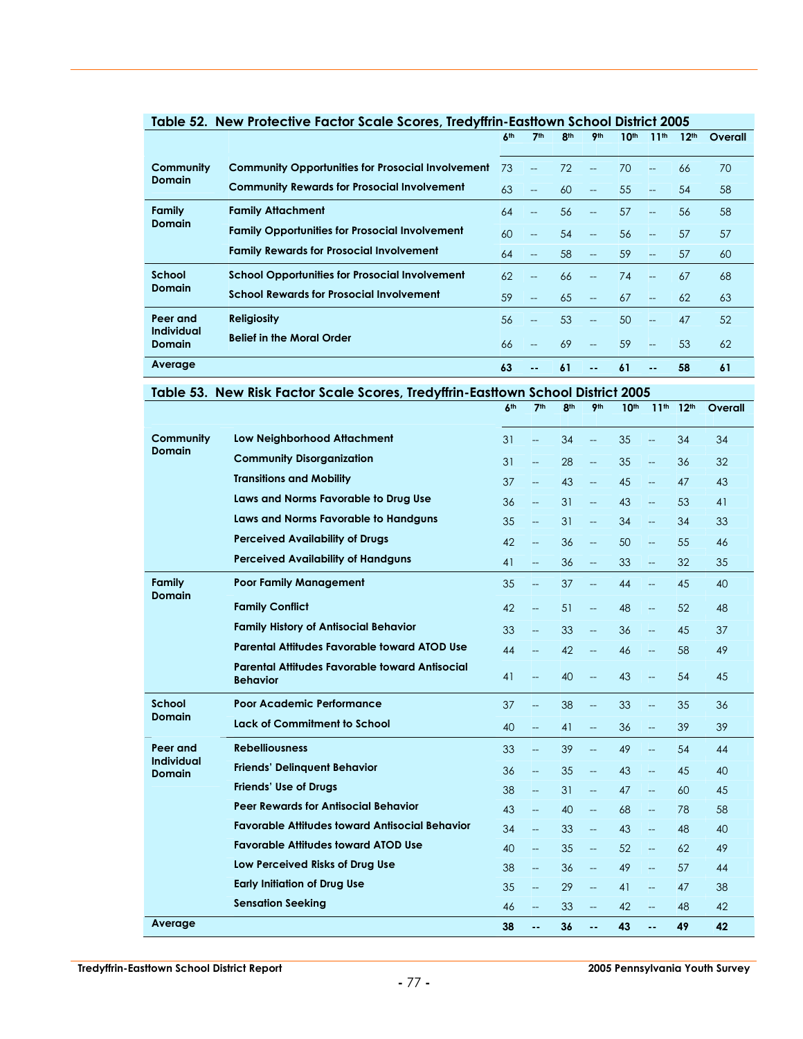## Table 52. New Protective Factor Scale Scores, Tredyffrin-Easttown School District 2005

| | | 6th | 7th | 8th | 9th | 10th | 11th | 12th | Overall |
|---|---|---|---|---|---|---|---|---|---|
| **Community Domain** | **Community Opportunities for Prosocial Involvement** | 73 | -- | 72 | -- | 70 | -- | 66 | 70 |
| | **Community Rewards for Prosocial Involvement** | 63 | -- | 60 | -- | 55 | -- | 54 | 58 |
| **Family Domain** | **Family Attachment** | 64 | -- | 56 | -- | 57 | -- | 56 | 58 |
| | **Family Opportunities for Prosocial Involvement** | 60 | -- | 54 | -- | 56 | -- | 57 | 57 |
| | **Family Rewards for Prosocial Involvement** | 64 | -- | 58 | -- | 59 | -- | 57 | 60 |
| **School Domain** | **School Opportunities for Prosocial Involvement** | 62 | -- | 66 | -- | 74 | -- | 67 | 68 |
| | **School Rewards for Prosocial Involvement** | 59 | -- | 65 | -- | 67 | -- | 62 | 63 |
| **Peer and Individual Domain** | **Religiosity** | 56 | -- | 53 | -- | 50 | -- | 47 | 52 |
| | **Belief in the Moral Order** | 66 | -- | 69 | -- | 59 | -- | 53 | 62 |
| **Average** | | **63** | **--** | **61** | **--** | **61** | **--** | **58** | **61** |

## Table 53. New Risk Factor Scale Scores, Tredyffrin-Easttown School District 2005

| | | 6th | 7th | 8th | 9th | 10th | 11th | 12th | Overall |
|---|---|---|---|---|---|---|---|---|---|
| **Community Domain** | **Low Neighborhood Attachment** | 31 | -- | 34 | -- | 35 | -- | 34 | 34 |
| | **Community Disorganization** | 31 | -- | 28 | -- | 35 | -- | 36 | 32 |
| | **Transitions and Mobility** | 37 | -- | 43 | -- | 45 | -- | 47 | 43 |
| | **Laws and Norms Favorable to Drug Use** | 36 | -- | 31 | -- | 43 | -- | 53 | 41 |
| | **Laws and Norms Favorable to Handguns** | 35 | -- | 31 | -- | 34 | -- | 34 | 33 |
| | **Perceived Availability of Drugs** | 42 | -- | 36 | -- | 50 | -- | 55 | 46 |
| | **Perceived Availability of Handguns** | 41 | -- | 36 | -- | 33 | -- | 32 | 35 |
| **Family Domain** | **Poor Family Management** | 35 | -- | 37 | -- | 44 | -- | 45 | 40 |
| | **Family Conflict** | 42 | -- | 51 | -- | 48 | -- | 52 | 48 |
| | **Family History of Antisocial Behavior** | 33 | -- | 33 | -- | 36 | -- | 45 | 37 |
| | **Parental Attitudes Favorable toward ATOD Use** | 44 | -- | 42 | -- | 46 | -- | 58 | 49 |
| | **Parental Attitudes Favorable toward Antisocial Behavior** | 41 | -- | 40 | -- | 43 | -- | 54 | 45 |
| **School Domain** | **Poor Academic Performance** | 37 | -- | 38 | -- | 33 | -- | 35 | 36 |
| | **Lack of Commitment to School** | 40 | -- | 41 | -- | 36 | -- | 39 | 39 |
| **Peer and Individual Domain** | **Rebelliousness** | 33 | -- | 39 | -- | 49 | -- | 54 | 44 |
| | **Friends' Delinquent Behavior** | 36 | -- | 35 | -- | 43 | -- | 45 | 40 |
| | **Friends' Use of Drugs** | 38 | -- | 31 | -- | 47 | -- | 60 | 45 |
| | **Peer Rewards for Antisocial Behavior** | 43 | -- | 40 | -- | 68 | -- | 78 | 58 |
| | **Favorable Attitudes toward Antisocial Behavior** | 34 | -- | 33 | -- | 43 | -- | 48 | 40 |
| | **Favorable Attitudes toward ATOD Use** | 40 | -- | 35 | -- | 52 | -- | 62 | 49 |
| | **Low Perceived Risks of Drug Use** | 38 | -- | 36 | -- | 49 | -- | 57 | 44 |
| | **Early Initiation of Drug Use** | 35 | -- | 29 | -- | 41 | -- | 47 | 38 |
| | **Sensation Seeking** | 46 | -- | 33 | -- | 42 | -- | 48 | 42 |
| **Average** | | **38** | **--** | **36** | **--** | **43** | **--** | **49** | **42** |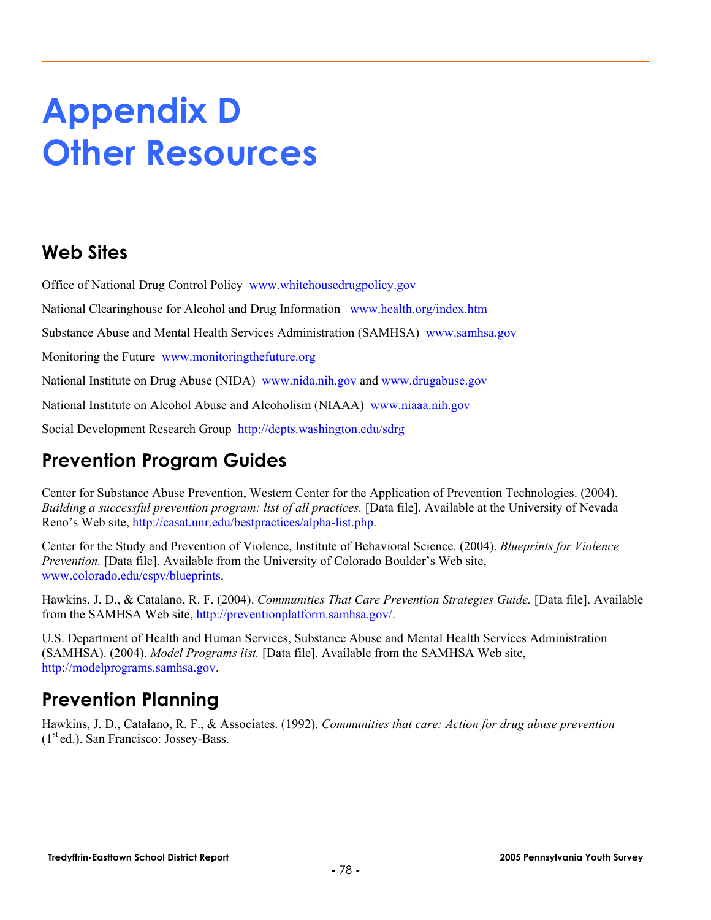# Appendix D Other Resources

## Web Sites

Office of National Drug Control Policy www.whitehousedrugpolicy.gov

National Clearinghouse for Alcohol and Drug Information www.health.org/index.htm

Substance Abuse and Mental Health Services Administration (SAMHSA) www.samhsa.gov

Monitoring the Future www.monitoringthefuture.org

National Institute on Drug Abuse (NIDA) www.nida.nih.gov and www.drugabuse.gov

National Institute on Alcohol Abuse and Alcoholism (NIAAA) www.niaaa.nih.gov

Social Development Research Group http://depts.washington.edu/sdrg

## Prevention Program Guides

Center for Substance Abuse Prevention, Western Center for the Application of Prevention Technologies. (2004). *Building a successful prevention program: list of all practices.* [Data file]. Available at the University of Nevada Reno's Web site, http://casat.unr.edu/bestpractices/alpha-list.php.

Center for the Study and Prevention of Violence, Institute of Behavioral Science. (2004). *Blueprints for Violence Prevention.* [Data file]. Available from the University of Colorado Boulder's Web site, www.colorado.edu/cspv/blueprints.

Hawkins, J. D., & Catalano, R. F. (2004). *Communities That Care Prevention Strategies Guide.* [Data file]. Available from the SAMHSA Web site, http://preventionplatform.samhsa.gov/.

U.S. Department of Health and Human Services, Substance Abuse and Mental Health Services Administration (SAMHSA). (2004). *Model Programs list.* [Data file]. Available from the SAMHSA Web site, http://modelprograms.samhsa.gov.

## Prevention Planning

Hawkins, J. D., Catalano, R. F., & Associates. (1992). *Communities that care: Action for drug abuse prevention* (1st ed.). San Francisco: Jossey-Bass.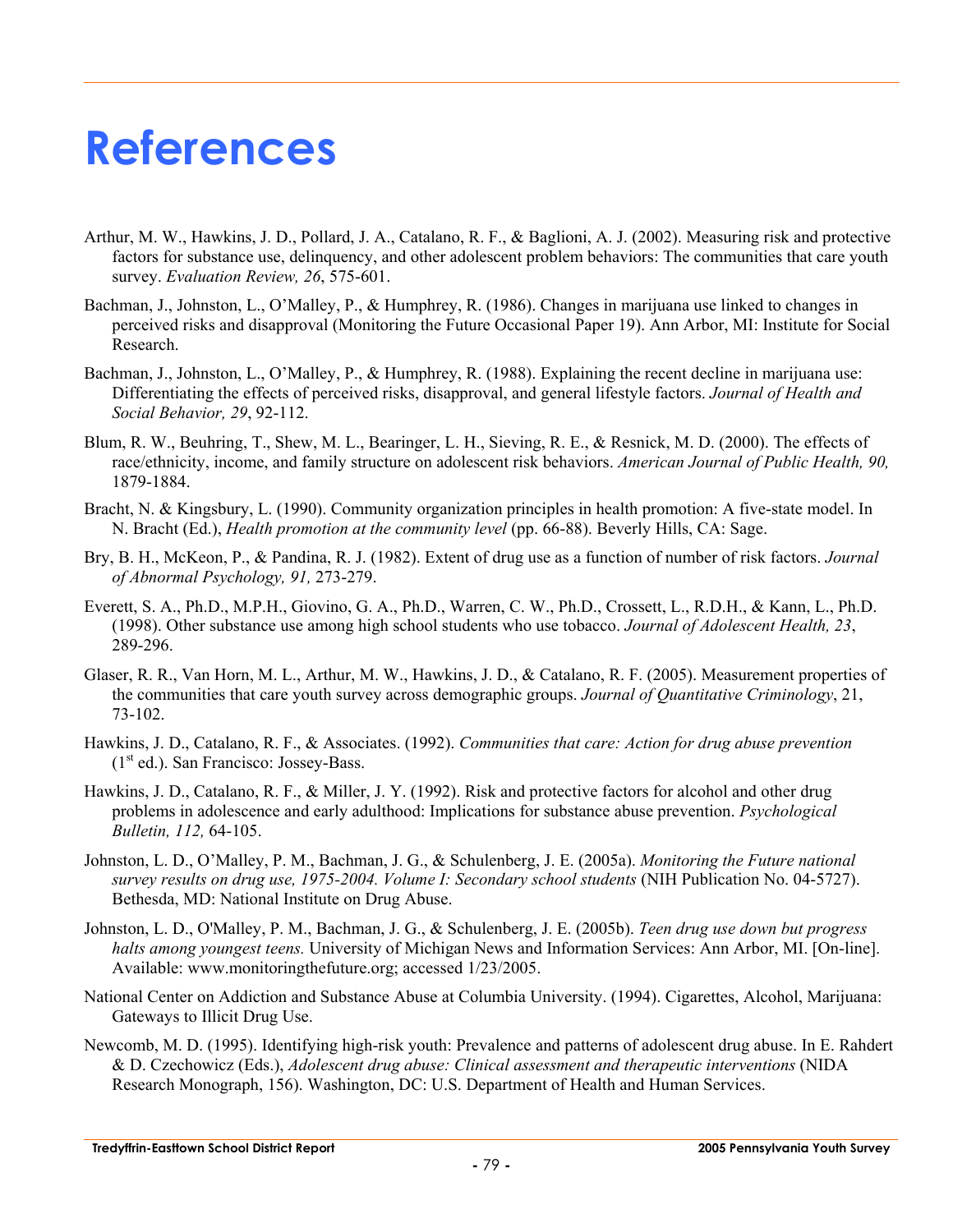# References

Arthur, M. W., Hawkins, J. D., Pollard, J. A., Catalano, R. F., & Baglioni, A. J. (2002). Measuring risk and protective factors for substance use, delinquency, and other adolescent problem behaviors: The communities that care youth survey. *Evaluation Review, 26*, 575-601.

Bachman, J., Johnston, L., O'Malley, P., & Humphrey, R. (1986). Changes in marijuana use linked to changes in perceived risks and disapproval (Monitoring the Future Occasional Paper 19). Ann Arbor, MI: Institute for Social Research.

Bachman, J., Johnston, L., O'Malley, P., & Humphrey, R. (1988). Explaining the recent decline in marijuana use: Differentiating the effects of perceived risks, disapproval, and general lifestyle factors. *Journal of Health and Social Behavior, 29*, 92-112.

Blum, R. W., Beuhring, T., Shew, M. L., Bearinger, L. H., Sieving, R. E., & Resnick, M. D. (2000). The effects of race/ethnicity, income, and family structure on adolescent risk behaviors. *American Journal of Public Health, 90,* 1879-1884.

Bracht, N. & Kingsbury, L. (1990). Community organization principles in health promotion: A five-state model. In N. Bracht (Ed.), *Health promotion at the community level* (pp. 66-88). Beverly Hills, CA: Sage.

Bry, B. H., McKeon, P., & Pandina, R. J. (1982). Extent of drug use as a function of number of risk factors. *Journal of Abnormal Psychology, 91,* 273-279.

Everett, S. A., Ph.D., M.P.H., Giovino, G. A., Ph.D., Warren, C. W., Ph.D., Crossett, L., R.D.H., & Kann, L., Ph.D. (1998). Other substance use among high school students who use tobacco. *Journal of Adolescent Health, 23*, 289-296.

Glaser, R. R., Van Horn, M. L., Arthur, M. W., Hawkins, J. D., & Catalano, R. F. (2005). Measurement properties of the communities that care youth survey across demographic groups. *Journal of Quantitative Criminology*, 21, 73-102.

Hawkins, J. D., Catalano, R. F., & Associates. (1992). *Communities that care: Action for drug abuse prevention* (1st ed.). San Francisco: Jossey-Bass.

Hawkins, J. D., Catalano, R. F., & Miller, J. Y. (1992). Risk and protective factors for alcohol and other drug problems in adolescence and early adulthood: Implications for substance abuse prevention. *Psychological Bulletin, 112,* 64-105.

Johnston, L. D., O'Malley, P. M., Bachman, J. G., & Schulenberg, J. E. (2005a). *Monitoring the Future national survey results on drug use, 1975-2004. Volume I: Secondary school students* (NIH Publication No. 04-5727). Bethesda, MD: National Institute on Drug Abuse.

Johnston, L. D., O'Malley, P. M., Bachman, J. G., & Schulenberg, J. E. (2005b). *Teen drug use down but progress halts among youngest teens.* University of Michigan News and Information Services: Ann Arbor, MI. [On-line]. Available: www.monitoringthefuture.org; accessed 1/23/2005.

National Center on Addiction and Substance Abuse at Columbia University. (1994). Cigarettes, Alcohol, Marijuana: Gateways to Illicit Drug Use.

Newcomb, M. D. (1995). Identifying high-risk youth: Prevalence and patterns of adolescent drug abuse. In E. Rahdert & D. Czechowicz (Eds.), *Adolescent drug abuse: Clinical assessment and therapeutic interventions* (NIDA Research Monograph, 156). Washington, DC: U.S. Department of Health and Human Services.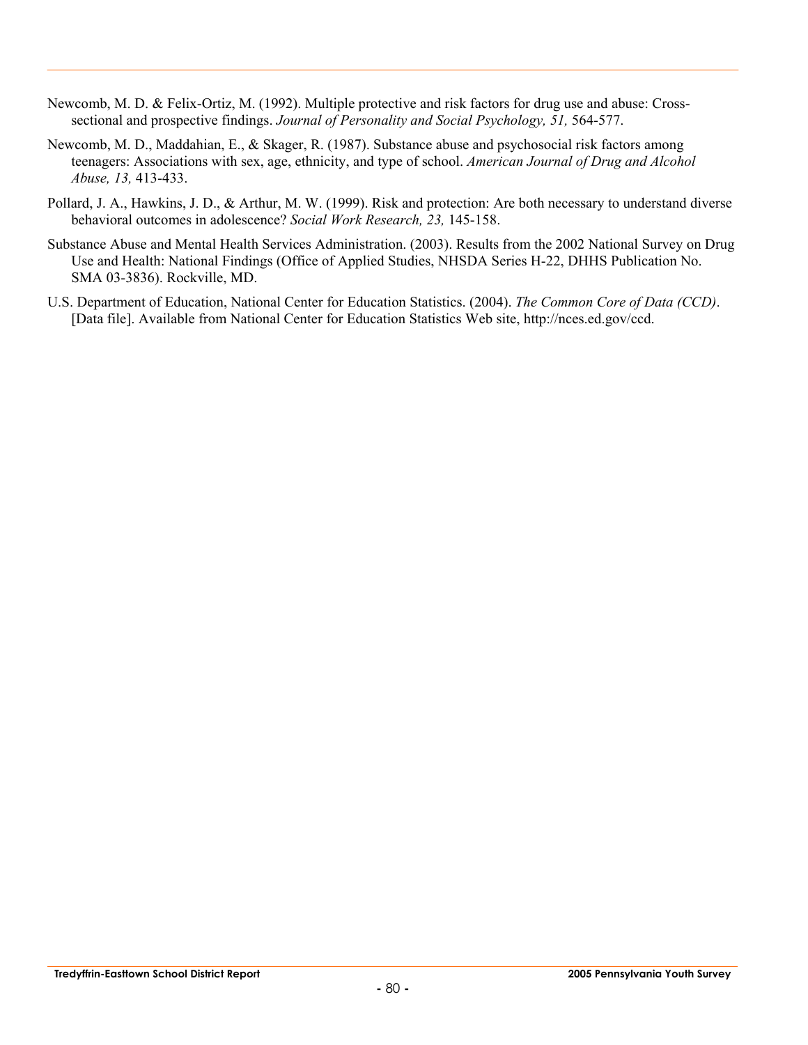Newcomb, M. D. & Felix-Ortiz, M. (1992). Multiple protective and risk factors for drug use and abuse: Cross-sectional and prospective findings. *Journal of Personality and Social Psychology, 51,* 564-577.

Newcomb, M. D., Maddahian, E., & Skager, R. (1987). Substance abuse and psychosocial risk factors among teenagers: Associations with sex, age, ethnicity, and type of school. *American Journal of Drug and Alcohol Abuse, 13,* 413-433.

Pollard, J. A., Hawkins, J. D., & Arthur, M. W. (1999). Risk and protection: Are both necessary to understand diverse behavioral outcomes in adolescence? *Social Work Research, 23,* 145-158.

Substance Abuse and Mental Health Services Administration. (2003). Results from the 2002 National Survey on Drug Use and Health: National Findings (Office of Applied Studies, NHSDA Series H-22, DHHS Publication No. SMA 03-3836). Rockville, MD.

U.S. Department of Education, National Center for Education Statistics. (2004). *The Common Core of Data (CCD)*. [Data file]. Available from National Center for Education Statistics Web site, http://nces.ed.gov/ccd.